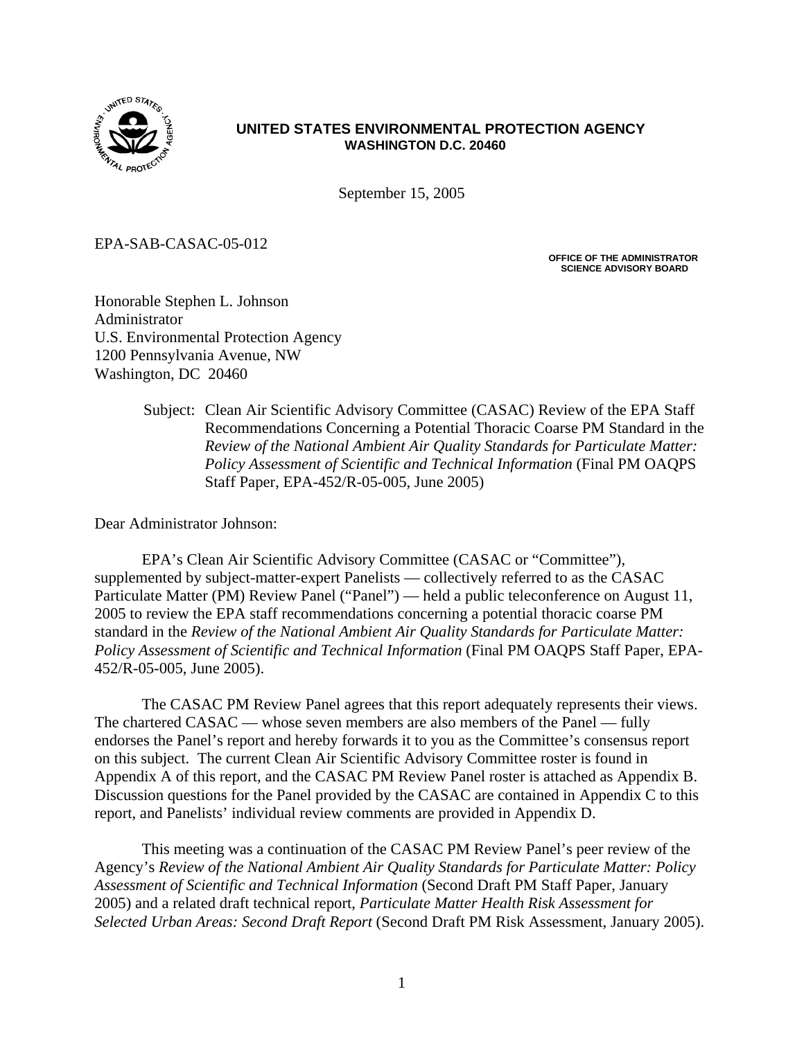**UNITED STATES ENVIRONMENTAL PROTECTION AGENCY**
**WASHINGTON D.C. 20460**

September 15, 2005

EPA-SAB-CASAC-05-012

**OFFICE OF THE ADMINISTRATOR**
**SCIENCE ADVISORY BOARD**

Honorable Stephen L. Johnson
Administrator
U.S. Environmental Protection Agency
1200 Pennsylvania Avenue, NW
Washington, DC 20460

Subject: Clean Air Scientific Advisory Committee (CASAC) Review of the EPA Staff Recommendations Concerning a Potential Thoracic Coarse PM Standard in the *Review of the National Ambient Air Quality Standards for Particulate Matter: Policy Assessment of Scientific and Technical Information* (Final PM OAQPS Staff Paper, EPA-452/R-05-005, June 2005)

Dear Administrator Johnson:

EPA's Clean Air Scientific Advisory Committee (CASAC or "Committee"), supplemented by subject-matter-expert Panelists — collectively referred to as the CASAC Particulate Matter (PM) Review Panel ("Panel") — held a public teleconference on August 11, 2005 to review the EPA staff recommendations concerning a potential thoracic coarse PM standard in the *Review of the National Ambient Air Quality Standards for Particulate Matter: Policy Assessment of Scientific and Technical Information* (Final PM OAQPS Staff Paper, EPA-452/R-05-005, June 2005).

The CASAC PM Review Panel agrees that this report adequately represents their views. The chartered CASAC — whose seven members are also members of the Panel — fully endorses the Panel's report and hereby forwards it to you as the Committee's consensus report on this subject. The current Clean Air Scientific Advisory Committee roster is found in Appendix A of this report, and the CASAC PM Review Panel roster is attached as Appendix B. Discussion questions for the Panel provided by the CASAC are contained in Appendix C to this report, and Panelists' individual review comments are provided in Appendix D.

This meeting was a continuation of the CASAC PM Review Panel's peer review of the Agency's *Review of the National Ambient Air Quality Standards for Particulate Matter: Policy Assessment of Scientific and Technical Information* (Second Draft PM Staff Paper, January 2005) and a related draft technical report, *Particulate Matter Health Risk Assessment for Selected Urban Areas: Second Draft Report* (Second Draft PM Risk Assessment, January 2005).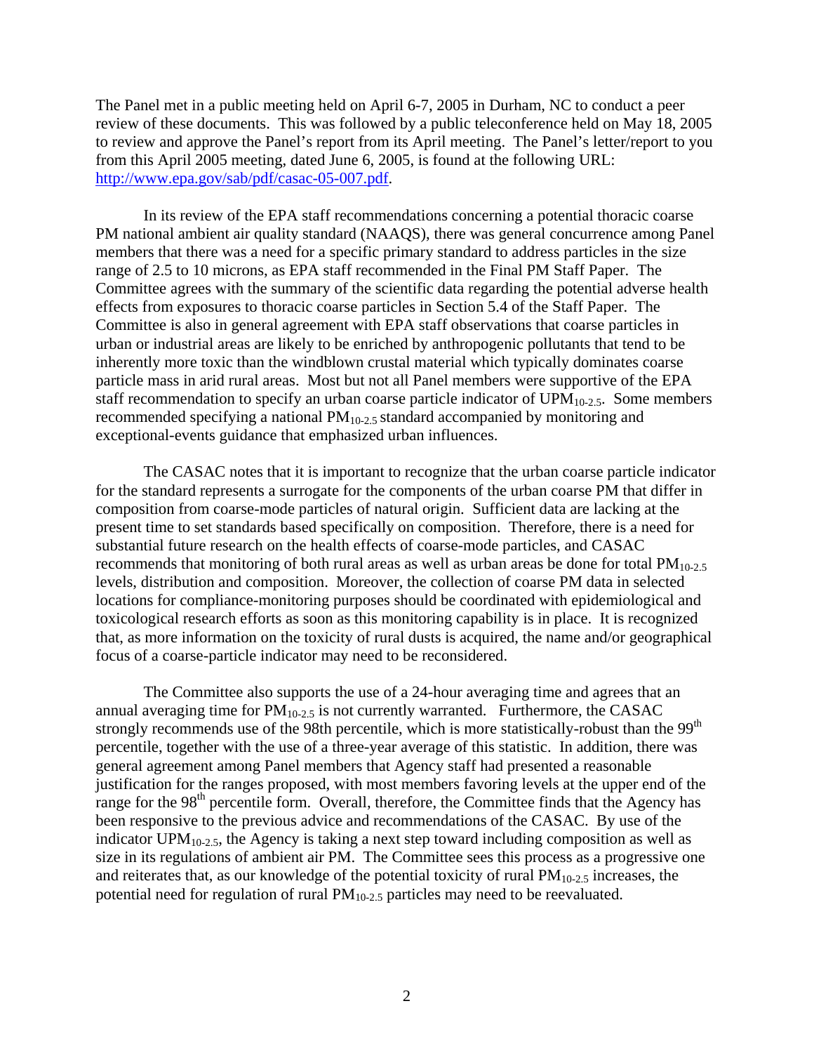The Panel met in a public meeting held on April 6-7, 2005 in Durham, NC to conduct a peer review of these documents. This was followed by a public teleconference held on May 18, 2005 to review and approve the Panel's report from its April meeting. The Panel's letter/report to you from this April 2005 meeting, dated June 6, 2005, is found at the following URL: http://www.epa.gov/sab/pdf/casac-05-007.pdf.

In its review of the EPA staff recommendations concerning a potential thoracic coarse PM national ambient air quality standard (NAAQS), there was general concurrence among Panel members that there was a need for a specific primary standard to address particles in the size range of 2.5 to 10 microns, as EPA staff recommended in the Final PM Staff Paper. The Committee agrees with the summary of the scientific data regarding the potential adverse health effects from exposures to thoracic coarse particles in Section 5.4 of the Staff Paper. The Committee is also in general agreement with EPA staff observations that coarse particles in urban or industrial areas are likely to be enriched by anthropogenic pollutants that tend to be inherently more toxic than the windblown crustal material which typically dominates coarse particle mass in arid rural areas. Most but not all Panel members were supportive of the EPA staff recommendation to specify an urban coarse particle indicator of $UPM_{10-2.5}$. Some members recommended specifying a national $PM_{10-2.5}$ standard accompanied by monitoring and exceptional-events guidance that emphasized urban influences.

The CASAC notes that it is important to recognize that the urban coarse particle indicator for the standard represents a surrogate for the components of the urban coarse PM that differ in composition from coarse-mode particles of natural origin. Sufficient data are lacking at the present time to set standards based specifically on composition. Therefore, there is a need for substantial future research on the health effects of coarse-mode particles, and CASAC recommends that monitoring of both rural areas as well as urban areas be done for total $PM_{10-2.5}$ levels, distribution and composition. Moreover, the collection of coarse PM data in selected locations for compliance-monitoring purposes should be coordinated with epidemiological and toxicological research efforts as soon as this monitoring capability is in place. It is recognized that, as more information on the toxicity of rural dusts is acquired, the name and/or geographical focus of a coarse-particle indicator may need to be reconsidered.

The Committee also supports the use of a 24-hour averaging time and agrees that an annual averaging time for $PM_{10-2.5}$ is not currently warranted. Furthermore, the CASAC strongly recommends use of the 98th percentile, which is more statistically-robust than the 99$^{th}$ percentile, together with the use of a three-year average of this statistic. In addition, there was general agreement among Panel members that Agency staff had presented a reasonable justification for the ranges proposed, with most members favoring levels at the upper end of the range for the 98$^{th}$ percentile form. Overall, therefore, the Committee finds that the Agency has been responsive to the previous advice and recommendations of the CASAC. By use of the indicator $UPM_{10-2.5}$, the Agency is taking a next step toward including composition as well as size in its regulations of ambient air PM. The Committee sees this process as a progressive one and reiterates that, as our knowledge of the potential toxicity of rural $PM_{10-2.5}$ increases, the potential need for regulation of rural $PM_{10-2.5}$ particles may need to be reevaluated.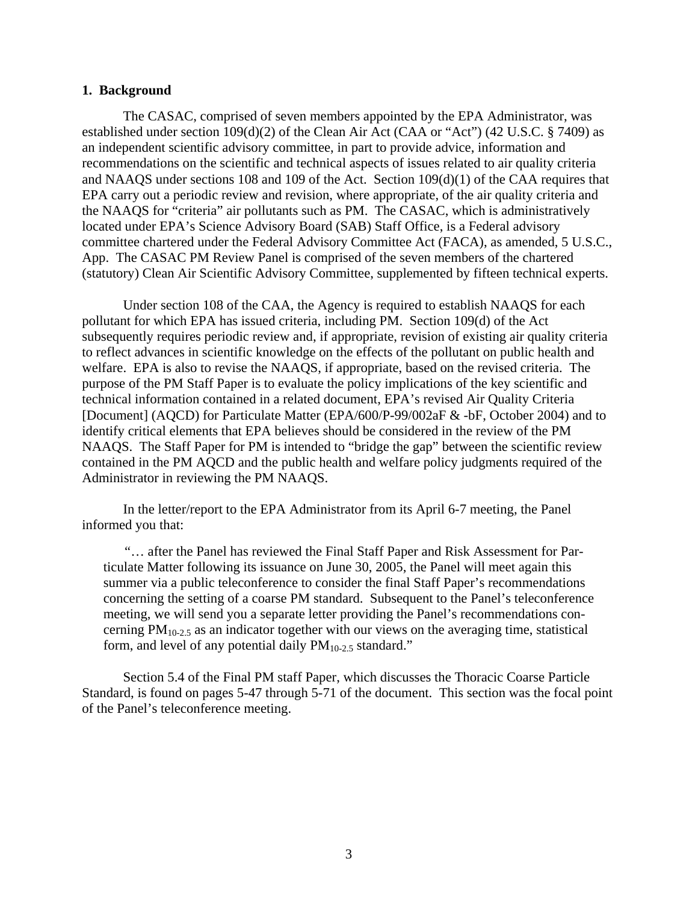## 1. Background

The CASAC, comprised of seven members appointed by the EPA Administrator, was established under section 109(d)(2) of the Clean Air Act (CAA or "Act") (42 U.S.C. § 7409) as an independent scientific advisory committee, in part to provide advice, information and recommendations on the scientific and technical aspects of issues related to air quality criteria and NAAQS under sections 108 and 109 of the Act. Section 109(d)(1) of the CAA requires that EPA carry out a periodic review and revision, where appropriate, of the air quality criteria and the NAAQS for "criteria" air pollutants such as PM. The CASAC, which is administratively located under EPA's Science Advisory Board (SAB) Staff Office, is a Federal advisory committee chartered under the Federal Advisory Committee Act (FACA), as amended, 5 U.S.C., App. The CASAC PM Review Panel is comprised of the seven members of the chartered (statutory) Clean Air Scientific Advisory Committee, supplemented by fifteen technical experts.

Under section 108 of the CAA, the Agency is required to establish NAAQS for each pollutant for which EPA has issued criteria, including PM. Section 109(d) of the Act subsequently requires periodic review and, if appropriate, revision of existing air quality criteria to reflect advances in scientific knowledge on the effects of the pollutant on public health and welfare. EPA is also to revise the NAAQS, if appropriate, based on the revised criteria. The purpose of the PM Staff Paper is to evaluate the policy implications of the key scientific and technical information contained in a related document, EPA's revised Air Quality Criteria [Document] (AQCD) for Particulate Matter (EPA/600/P-99/002aF & -bF, October 2004) and to identify critical elements that EPA believes should be considered in the review of the PM NAAQS. The Staff Paper for PM is intended to "bridge the gap" between the scientific review contained in the PM AQCD and the public health and welfare policy judgments required of the Administrator in reviewing the PM NAAQS.

In the letter/report to the EPA Administrator from its April 6-7 meeting, the Panel informed you that:

> "… after the Panel has reviewed the Final Staff Paper and Risk Assessment for Particulate Matter following its issuance on June 30, 2005, the Panel will meet again this summer via a public teleconference to consider the final Staff Paper's recommendations concerning the setting of a coarse PM standard. Subsequent to the Panel's teleconference meeting, we will send you a separate letter providing the Panel's recommendations concerning $PM_{10-2.5}$ as an indicator together with our views on the averaging time, statistical form, and level of any potential daily $PM_{10-2.5}$ standard."

Section 5.4 of the Final PM staff Paper, which discusses the Thoracic Coarse Particle Standard, is found on pages 5-47 through 5-71 of the document. This section was the focal point of the Panel's teleconference meeting.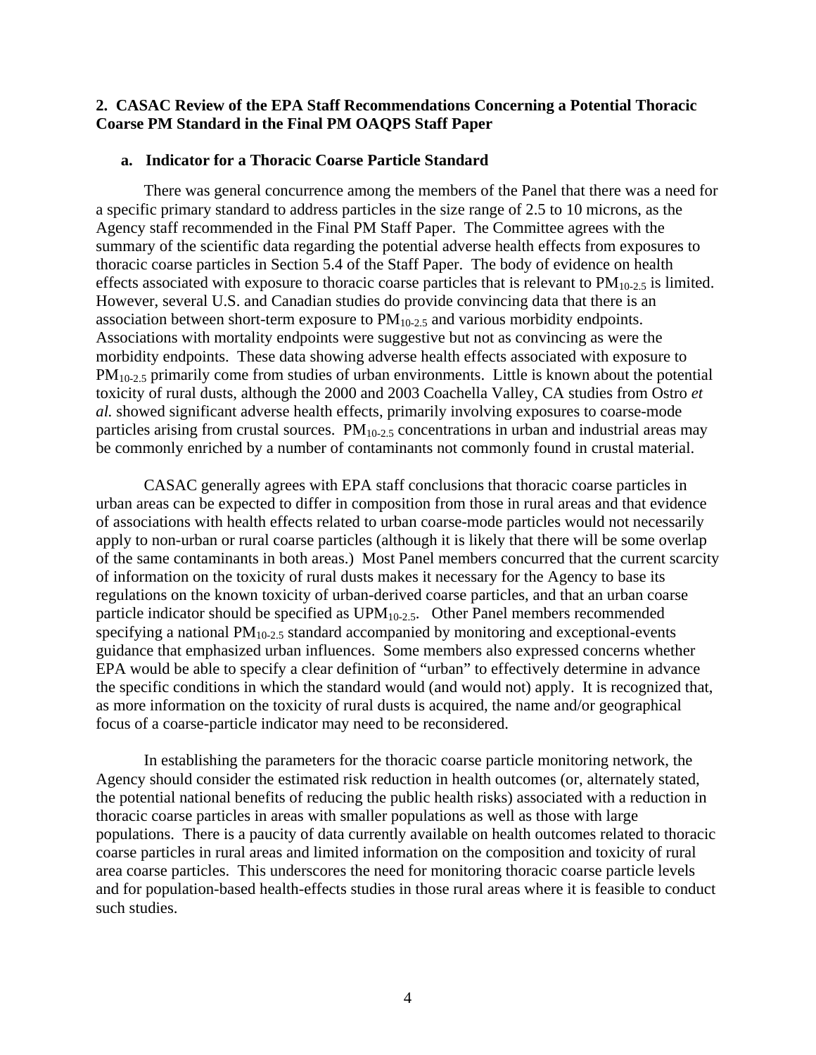## 2. CASAC Review of the EPA Staff Recommendations Concerning a Potential Thoracic Coarse PM Standard in the Final PM OAQPS Staff Paper

### a. Indicator for a Thoracic Coarse Particle Standard

There was general concurrence among the members of the Panel that there was a need for a specific primary standard to address particles in the size range of 2.5 to 10 microns, as the Agency staff recommended in the Final PM Staff Paper. The Committee agrees with the summary of the scientific data regarding the potential adverse health effects from exposures to thoracic coarse particles in Section 5.4 of the Staff Paper. The body of evidence on health effects associated with exposure to thoracic coarse particles that is relevant to $PM_{10-2.5}$ is limited. However, several U.S. and Canadian studies do provide convincing data that there is an association between short-term exposure to $PM_{10-2.5}$ and various morbidity endpoints. Associations with mortality endpoints were suggestive but not as convincing as were the morbidity endpoints. These data showing adverse health effects associated with exposure to $PM_{10-2.5}$ primarily come from studies of urban environments. Little is known about the potential toxicity of rural dusts, although the 2000 and 2003 Coachella Valley, CA studies from Ostro *et al.* showed significant adverse health effects, primarily involving exposures to coarse-mode particles arising from crustal sources. $PM_{10-2.5}$ concentrations in urban and industrial areas may be commonly enriched by a number of contaminants not commonly found in crustal material.

CASAC generally agrees with EPA staff conclusions that thoracic coarse particles in urban areas can be expected to differ in composition from those in rural areas and that evidence of associations with health effects related to urban coarse-mode particles would not necessarily apply to non-urban or rural coarse particles (although it is likely that there will be some overlap of the same contaminants in both areas.) Most Panel members concurred that the current scarcity of information on the toxicity of rural dusts makes it necessary for the Agency to base its regulations on the known toxicity of urban-derived coarse particles, and that an urban coarse particle indicator should be specified as $UPM_{10-2.5}$. Other Panel members recommended specifying a national $PM_{10-2.5}$ standard accompanied by monitoring and exceptional-events guidance that emphasized urban influences. Some members also expressed concerns whether EPA would be able to specify a clear definition of "urban" to effectively determine in advance the specific conditions in which the standard would (and would not) apply. It is recognized that, as more information on the toxicity of rural dusts is acquired, the name and/or geographical focus of a coarse-particle indicator may need to be reconsidered.

In establishing the parameters for the thoracic coarse particle monitoring network, the Agency should consider the estimated risk reduction in health outcomes (or, alternately stated, the potential national benefits of reducing the public health risks) associated with a reduction in thoracic coarse particles in areas with smaller populations as well as those with large populations. There is a paucity of data currently available on health outcomes related to thoracic coarse particles in rural areas and limited information on the composition and toxicity of rural area coarse particles. This underscores the need for monitoring thoracic coarse particle levels and for population-based health-effects studies in those rural areas where it is feasible to conduct such studies.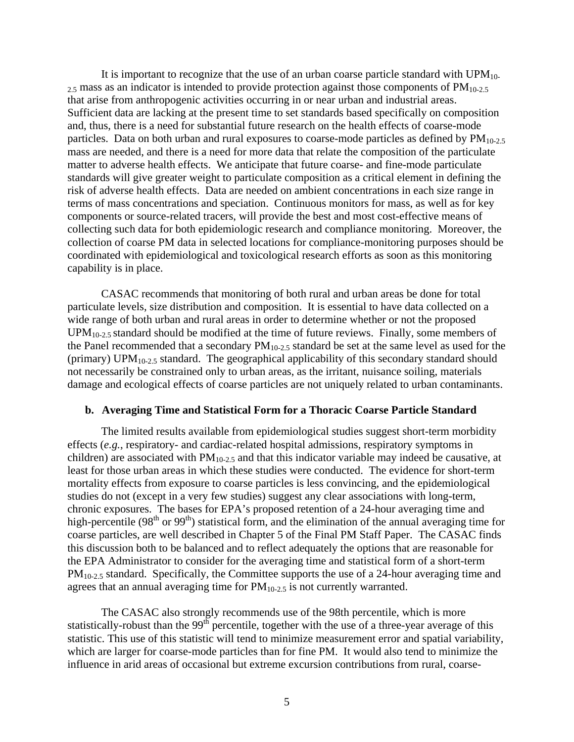It is important to recognize that the use of an urban coarse particle standard with $UPM_{10-2.5}$ mass as an indicator is intended to provide protection against those components of $PM_{10-2.5}$ that arise from anthropogenic activities occurring in or near urban and industrial areas. Sufficient data are lacking at the present time to set standards based specifically on composition and, thus, there is a need for substantial future research on the health effects of coarse-mode particles. Data on both urban and rural exposures to coarse-mode particles as defined by $PM_{10-2.5}$ mass are needed, and there is a need for more data that relate the composition of the particulate matter to adverse health effects. We anticipate that future coarse- and fine-mode particulate standards will give greater weight to particulate composition as a critical element in defining the risk of adverse health effects. Data are needed on ambient concentrations in each size range in terms of mass concentrations and speciation. Continuous monitors for mass, as well as for key components or source-related tracers, will provide the best and most cost-effective means of collecting such data for both epidemiologic research and compliance monitoring. Moreover, the collection of coarse PM data in selected locations for compliance-monitoring purposes should be coordinated with epidemiological and toxicological research efforts as soon as this monitoring capability is in place.

CASAC recommends that monitoring of both rural and urban areas be done for total particulate levels, size distribution and composition. It is essential to have data collected on a wide range of both urban and rural areas in order to determine whether or not the proposed $UPM_{10-2.5}$ standard should be modified at the time of future reviews. Finally, some members of the Panel recommended that a secondary $PM_{10-2.5}$ standard be set at the same level as used for the (primary) $UPM_{10-2.5}$ standard. The geographical applicability of this secondary standard should not necessarily be constrained only to urban areas, as the irritant, nuisance soiling, materials damage and ecological effects of coarse particles are not uniquely related to urban contaminants.

### b. Averaging Time and Statistical Form for a Thoracic Coarse Particle Standard

The limited results available from epidemiological studies suggest short-term morbidity effects (*e.g.*, respiratory- and cardiac-related hospital admissions, respiratory symptoms in children) are associated with $PM_{10-2.5}$ and that this indicator variable may indeed be causative, at least for those urban areas in which these studies were conducted. The evidence for short-term mortality effects from exposure to coarse particles is less convincing, and the epidemiological studies do not (except in a very few studies) suggest any clear associations with long-term, chronic exposures. The bases for EPA's proposed retention of a 24-hour averaging time and high-percentile ($98^{th}$ or $99^{th}$) statistical form, and the elimination of the annual averaging time for coarse particles, are well described in Chapter 5 of the Final PM Staff Paper. The CASAC finds this discussion both to be balanced and to reflect adequately the options that are reasonable for the EPA Administrator to consider for the averaging time and statistical form of a short-term $PM_{10-2.5}$ standard. Specifically, the Committee supports the use of a 24-hour averaging time and agrees that an annual averaging time for $PM_{10-2.5}$ is not currently warranted.

The CASAC also strongly recommends use of the 98th percentile, which is more statistically-robust than the $99^{th}$ percentile, together with the use of a three-year average of this statistic. This use of this statistic will tend to minimize measurement error and spatial variability, which are larger for coarse-mode particles than for fine PM. It would also tend to minimize the influence in arid areas of occasional but extreme excursion contributions from rural, coarse-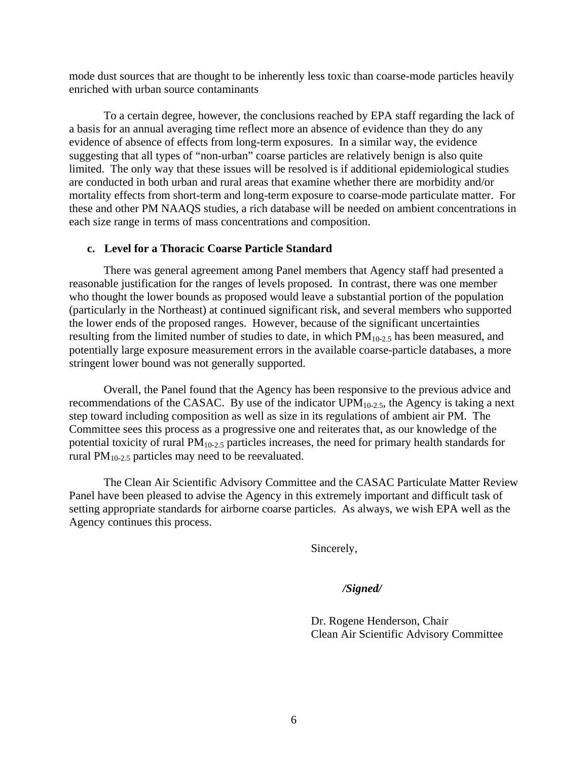mode dust sources that are thought to be inherently less toxic than coarse-mode particles heavily enriched with urban source contaminants

To a certain degree, however, the conclusions reached by EPA staff regarding the lack of a basis for an annual averaging time reflect more an absence of evidence than they do any evidence of absence of effects from long-term exposures. In a similar way, the evidence suggesting that all types of "non-urban" coarse particles are relatively benign is also quite limited. The only way that these issues will be resolved is if additional epidemiological studies are conducted in both urban and rural areas that examine whether there are morbidity and/or mortality effects from short-term and long-term exposure to coarse-mode particulate matter. For these and other PM NAAQS studies, a rich database will be needed on ambient concentrations in each size range in terms of mass concentrations and composition.

### c. Level for a Thoracic Coarse Particle Standard

There was general agreement among Panel members that Agency staff had presented a reasonable justification for the ranges of levels proposed. In contrast, there was one member who thought the lower bounds as proposed would leave a substantial portion of the population (particularly in the Northeast) at continued significant risk, and several members who supported the lower ends of the proposed ranges. However, because of the significant uncertainties resulting from the limited number of studies to date, in which $PM_{10-2.5}$ has been measured, and potentially large exposure measurement errors in the available coarse-particle databases, a more stringent lower bound was not generally supported.

Overall, the Panel found that the Agency has been responsive to the previous advice and recommendations of the CASAC. By use of the indicator $UPM_{10-2.5}$, the Agency is taking a next step toward including composition as well as size in its regulations of ambient air PM. The Committee sees this process as a progressive one and reiterates that, as our knowledge of the potential toxicity of rural $PM_{10-2.5}$ particles increases, the need for primary health standards for rural $PM_{10-2.5}$ particles may need to be reevaluated.

The Clean Air Scientific Advisory Committee and the CASAC Particulate Matter Review Panel have been pleased to advise the Agency in this extremely important and difficult task of setting appropriate standards for airborne coarse particles. As always, we wish EPA well as the Agency continues this process.

Sincerely,

***/Signed/***

Dr. Rogene Henderson, Chair
Clean Air Scientific Advisory Committee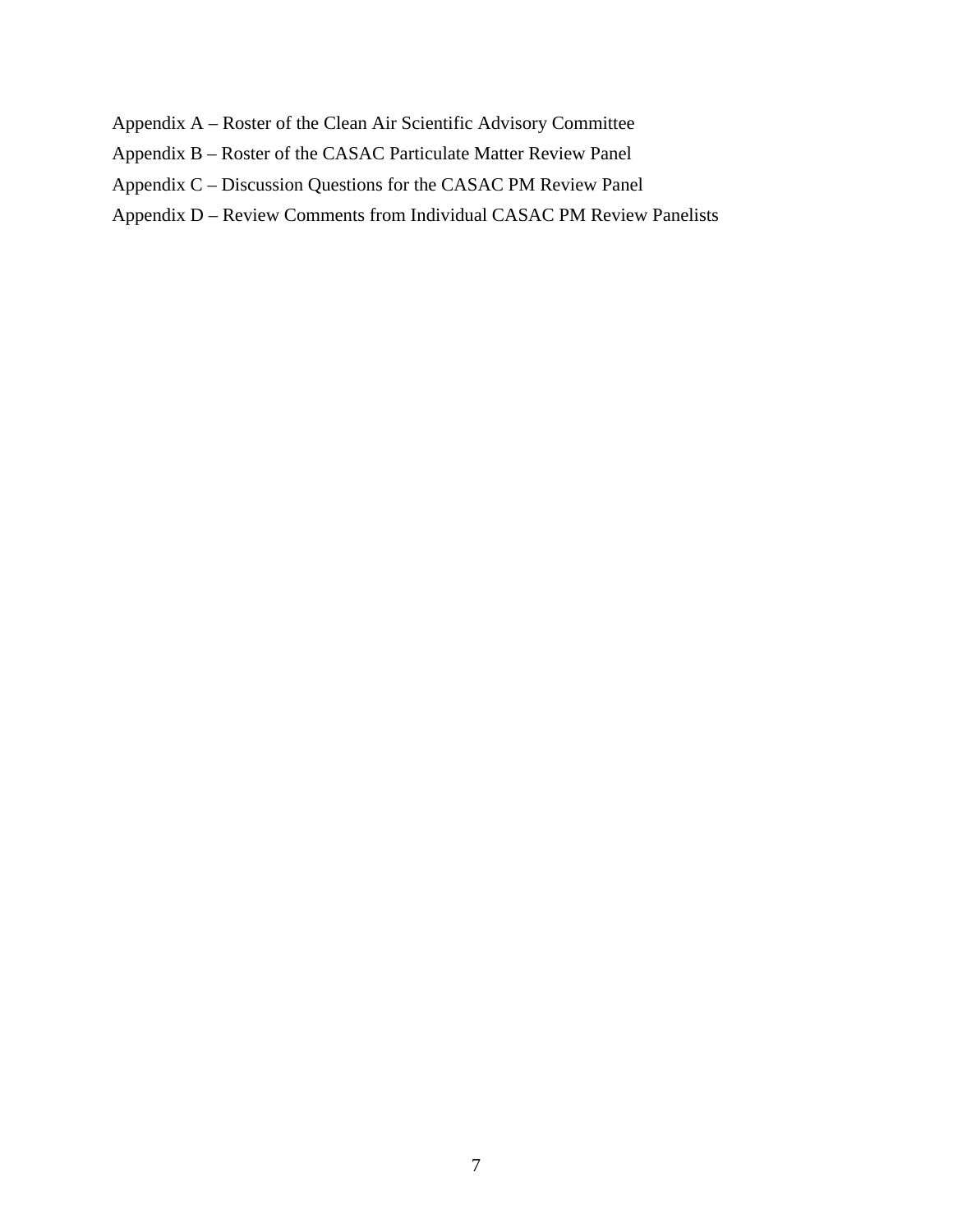Appendix A – Roster of the Clean Air Scientific Advisory Committee

Appendix B – Roster of the CASAC Particulate Matter Review Panel

Appendix C – Discussion Questions for the CASAC PM Review Panel

Appendix D – Review Comments from Individual CASAC PM Review Panelists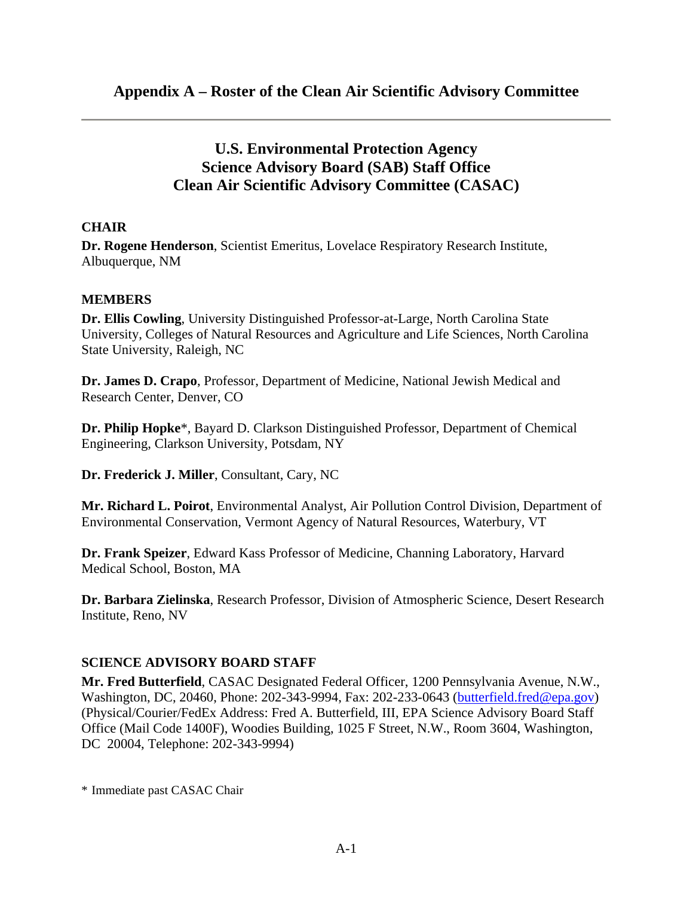# Appendix A – Roster of the Clean Air Scientific Advisory Committee

---

## U.S. Environmental Protection Agency
## Science Advisory Board (SAB) Staff Office
## Clean Air Scientific Advisory Committee (CASAC)

**CHAIR**

**Dr. Rogene Henderson**, Scientist Emeritus, Lovelace Respiratory Research Institute, Albuquerque, NM

**MEMBERS**

**Dr. Ellis Cowling**, University Distinguished Professor-at-Large, North Carolina State University, Colleges of Natural Resources and Agriculture and Life Sciences, North Carolina State University, Raleigh, NC

**Dr. James D. Crapo**, Professor, Department of Medicine, National Jewish Medical and Research Center, Denver, CO

**Dr. Philip Hopke***, Bayard D. Clarkson Distinguished Professor, Department of Chemical Engineering, Clarkson University, Potsdam, NY

**Dr. Frederick J. Miller**, Consultant, Cary, NC

**Mr. Richard L. Poirot**, Environmental Analyst, Air Pollution Control Division, Department of Environmental Conservation, Vermont Agency of Natural Resources, Waterbury, VT

**Dr. Frank Speizer**, Edward Kass Professor of Medicine, Channing Laboratory, Harvard Medical School, Boston, MA

**Dr. Barbara Zielinska**, Research Professor, Division of Atmospheric Science, Desert Research Institute, Reno, NV

**SCIENCE ADVISORY BOARD STAFF**

**Mr. Fred Butterfield**, CASAC Designated Federal Officer, 1200 Pennsylvania Avenue, N.W., Washington, DC, 20460, Phone: 202-343-9994, Fax: 202-233-0643 (butterfield.fred@epa.gov) (Physical/Courier/FedEx Address: Fred A. Butterfield, III, EPA Science Advisory Board Staff Office (Mail Code 1400F), Woodies Building, 1025 F Street, N.W., Room 3604, Washington, DC 20004, Telephone: 202-343-9994)

\* Immediate past CASAC Chair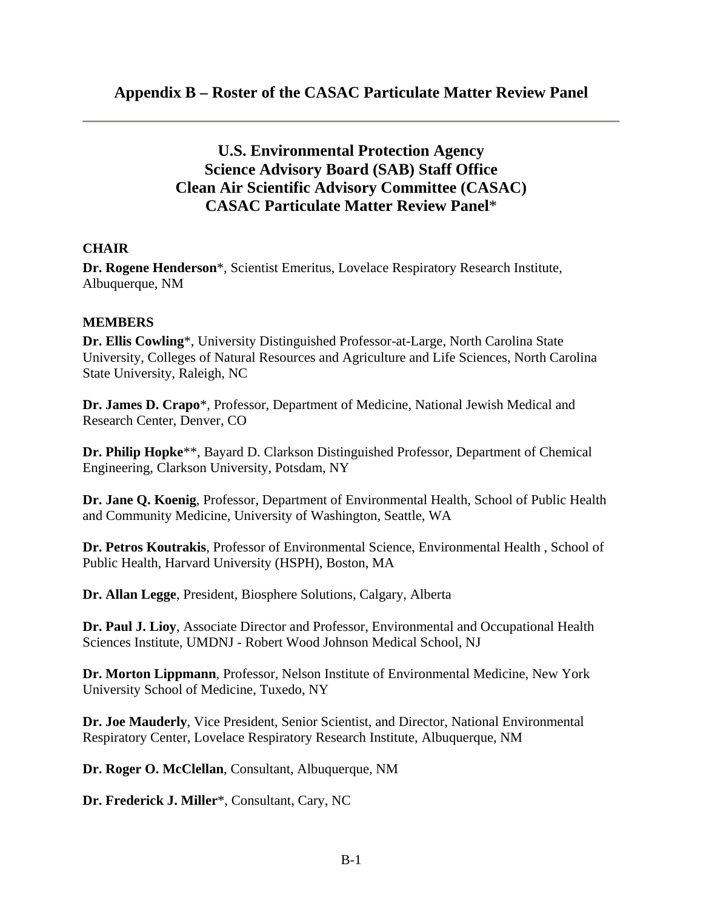## Appendix B – Roster of the CASAC Particulate Matter Review Panel

---

### U.S. Environmental Protection Agency
### Science Advisory Board (SAB) Staff Office
### Clean Air Scientific Advisory Committee (CASAC)
### CASAC Particulate Matter Review Panel*

**CHAIR**

**Dr. Rogene Henderson***, Scientist Emeritus, Lovelace Respiratory Research Institute, Albuquerque, NM

**MEMBERS**

**Dr. Ellis Cowling***, University Distinguished Professor-at-Large, North Carolina State University, Colleges of Natural Resources and Agriculture and Life Sciences, North Carolina State University, Raleigh, NC

**Dr. James D. Crapo***, Professor, Department of Medicine, National Jewish Medical and Research Center, Denver, CO

**Dr. Philip Hopke****, Bayard D. Clarkson Distinguished Professor, Department of Chemical Engineering, Clarkson University, Potsdam, NY

**Dr. Jane Q. Koenig**, Professor, Department of Environmental Health, School of Public Health and Community Medicine, University of Washington, Seattle, WA

**Dr. Petros Koutrakis**, Professor of Environmental Science, Environmental Health , School of Public Health, Harvard University (HSPH), Boston, MA

**Dr. Allan Legge**, President, Biosphere Solutions, Calgary, Alberta

**Dr. Paul J. Lioy**, Associate Director and Professor, Environmental and Occupational Health Sciences Institute, UMDNJ - Robert Wood Johnson Medical School, NJ

**Dr. Morton Lippmann**, Professor, Nelson Institute of Environmental Medicine, New York University School of Medicine, Tuxedo, NY

**Dr. Joe Mauderly**, Vice President, Senior Scientist, and Director, National Environmental Respiratory Center, Lovelace Respiratory Research Institute, Albuquerque, NM

**Dr. Roger O. McClellan**, Consultant, Albuquerque, NM

**Dr. Frederick J. Miller***, Consultant, Cary, NC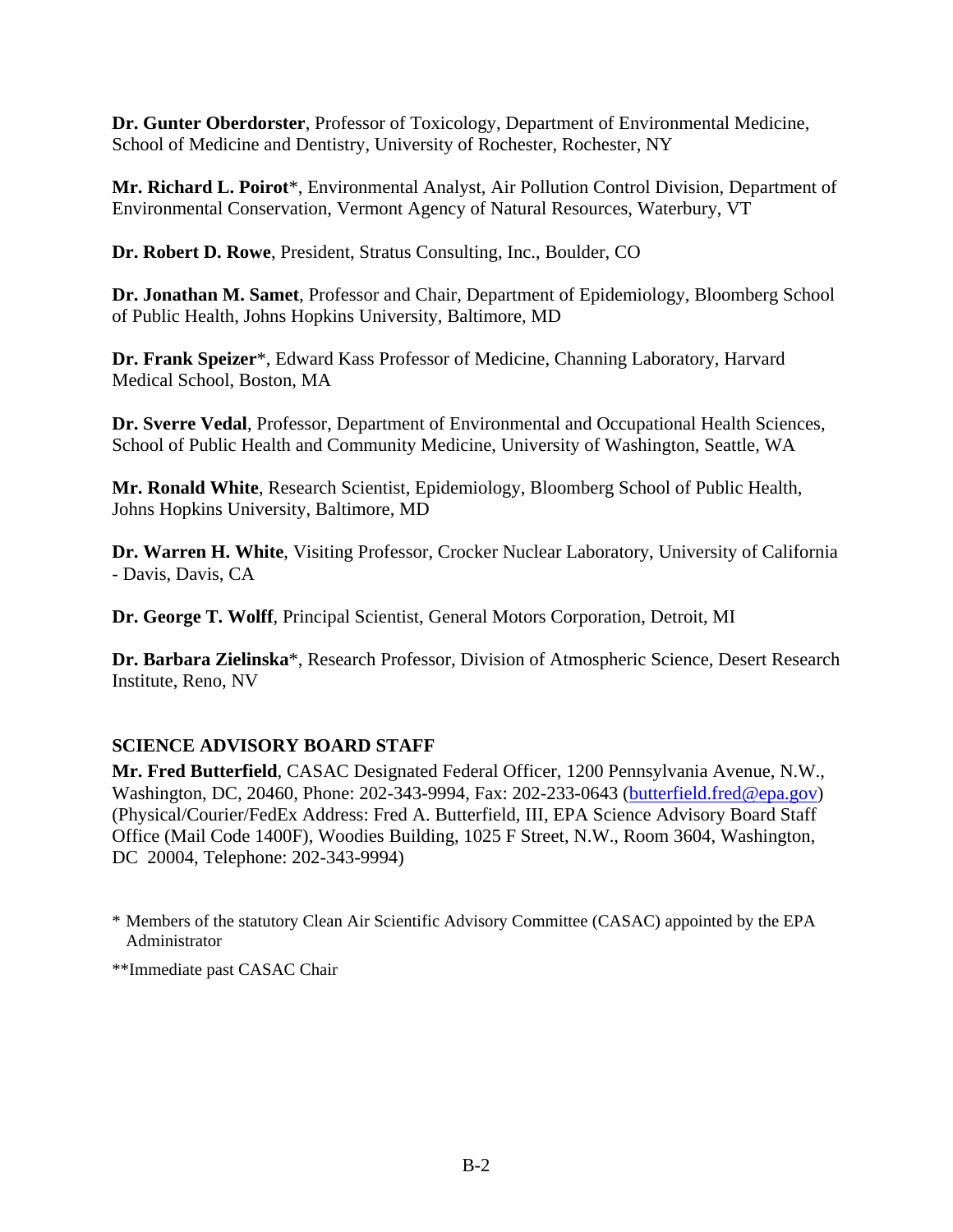**Dr. Gunter Oberdorster**, Professor of Toxicology, Department of Environmental Medicine, School of Medicine and Dentistry, University of Rochester, Rochester, NY

**Mr. Richard L. Poirot***, Environmental Analyst, Air Pollution Control Division, Department of Environmental Conservation, Vermont Agency of Natural Resources, Waterbury, VT

**Dr. Robert D. Rowe**, President, Stratus Consulting, Inc., Boulder, CO

**Dr. Jonathan M. Samet**, Professor and Chair, Department of Epidemiology, Bloomberg School of Public Health, Johns Hopkins University, Baltimore, MD

**Dr. Frank Speizer***, Edward Kass Professor of Medicine, Channing Laboratory, Harvard Medical School, Boston, MA

**Dr. Sverre Vedal**, Professor, Department of Environmental and Occupational Health Sciences, School of Public Health and Community Medicine, University of Washington, Seattle, WA

**Mr. Ronald White**, Research Scientist, Epidemiology, Bloomberg School of Public Health, Johns Hopkins University, Baltimore, MD

**Dr. Warren H. White**, Visiting Professor, Crocker Nuclear Laboratory, University of California - Davis, Davis, CA

**Dr. George T. Wolff**, Principal Scientist, General Motors Corporation, Detroit, MI

**Dr. Barbara Zielinska***, Research Professor, Division of Atmospheric Science, Desert Research Institute, Reno, NV

**SCIENCE ADVISORY BOARD STAFF**

**Mr. Fred Butterfield**, CASAC Designated Federal Officer, 1200 Pennsylvania Avenue, N.W., Washington, DC, 20460, Phone: 202-343-9994, Fax: 202-233-0643 (butterfield.fred@epa.gov) (Physical/Courier/FedEx Address: Fred A. Butterfield, III, EPA Science Advisory Board Staff Office (Mail Code 1400F), Woodies Building, 1025 F Street, N.W., Room 3604, Washington, DC 20004, Telephone: 202-343-9994)

\* Members of the statutory Clean Air Scientific Advisory Committee (CASAC) appointed by the EPA Administrator

\*\*Immediate past CASAC Chair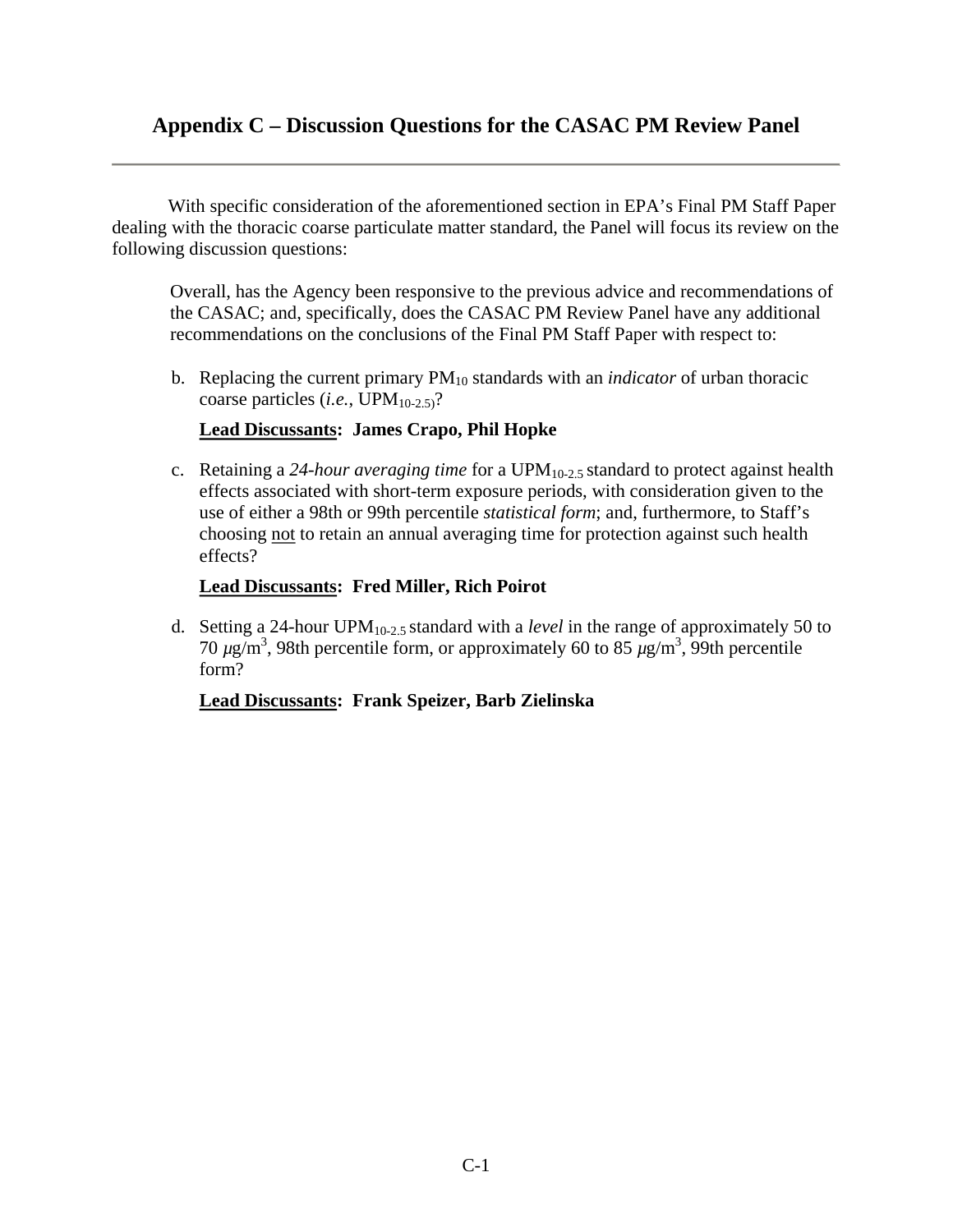## Appendix C – Discussion Questions for the CASAC PM Review Panel

With specific consideration of the aforementioned section in EPA's Final PM Staff Paper dealing with the thoracic coarse particulate matter standard, the Panel will focus its review on the following discussion questions:

Overall, has the Agency been responsive to the previous advice and recommendations of the CASAC; and, specifically, does the CASAC PM Review Panel have any additional recommendations on the conclusions of the Final PM Staff Paper with respect to:

b. Replacing the current primary $PM_{10}$ standards with an *indicator* of urban thoracic coarse particles (*i.e.*, $UPM_{10-2.5}$)?

   **Lead Discussants: James Crapo, Phil Hopke**

c. Retaining a *24-hour averaging time* for a $UPM_{10-2.5}$ standard to protect against health effects associated with short-term exposure periods, with consideration given to the use of either a 98th or 99th percentile *statistical form*; and, furthermore, to Staff's choosing not to retain an annual averaging time for protection against such health effects?

   **Lead Discussants: Fred Miller, Rich Poirot**

d. Setting a 24-hour $UPM_{10-2.5}$ standard with a *level* in the range of approximately 50 to 70 $\mu g/m^3$, 98th percentile form, or approximately 60 to 85 $\mu g/m^3$, 99th percentile form?

   **Lead Discussants: Frank Speizer, Barb Zielinska**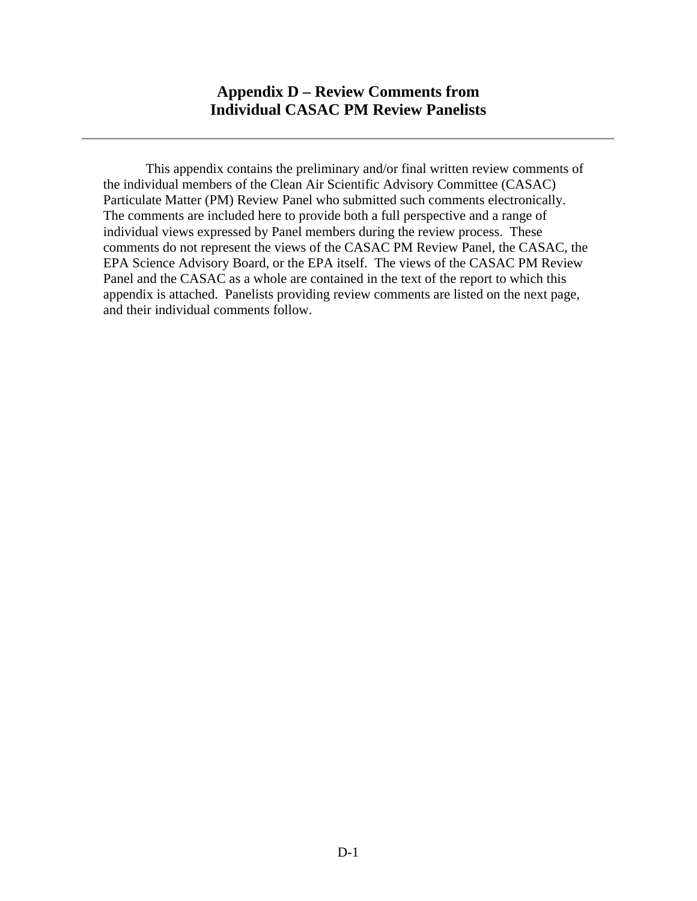# Appendix D – Review Comments from Individual CASAC PM Review Panelists

This appendix contains the preliminary and/or final written review comments of the individual members of the Clean Air Scientific Advisory Committee (CASAC) Particulate Matter (PM) Review Panel who submitted such comments electronically. The comments are included here to provide both a full perspective and a range of individual views expressed by Panel members during the review process. These comments do not represent the views of the CASAC PM Review Panel, the CASAC, the EPA Science Advisory Board, or the EPA itself. The views of the CASAC PM Review Panel and the CASAC as a whole are contained in the text of the report to which this appendix is attached. Panelists providing review comments are listed on the next page, and their individual comments follow.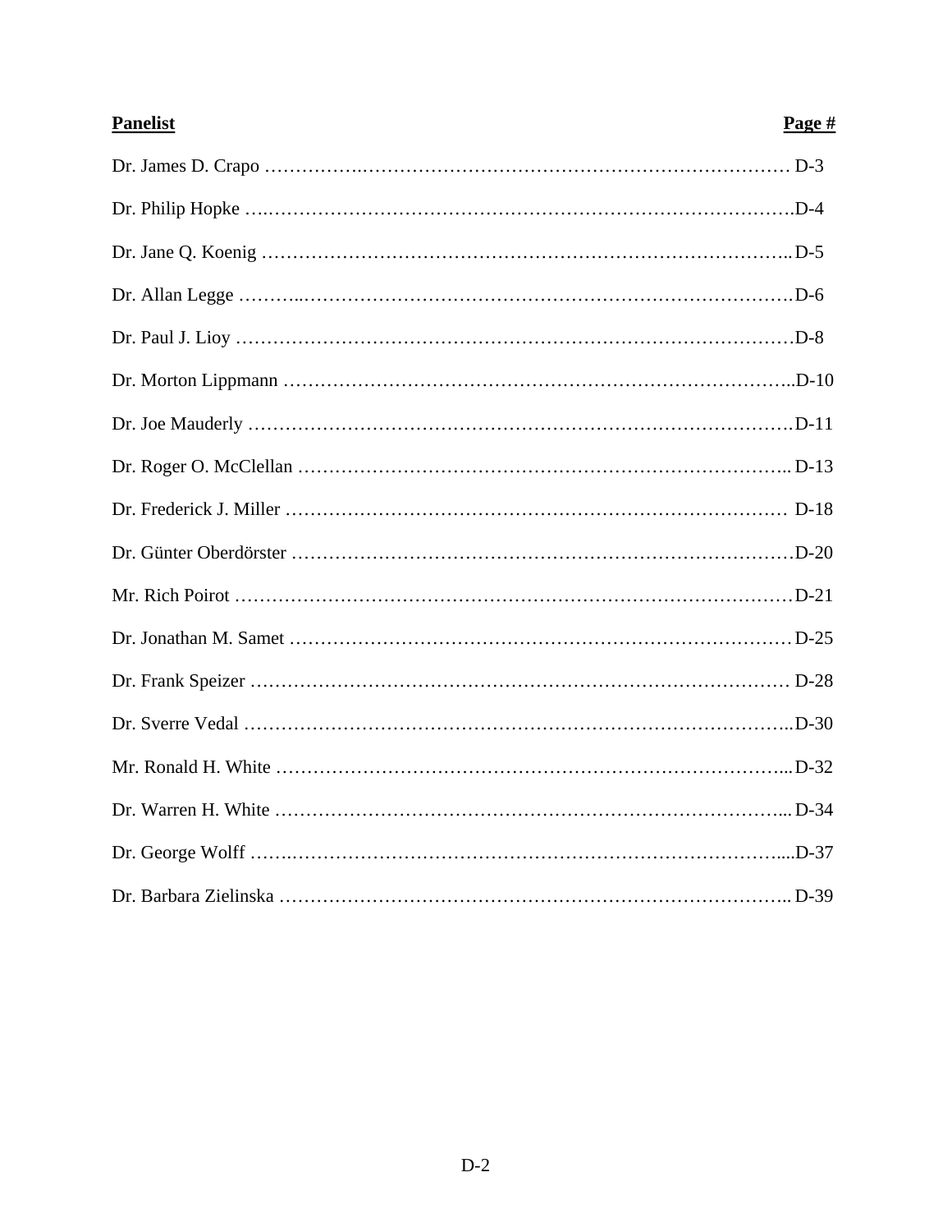| Panelist | Page # |
| --- | --- |
| Dr. James D. Crapo | D-3 |
| Dr. Philip Hopke | D-4 |
| Dr. Jane Q. Koenig | D-5 |
| Dr. Allan Legge | D-6 |
| Dr. Paul J. Lioy | D-8 |
| Dr. Morton Lippmann | D-10 |
| Dr. Joe Mauderly | D-11 |
| Dr. Roger O. McClellan | D-13 |
| Dr. Frederick J. Miller | D-18 |
| Dr. Günter Oberdörster | D-20 |
| Mr. Rich Poirot | D-21 |
| Dr. Jonathan M. Samet | D-25 |
| Dr. Frank Speizer | D-28 |
| Dr. Sverre Vedal | D-30 |
| Mr. Ronald H. White | D-32 |
| Dr. Warren H. White | D-34 |
| Dr. George Wolff | D-37 |
| Dr. Barbara Zielinska | D-39 |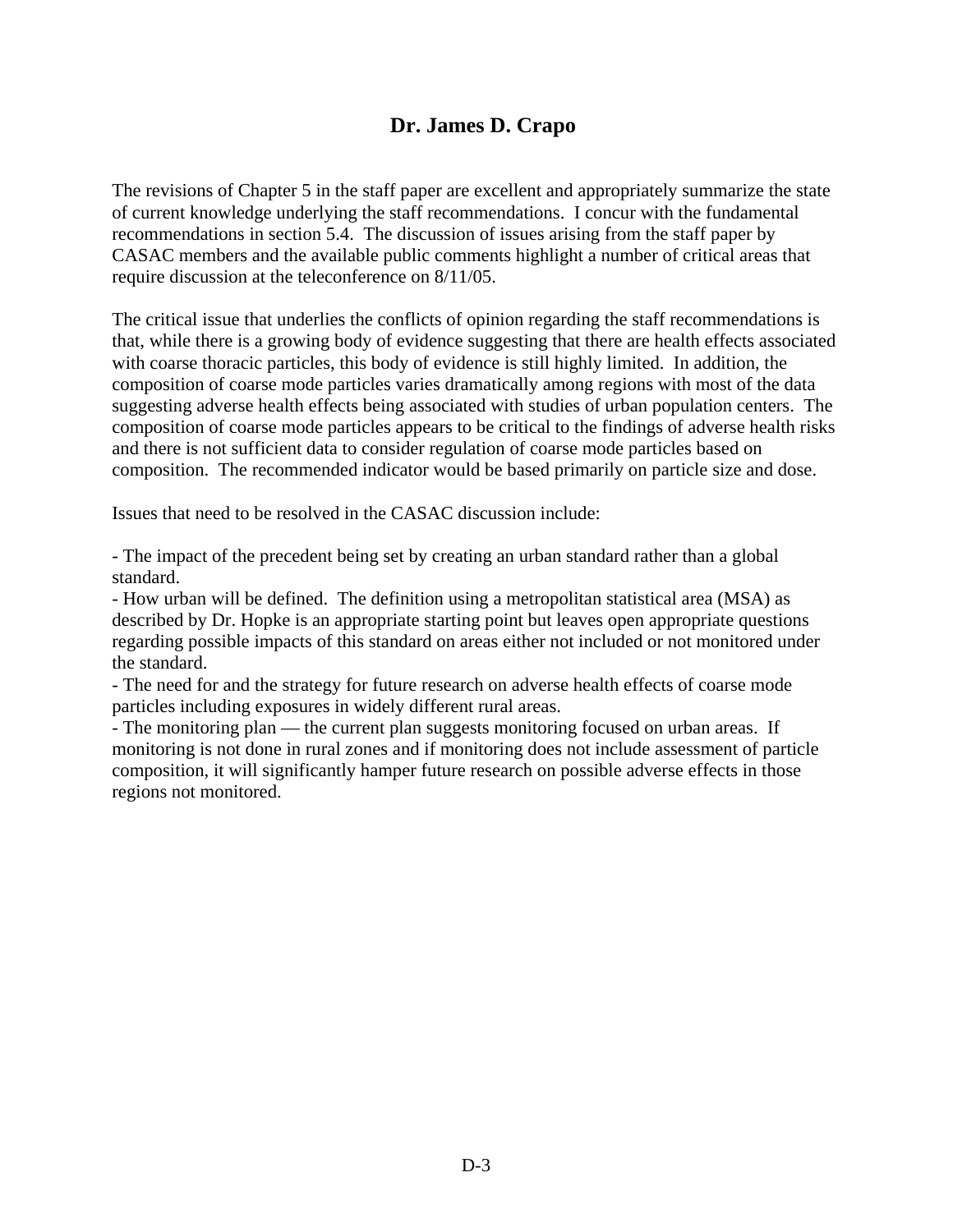## Dr. James D. Crapo

The revisions of Chapter 5 in the staff paper are excellent and appropriately summarize the state of current knowledge underlying the staff recommendations. I concur with the fundamental recommendations in section 5.4. The discussion of issues arising from the staff paper by CASAC members and the available public comments highlight a number of critical areas that require discussion at the teleconference on 8/11/05.

The critical issue that underlies the conflicts of opinion regarding the staff recommendations is that, while there is a growing body of evidence suggesting that there are health effects associated with coarse thoracic particles, this body of evidence is still highly limited. In addition, the composition of coarse mode particles varies dramatically among regions with most of the data suggesting adverse health effects being associated with studies of urban population centers. The composition of coarse mode particles appears to be critical to the findings of adverse health risks and there is not sufficient data to consider regulation of coarse mode particles based on composition. The recommended indicator would be based primarily on particle size and dose.

Issues that need to be resolved in the CASAC discussion include:

- The impact of the precedent being set by creating an urban standard rather than a global standard.
- How urban will be defined. The definition using a metropolitan statistical area (MSA) as described by Dr. Hopke is an appropriate starting point but leaves open appropriate questions regarding possible impacts of this standard on areas either not included or not monitored under the standard.
- The need for and the strategy for future research on adverse health effects of coarse mode particles including exposures in widely different rural areas.
- The monitoring plan — the current plan suggests monitoring focused on urban areas. If monitoring is not done in rural zones and if monitoring does not include assessment of particle composition, it will significantly hamper future research on possible adverse effects in those regions not monitored.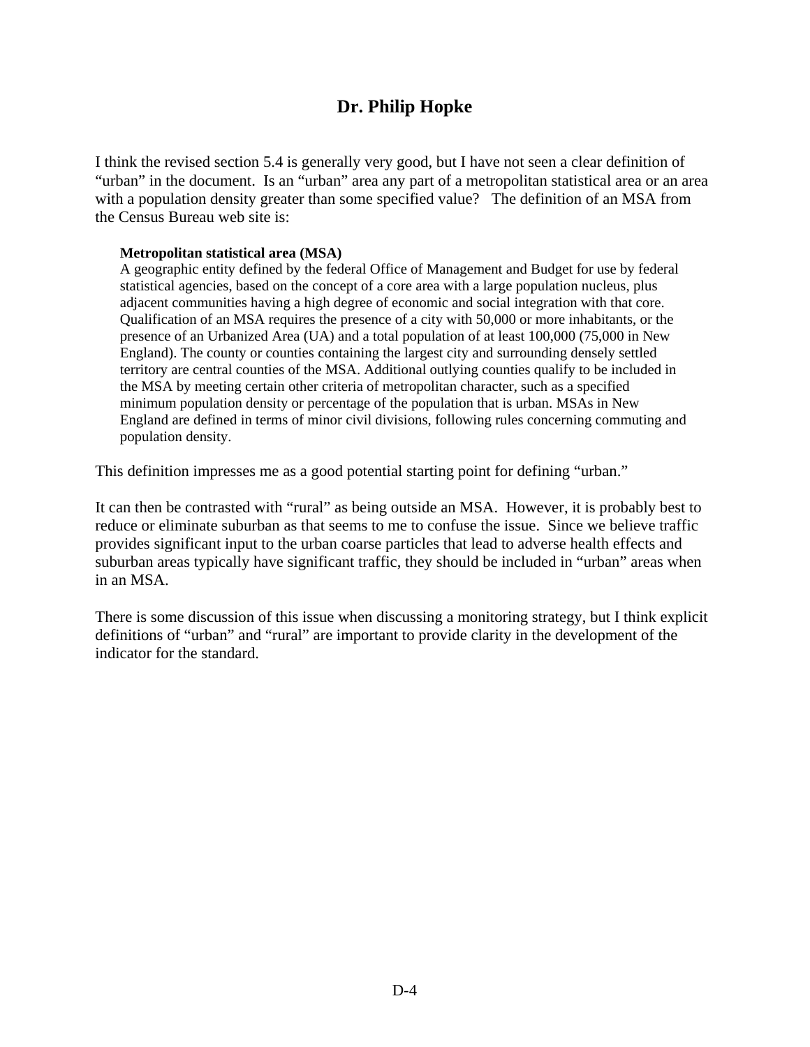# Dr. Philip Hopke

I think the revised section 5.4 is generally very good, but I have not seen a clear definition of "urban" in the document. Is an "urban" area any part of a metropolitan statistical area or an area with a population density greater than some specified value? The definition of an MSA from the Census Bureau web site is:

> **Metropolitan statistical area (MSA)**
> A geographic entity defined by the federal Office of Management and Budget for use by federal statistical agencies, based on the concept of a core area with a large population nucleus, plus adjacent communities having a high degree of economic and social integration with that core. Qualification of an MSA requires the presence of a city with 50,000 or more inhabitants, or the presence of an Urbanized Area (UA) and a total population of at least 100,000 (75,000 in New England). The county or counties containing the largest city and surrounding densely settled territory are central counties of the MSA. Additional outlying counties qualify to be included in the MSA by meeting certain other criteria of metropolitan character, such as a specified minimum population density or percentage of the population that is urban. MSAs in New England are defined in terms of minor civil divisions, following rules concerning commuting and population density.

This definition impresses me as a good potential starting point for defining "urban."

It can then be contrasted with "rural" as being outside an MSA. However, it is probably best to reduce or eliminate suburban as that seems to me to confuse the issue. Since we believe traffic provides significant input to the urban coarse particles that lead to adverse health effects and suburban areas typically have significant traffic, they should be included in "urban" areas when in an MSA.

There is some discussion of this issue when discussing a monitoring strategy, but I think explicit definitions of "urban" and "rural" are important to provide clarity in the development of the indicator for the standard.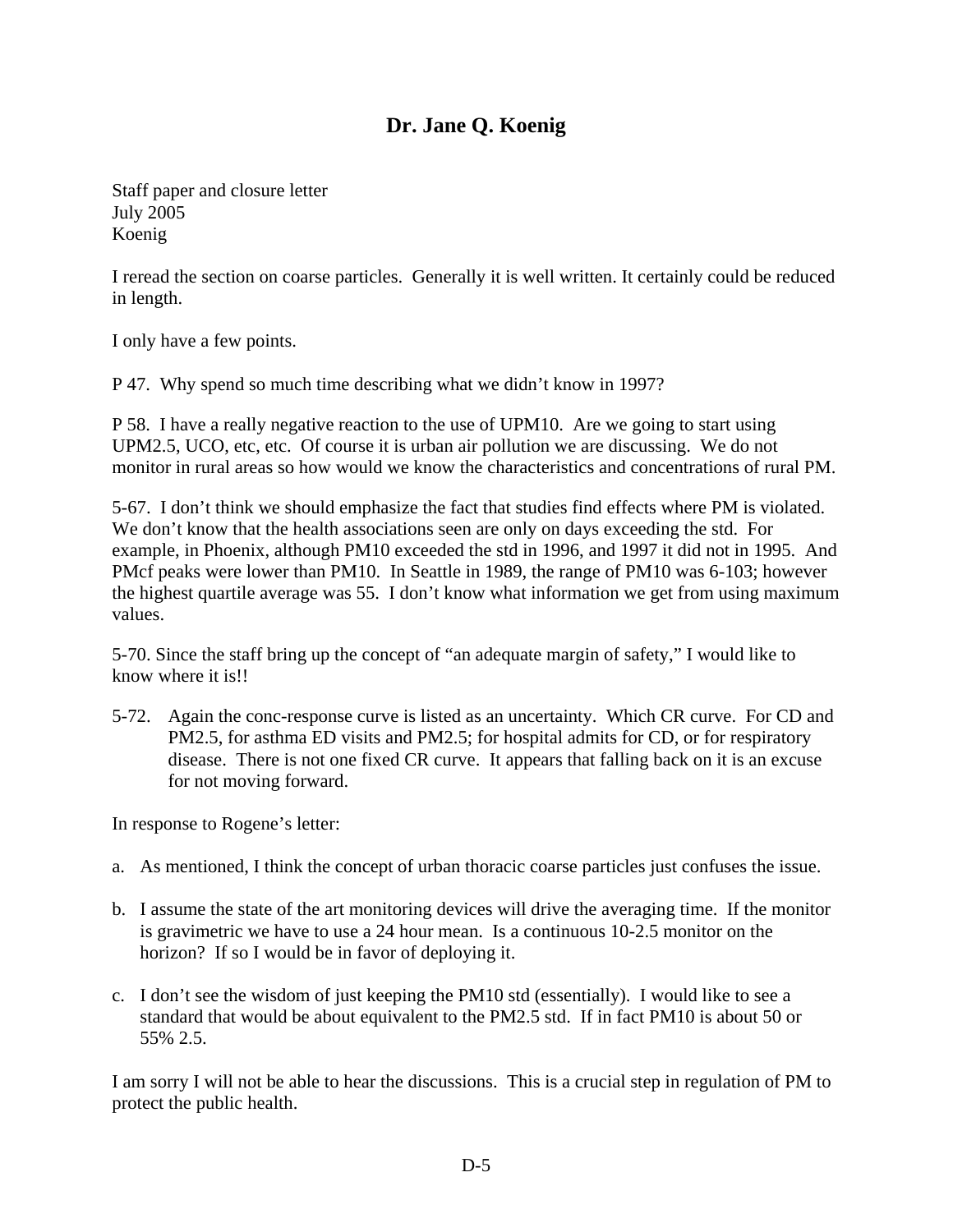## Dr. Jane Q. Koenig

Staff paper and closure letter
July 2005
Koenig

I reread the section on coarse particles. Generally it is well written. It certainly could be reduced in length.

I only have a few points.

P 47. Why spend so much time describing what we didn't know in 1997?

P 58. I have a really negative reaction to the use of UPM10. Are we going to start using UPM2.5, UCO, etc, etc. Of course it is urban air pollution we are discussing. We do not monitor in rural areas so how would we know the characteristics and concentrations of rural PM.

5-67. I don't think we should emphasize the fact that studies find effects where PM is violated. We don't know that the health associations seen are only on days exceeding the std. For example, in Phoenix, although PM10 exceeded the std in 1996, and 1997 it did not in 1995. And PMcf peaks were lower than PM10. In Seattle in 1989, the range of PM10 was 6-103; however the highest quartile average was 55. I don't know what information we get from using maximum values.

5-70. Since the staff bring up the concept of "an adequate margin of safety," I would like to know where it is!!

5-72. Again the conc-response curve is listed as an uncertainty. Which CR curve. For CD and PM2.5, for asthma ED visits and PM2.5; for hospital admits for CD, or for respiratory disease. There is not one fixed CR curve. It appears that falling back on it is an excuse for not moving forward.

In response to Rogene's letter:

a. As mentioned, I think the concept of urban thoracic coarse particles just confuses the issue.

b. I assume the state of the art monitoring devices will drive the averaging time. If the monitor is gravimetric we have to use a 24 hour mean. Is a continuous 10-2.5 monitor on the horizon? If so I would be in favor of deploying it.

c. I don't see the wisdom of just keeping the PM10 std (essentially). I would like to see a standard that would be about equivalent to the PM2.5 std. If in fact PM10 is about 50 or 55% 2.5.

I am sorry I will not be able to hear the discussions. This is a crucial step in regulation of PM to protect the public health.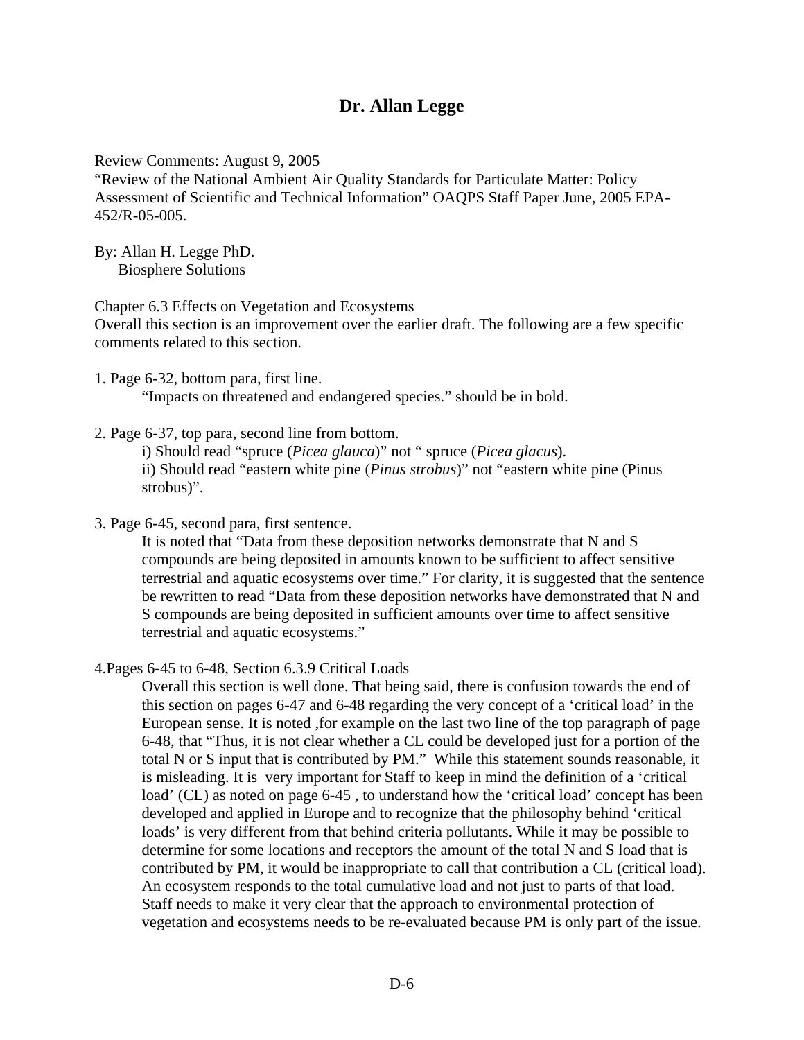# Dr. Allan Legge

Review Comments: August 9, 2005
"Review of the National Ambient Air Quality Standards for Particulate Matter: Policy Assessment of Scientific and Technical Information" OAQPS Staff Paper June, 2005 EPA-452/R-05-005.

By: Allan H. Legge PhD.
Biosphere Solutions

Chapter 6.3 Effects on Vegetation and Ecosystems
Overall this section is an improvement over the earlier draft. The following are a few specific comments related to this section.

1. Page 6-32, bottom para, first line.
   "Impacts on threatened and endangered species." should be in bold.

2. Page 6-37, top para, second line from bottom.
   i) Should read "spruce (*Picea glauca*)" not " spruce (*Picea glacus*).
   ii) Should read "eastern white pine (*Pinus strobus*)" not "eastern white pine (Pinus strobus)".

3. Page 6-45, second para, first sentence.
   It is noted that "Data from these deposition networks demonstrate that N and S compounds are being deposited in amounts known to be sufficient to affect sensitive terrestrial and aquatic ecosystems over time." For clarity, it is suggested that the sentence be rewritten to read "Data from these deposition networks have demonstrated that N and S compounds are being deposited in sufficient amounts over time to affect sensitive terrestrial and aquatic ecosystems."

4. Pages 6-45 to 6-48, Section 6.3.9 Critical Loads
   Overall this section is well done. That being said, there is confusion towards the end of this section on pages 6-47 and 6-48 regarding the very concept of a 'critical load' in the European sense. It is noted ,for example on the last two line of the top paragraph of page 6-48, that "Thus, it is not clear whether a CL could be developed just for a portion of the total N or S input that is contributed by PM." While this statement sounds reasonable, it is misleading. It is very important for Staff to keep in mind the definition of a 'critical load' (CL) as noted on page 6-45 , to understand how the 'critical load' concept has been developed and applied in Europe and to recognize that the philosophy behind 'critical loads' is very different from that behind criteria pollutants. While it may be possible to determine for some locations and receptors the amount of the total N and S load that is contributed by PM, it would be inappropriate to call that contribution a CL (critical load). An ecosystem responds to the total cumulative load and not just to parts of that load. Staff needs to make it very clear that the approach to environmental protection of vegetation and ecosystems needs to be re-evaluated because PM is only part of the issue.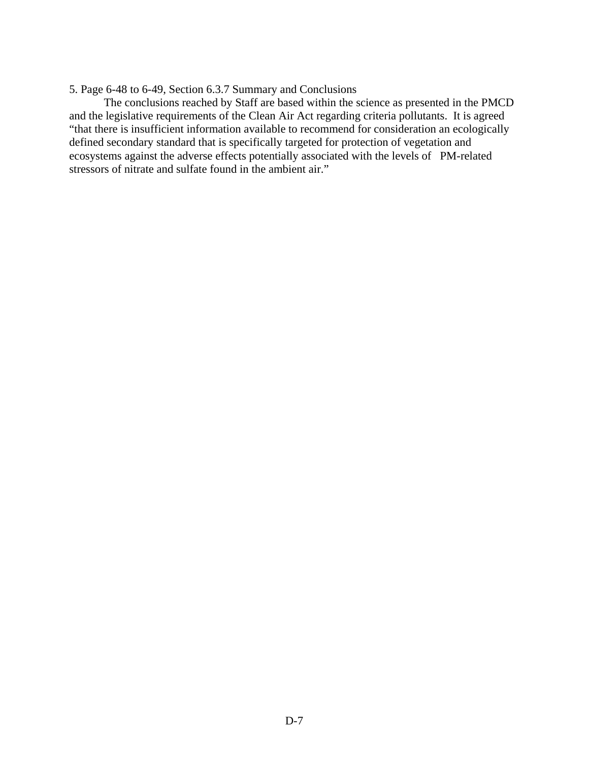5. Page 6-48 to 6-49, Section 6.3.7 Summary and Conclusions

The conclusions reached by Staff are based within the science as presented in the PMCD and the legislative requirements of the Clean Air Act regarding criteria pollutants. It is agreed "that there is insufficient information available to recommend for consideration an ecologically defined secondary standard that is specifically targeted for protection of vegetation and ecosystems against the adverse effects potentially associated with the levels of PM-related stressors of nitrate and sulfate found in the ambient air."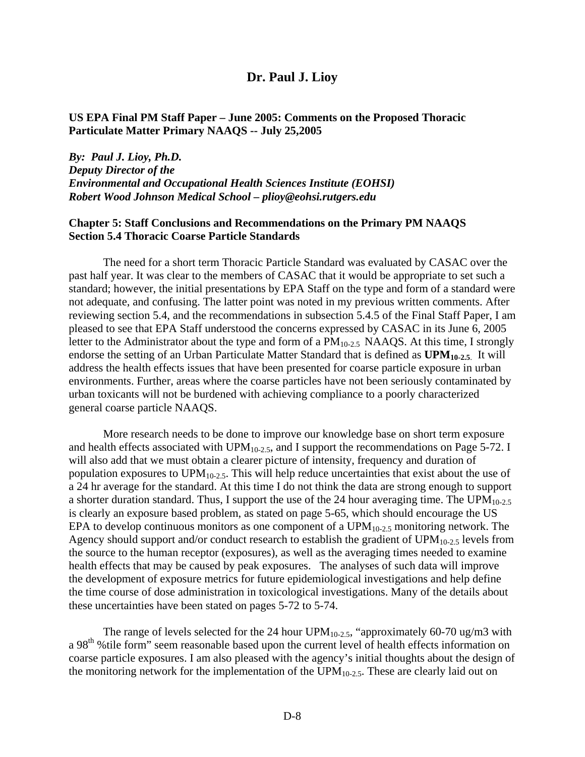## Dr. Paul J. Lioy

**US EPA Final PM Staff Paper – June 2005: Comments on the Proposed Thoracic Particulate Matter Primary NAAQS -- July 25,2005**

***By: Paul J. Lioy, Ph.D.***
***Deputy Director of the***
***Environmental and Occupational Health Sciences Institute (EOHSI)***
***Robert Wood Johnson Medical School – plioy@eohsi.rutgers.edu***

**Chapter 5: Staff Conclusions and Recommendations on the Primary PM NAAQS**
**Section 5.4 Thoracic Coarse Particle Standards**

The need for a short term Thoracic Particle Standard was evaluated by CASAC over the past half year. It was clear to the members of CASAC that it would be appropriate to set such a standard; however, the initial presentations by EPA Staff on the type and form of a standard were not adequate, and confusing. The latter point was noted in my previous written comments. After reviewing section 5.4, and the recommendations in subsection 5.4.5 of the Final Staff Paper, I am pleased to see that EPA Staff understood the concerns expressed by CASAC in its June 6, 2005 letter to the Administrator about the type and form of a $PM_{10-2.5}$ NAAQS. At this time, I strongly endorse the setting of an Urban Particulate Matter Standard that is defined as **$UPM_{10-2.5}$**. It will address the health effects issues that have been presented for coarse particle exposure in urban environments. Further, areas where the coarse particles have not been seriously contaminated by urban toxicants will not be burdened with achieving compliance to a poorly characterized general coarse particle NAAQS.

More research needs to be done to improve our knowledge base on short term exposure and health effects associated with $UPM_{10-2.5}$, and I support the recommendations on Page 5-72. I will also add that we must obtain a clearer picture of intensity, frequency and duration of population exposures to $UPM_{10-2.5}$. This will help reduce uncertainties that exist about the use of a 24 hr average for the standard. At this time I do not think the data are strong enough to support a shorter duration standard. Thus, I support the use of the 24 hour averaging time. The $UPM_{10-2.5}$ is clearly an exposure based problem, as stated on page 5-65, which should encourage the US EPA to develop continuous monitors as one component of a $UPM_{10-2.5}$ monitoring network. The Agency should support and/or conduct research to establish the gradient of $UPM_{10-2.5}$ levels from the source to the human receptor (exposures), as well as the averaging times needed to examine health effects that may be caused by peak exposures. The analyses of such data will improve the development of exposure metrics for future epidemiological investigations and help define the time course of dose administration in toxicological investigations. Many of the details about these uncertainties have been stated on pages 5-72 to 5-74.

The range of levels selected for the 24 hour $UPM_{10-2.5}$, "approximately 60-70 ug/m3 with a $98^{th}$ %tile form" seem reasonable based upon the current level of health effects information on coarse particle exposures. I am also pleased with the agency's initial thoughts about the design of the monitoring network for the implementation of the $UPM_{10-2.5}$. These are clearly laid out on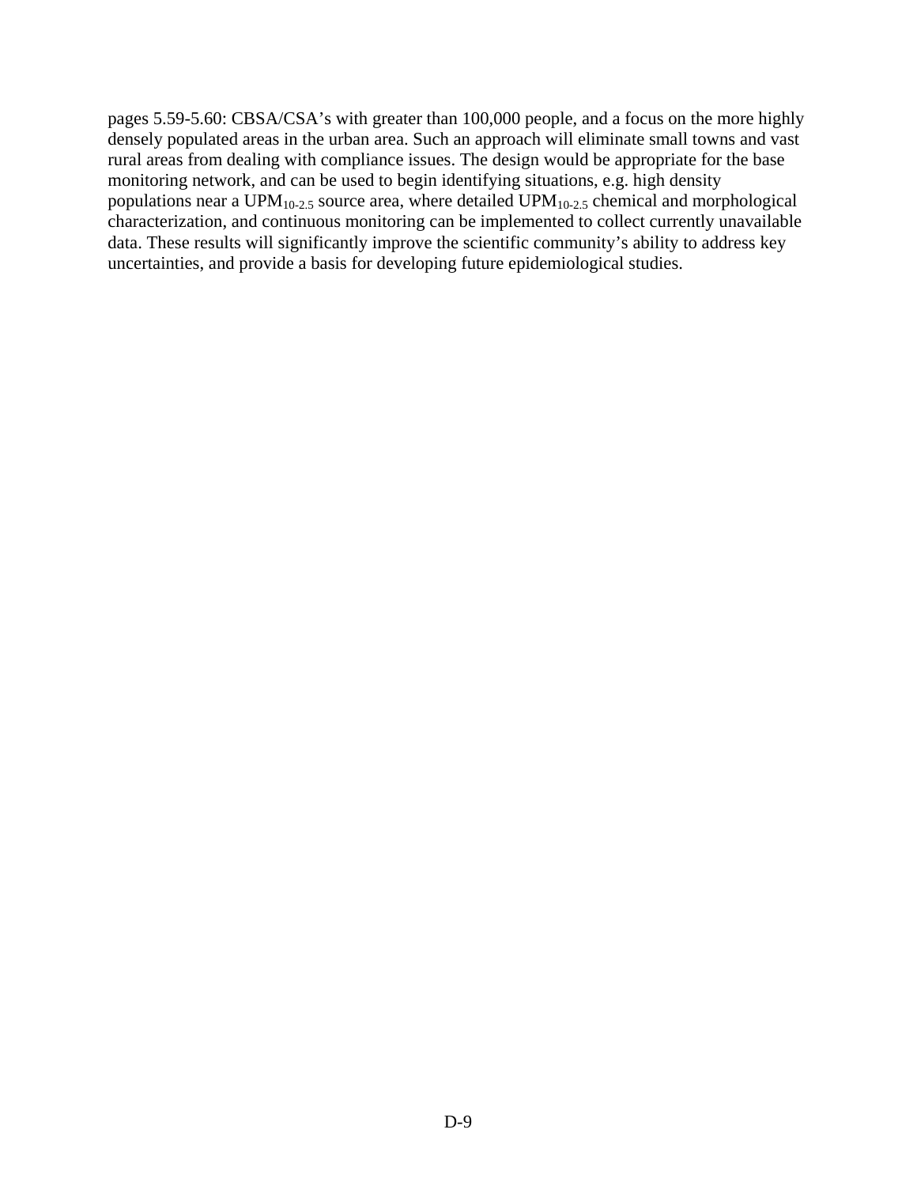pages 5.59-5.60: CBSA/CSA's with greater than 100,000 people, and a focus on the more highly densely populated areas in the urban area. Such an approach will eliminate small towns and vast rural areas from dealing with compliance issues. The design would be appropriate for the base monitoring network, and can be used to begin identifying situations, e.g. high density populations near a $UPM_{10-2.5}$ source area, where detailed $UPM_{10-2.5}$ chemical and morphological characterization, and continuous monitoring can be implemented to collect currently unavailable data. These results will significantly improve the scientific community's ability to address key uncertainties, and provide a basis for developing future epidemiological studies.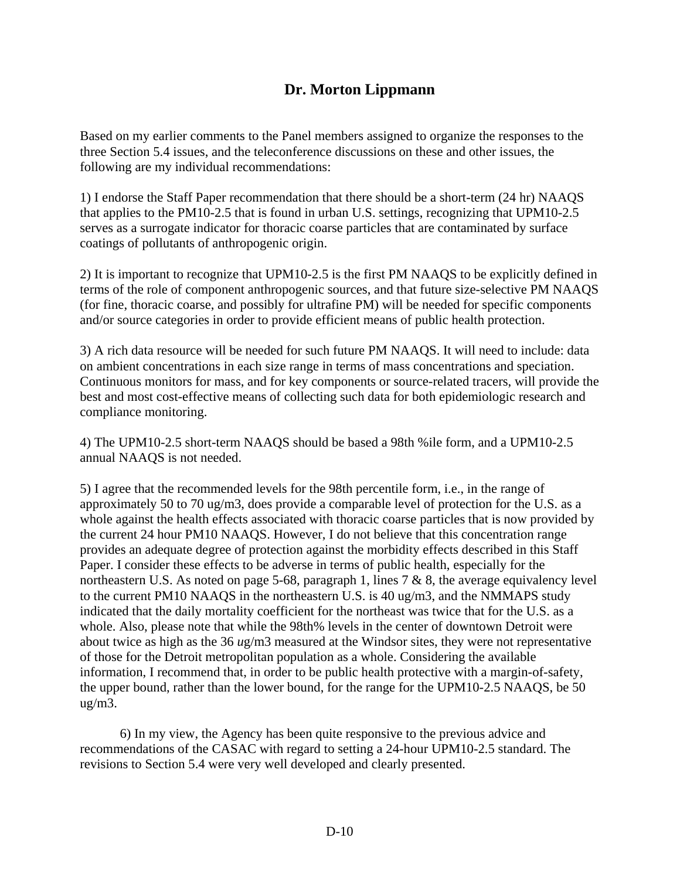## Dr. Morton Lippmann

Based on my earlier comments to the Panel members assigned to organize the responses to the three Section 5.4 issues, and the teleconference discussions on these and other issues, the following are my individual recommendations:

1) I endorse the Staff Paper recommendation that there should be a short-term (24 hr) NAAQS that applies to the PM10-2.5 that is found in urban U.S. settings, recognizing that UPM10-2.5 serves as a surrogate indicator for thoracic coarse particles that are contaminated by surface coatings of pollutants of anthropogenic origin.

2) It is important to recognize that UPM10-2.5 is the first PM NAAQS to be explicitly defined in terms of the role of component anthropogenic sources, and that future size-selective PM NAAQS (for fine, thoracic coarse, and possibly for ultrafine PM) will be needed for specific components and/or source categories in order to provide efficient means of public health protection.

3) A rich data resource will be needed for such future PM NAAQS. It will need to include: data on ambient concentrations in each size range in terms of mass concentrations and speciation. Continuous monitors for mass, and for key components or source-related tracers, will provide the best and most cost-effective means of collecting such data for both epidemiologic research and compliance monitoring.

4) The UPM10-2.5 short-term NAAQS should be based a 98th %ile form, and a UPM10-2.5 annual NAAQS is not needed.

5) I agree that the recommended levels for the 98th percentile form, i.e., in the range of approximately 50 to 70 ug/m3, does provide a comparable level of protection for the U.S. as a whole against the health effects associated with thoracic coarse particles that is now provided by the current 24 hour PM10 NAAQS. However, I do not believe that this concentration range provides an adequate degree of protection against the morbidity effects described in this Staff Paper. I consider these effects to be adverse in terms of public health, especially for the northeastern U.S. As noted on page 5-68, paragraph 1, lines 7 & 8, the average equivalency level to the current PM10 NAAQS in the northeastern U.S. is 40 ug/m3, and the NMMAPS study indicated that the daily mortality coefficient for the northeast was twice that for the U.S. as a whole. Also, please note that while the 98th% levels in the center of downtown Detroit were about twice as high as the 36 *u*g/m3 measured at the Windsor sites, they were not representative of those for the Detroit metropolitan population as a whole. Considering the available information, I recommend that, in order to be public health protective with a margin-of-safety, the upper bound, rather than the lower bound, for the range for the UPM10-2.5 NAAQS, be 50 ug/m3.

6) In my view, the Agency has been quite responsive to the previous advice and recommendations of the CASAC with regard to setting a 24-hour UPM10-2.5 standard. The revisions to Section 5.4 were very well developed and clearly presented.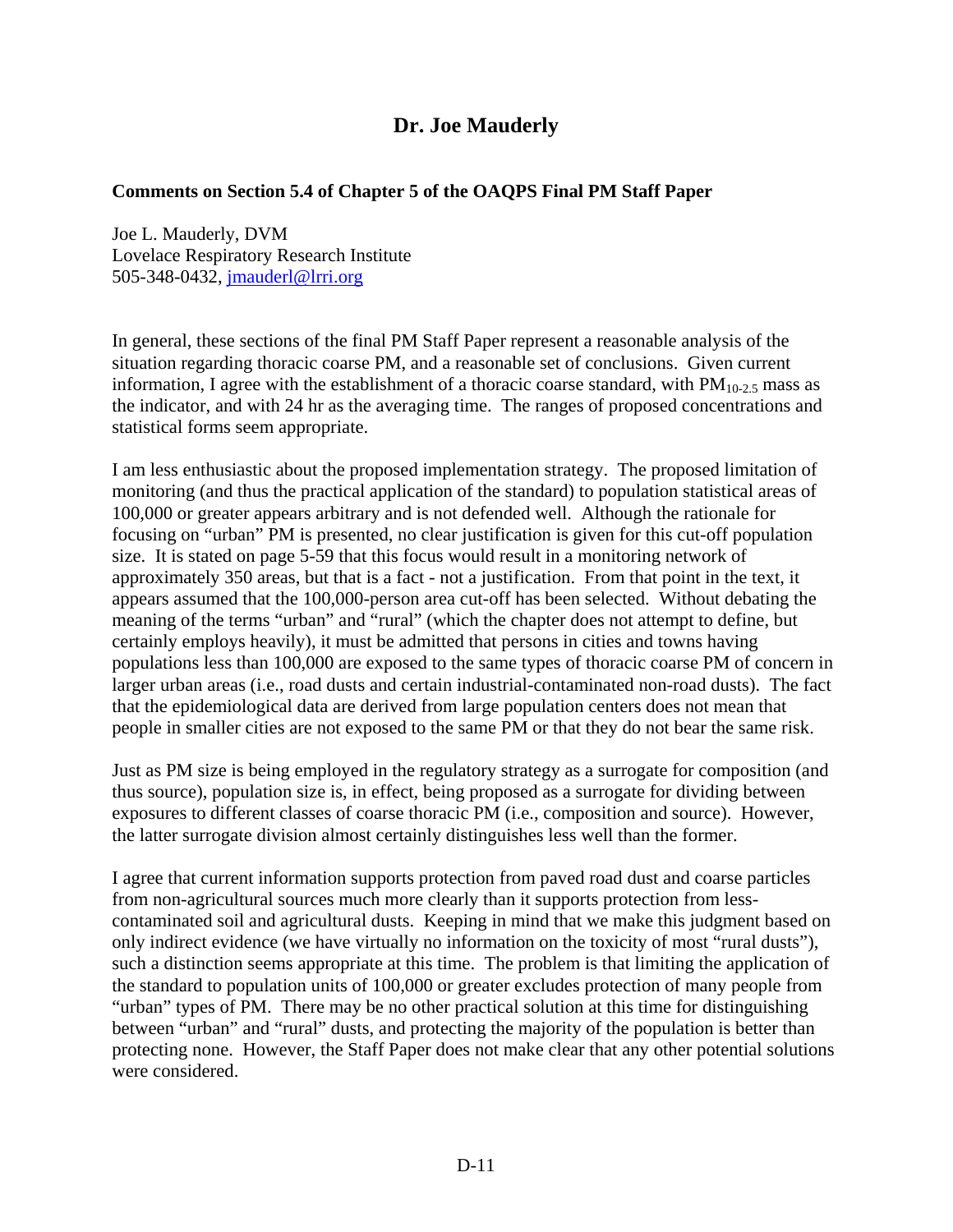# Dr. Joe Mauderly

**Comments on Section 5.4 of Chapter 5 of the OAQPS Final PM Staff Paper**

Joe L. Mauderly, DVM
Lovelace Respiratory Research Institute
505-348-0432, jmauderl@lrri.org

In general, these sections of the final PM Staff Paper represent a reasonable analysis of the situation regarding thoracic coarse PM, and a reasonable set of conclusions. Given current information, I agree with the establishment of a thoracic coarse standard, with $PM_{10-2.5}$ mass as the indicator, and with 24 hr as the averaging time. The ranges of proposed concentrations and statistical forms seem appropriate.

I am less enthusiastic about the proposed implementation strategy. The proposed limitation of monitoring (and thus the practical application of the standard) to population statistical areas of 100,000 or greater appears arbitrary and is not defended well. Although the rationale for focusing on "urban" PM is presented, no clear justification is given for this cut-off population size. It is stated on page 5-59 that this focus would result in a monitoring network of approximately 350 areas, but that is a fact - not a justification. From that point in the text, it appears assumed that the 100,000-person area cut-off has been selected. Without debating the meaning of the terms "urban" and "rural" (which the chapter does not attempt to define, but certainly employs heavily), it must be admitted that persons in cities and towns having populations less than 100,000 are exposed to the same types of thoracic coarse PM of concern in larger urban areas (i.e., road dusts and certain industrial-contaminated non-road dusts). The fact that the epidemiological data are derived from large population centers does not mean that people in smaller cities are not exposed to the same PM or that they do not bear the same risk.

Just as PM size is being employed in the regulatory strategy as a surrogate for composition (and thus source), population size is, in effect, being proposed as a surrogate for dividing between exposures to different classes of coarse thoracic PM (i.e., composition and source). However, the latter surrogate division almost certainly distinguishes less well than the former.

I agree that current information supports protection from paved road dust and coarse particles from non-agricultural sources much more clearly than it supports protection from less-contaminated soil and agricultural dusts. Keeping in mind that we make this judgment based on only indirect evidence (we have virtually no information on the toxicity of most "rural dusts"), such a distinction seems appropriate at this time. The problem is that limiting the application of the standard to population units of 100,000 or greater excludes protection of many people from "urban" types of PM. There may be no other practical solution at this time for distinguishing between "urban" and "rural" dusts, and protecting the majority of the population is better than protecting none. However, the Staff Paper does not make clear that any other potential solutions were considered.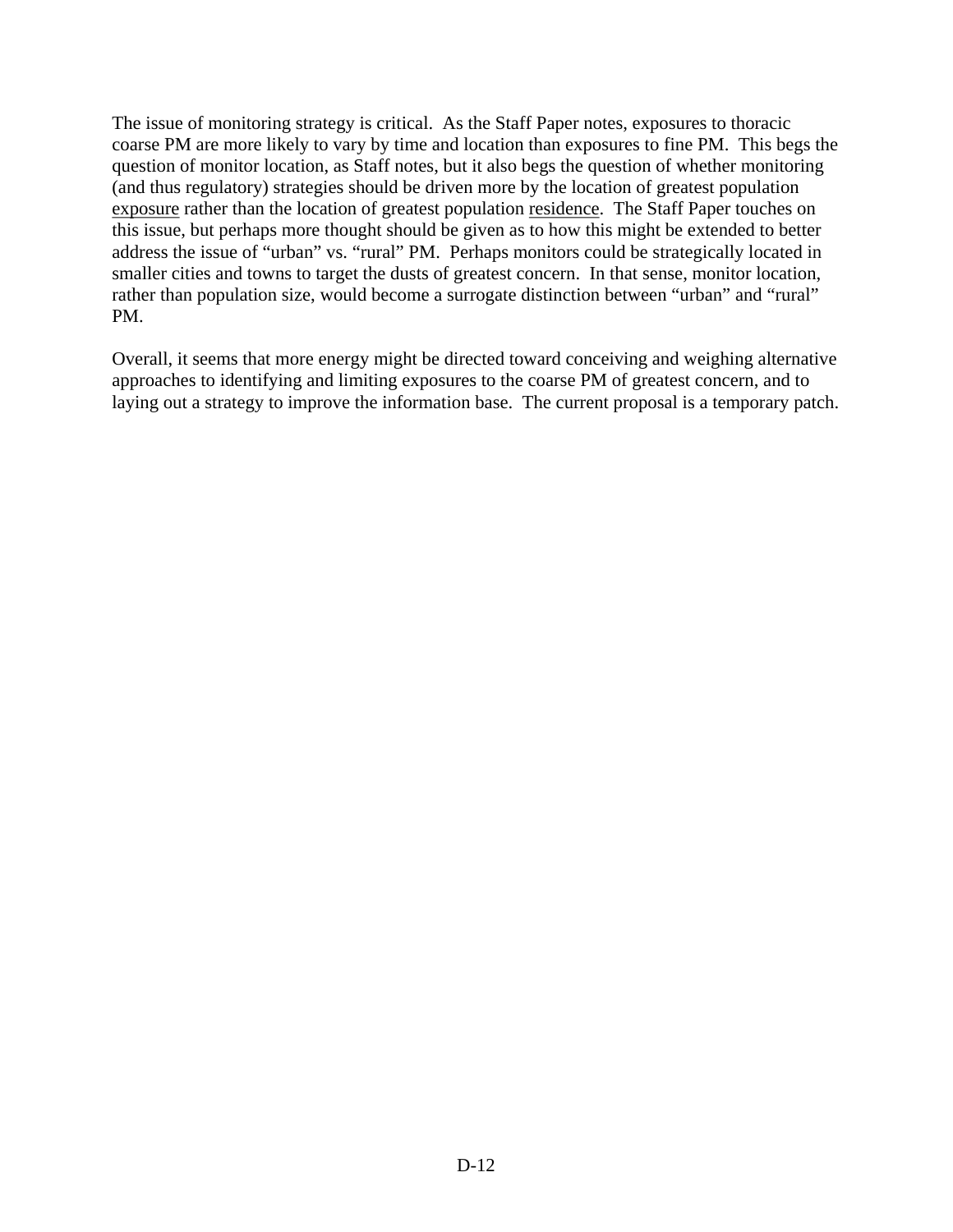The issue of monitoring strategy is critical.  As the Staff Paper notes, exposures to thoracic coarse PM are more likely to vary by time and location than exposures to fine PM.  This begs the question of monitor location, as Staff notes, but it also begs the question of whether monitoring (and thus regulatory) strategies should be driven more by the location of greatest population <u>exposure</u> rather than the location of greatest population <u>residence</u>.  The Staff Paper touches on this issue, but perhaps more thought should be given as to how this might be extended to better address the issue of "urban" vs. "rural" PM.  Perhaps monitors could be strategically located in smaller cities and towns to target the dusts of greatest concern.  In that sense, monitor location, rather than population size, would become a surrogate distinction between "urban" and "rural" PM.

Overall, it seems that more energy might be directed toward conceiving and weighing alternative approaches to identifying and limiting exposures to the coarse PM of greatest concern, and to laying out a strategy to improve the information base.  The current proposal is a temporary patch.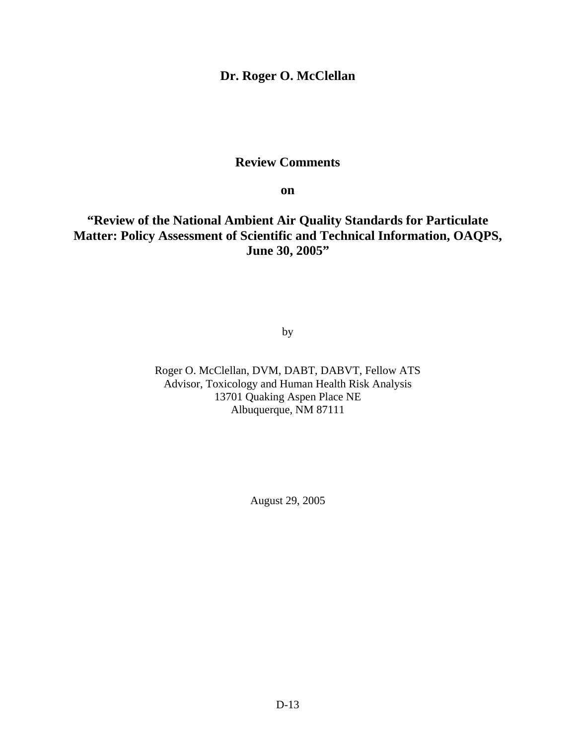**Dr. Roger O. McClellan**

**Review Comments**

**on**

**"Review of the National Ambient Air Quality Standards for Particulate Matter: Policy Assessment of Scientific and Technical Information, OAQPS, June 30, 2005"**

by

Roger O. McClellan, DVM, DABT, DABVT, Fellow ATS
Advisor, Toxicology and Human Health Risk Analysis
13701 Quaking Aspen Place NE
Albuquerque, NM 87111

August 29, 2005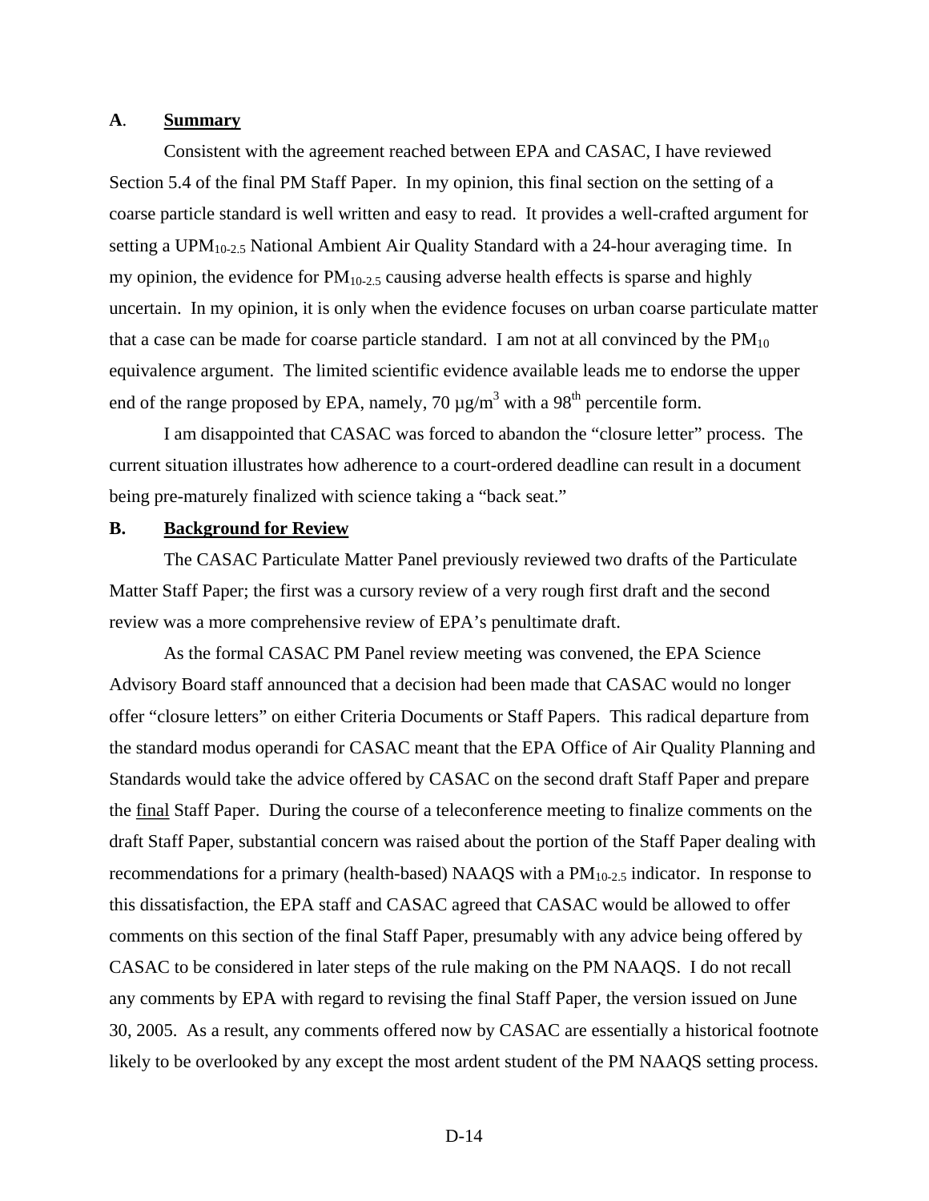## A. Summary

Consistent with the agreement reached between EPA and CASAC, I have reviewed Section 5.4 of the final PM Staff Paper. In my opinion, this final section on the setting of a coarse particle standard is well written and easy to read. It provides a well-crafted argument for setting a $UPM_{10-2.5}$ National Ambient Air Quality Standard with a 24-hour averaging time. In my opinion, the evidence for $PM_{10-2.5}$ causing adverse health effects is sparse and highly uncertain. In my opinion, it is only when the evidence focuses on urban coarse particulate matter that a case can be made for coarse particle standard. I am not at all convinced by the $PM_{10}$ equivalence argument. The limited scientific evidence available leads me to endorse the upper end of the range proposed by EPA, namely, 70 $\mu g/m^3$ with a $98^{th}$ percentile form.

I am disappointed that CASAC was forced to abandon the "closure letter" process. The current situation illustrates how adherence to a court-ordered deadline can result in a document being pre-maturely finalized with science taking a "back seat."

## B. Background for Review

The CASAC Particulate Matter Panel previously reviewed two drafts of the Particulate Matter Staff Paper; the first was a cursory review of a very rough first draft and the second review was a more comprehensive review of EPA's penultimate draft.

As the formal CASAC PM Panel review meeting was convened, the EPA Science Advisory Board staff announced that a decision had been made that CASAC would no longer offer "closure letters" on either Criteria Documents or Staff Papers. This radical departure from the standard modus operandi for CASAC meant that the EPA Office of Air Quality Planning and Standards would take the advice offered by CASAC on the second draft Staff Paper and prepare the final Staff Paper. During the course of a teleconference meeting to finalize comments on the draft Staff Paper, substantial concern was raised about the portion of the Staff Paper dealing with recommendations for a primary (health-based) NAAQS with a $PM_{10-2.5}$ indicator. In response to this dissatisfaction, the EPA staff and CASAC agreed that CASAC would be allowed to offer comments on this section of the final Staff Paper, presumably with any advice being offered by CASAC to be considered in later steps of the rule making on the PM NAAQS. I do not recall any comments by EPA with regard to revising the final Staff Paper, the version issued on June 30, 2005. As a result, any comments offered now by CASAC are essentially a historical footnote likely to be overlooked by any except the most ardent student of the PM NAAQS setting process.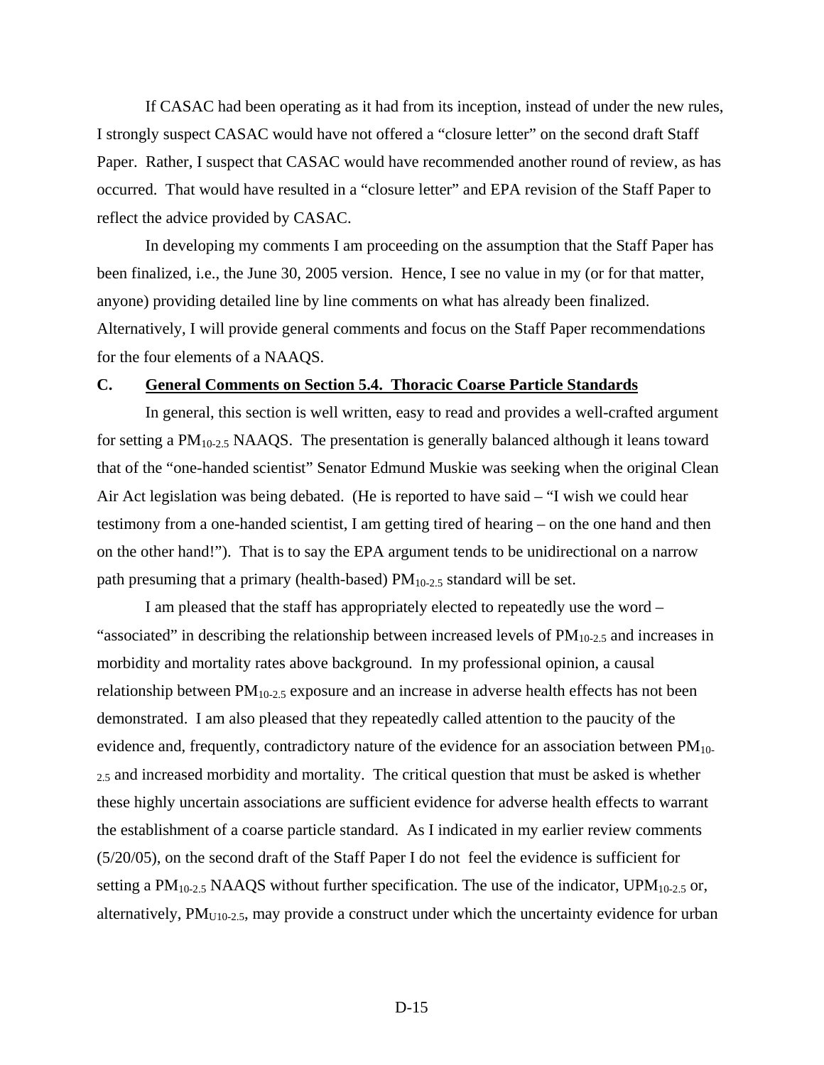If CASAC had been operating as it had from its inception, instead of under the new rules, I strongly suspect CASAC would have not offered a "closure letter" on the second draft Staff Paper. Rather, I suspect that CASAC would have recommended another round of review, as has occurred. That would have resulted in a "closure letter" and EPA revision of the Staff Paper to reflect the advice provided by CASAC.

In developing my comments I am proceeding on the assumption that the Staff Paper has been finalized, i.e., the June 30, 2005 version. Hence, I see no value in my (or for that matter, anyone) providing detailed line by line comments on what has already been finalized. Alternatively, I will provide general comments and focus on the Staff Paper recommendations for the four elements of a NAAQS.

**C. <u>General Comments on Section 5.4. Thoracic Coarse Particle Standards</u>**

In general, this section is well written, easy to read and provides a well-crafted argument for setting a $PM_{10-2.5}$ NAAQS. The presentation is generally balanced although it leans toward that of the "one-handed scientist" Senator Edmund Muskie was seeking when the original Clean Air Act legislation was being debated. (He is reported to have said – "I wish we could hear testimony from a one-handed scientist, I am getting tired of hearing – on the one hand and then on the other hand!"). That is to say the EPA argument tends to be unidirectional on a narrow path presuming that a primary (health-based) $PM_{10-2.5}$ standard will be set.

I am pleased that the staff has appropriately elected to repeatedly use the word – "associated" in describing the relationship between increased levels of $PM_{10-2.5}$ and increases in morbidity and mortality rates above background. In my professional opinion, a causal relationship between $PM_{10-2.5}$ exposure and an increase in adverse health effects has not been demonstrated. I am also pleased that they repeatedly called attention to the paucity of the evidence and, frequently, contradictory nature of the evidence for an association between $PM_{10-2.5}$ and increased morbidity and mortality. The critical question that must be asked is whether these highly uncertain associations are sufficient evidence for adverse health effects to warrant the establishment of a coarse particle standard. As I indicated in my earlier review comments (5/20/05), on the second draft of the Staff Paper I do not feel the evidence is sufficient for setting a $PM_{10-2.5}$ NAAQS without further specification. The use of the indicator, $UPM_{10-2.5}$ or, alternatively, $PM_{U10-2.5}$, may provide a construct under which the uncertainty evidence for urban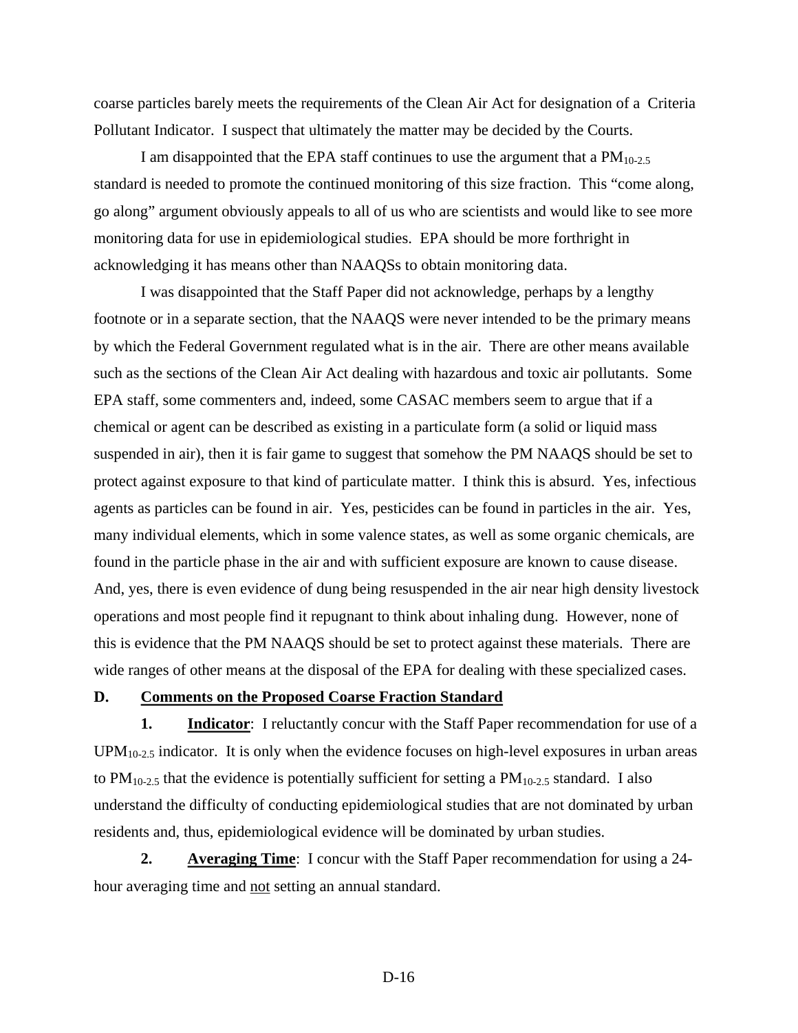coarse particles barely meets the requirements of the Clean Air Act for designation of a Criteria Pollutant Indicator. I suspect that ultimately the matter may be decided by the Courts.

I am disappointed that the EPA staff continues to use the argument that a $PM_{10-2.5}$ standard is needed to promote the continued monitoring of this size fraction. This "come along, go along" argument obviously appeals to all of us who are scientists and would like to see more monitoring data for use in epidemiological studies. EPA should be more forthright in acknowledging it has means other than NAAQSs to obtain monitoring data.

I was disappointed that the Staff Paper did not acknowledge, perhaps by a lengthy footnote or in a separate section, that the NAAQS were never intended to be the primary means by which the Federal Government regulated what is in the air. There are other means available such as the sections of the Clean Air Act dealing with hazardous and toxic air pollutants. Some EPA staff, some commenters and, indeed, some CASAC members seem to argue that if a chemical or agent can be described as existing in a particulate form (a solid or liquid mass suspended in air), then it is fair game to suggest that somehow the PM NAAQS should be set to protect against exposure to that kind of particulate matter. I think this is absurd. Yes, infectious agents as particles can be found in air. Yes, pesticides can be found in particles in the air. Yes, many individual elements, which in some valence states, as well as some organic chemicals, are found in the particle phase in the air and with sufficient exposure are known to cause disease. And, yes, there is even evidence of dung being resuspended in the air near high density livestock operations and most people find it repugnant to think about inhaling dung. However, none of this is evidence that the PM NAAQS should be set to protect against these materials. There are wide ranges of other means at the disposal of the EPA for dealing with these specialized cases.

**D. Comments on the Proposed Coarse Fraction Standard**

**1. Indicator**: I reluctantly concur with the Staff Paper recommendation for use of a $UPM_{10-2.5}$ indicator. It is only when the evidence focuses on high-level exposures in urban areas to $PM_{10-2.5}$ that the evidence is potentially sufficient for setting a $PM_{10-2.5}$ standard. I also understand the difficulty of conducting epidemiological studies that are not dominated by urban residents and, thus, epidemiological evidence will be dominated by urban studies.

**2. Averaging Time**: I concur with the Staff Paper recommendation for using a 24-hour averaging time and not setting an annual standard.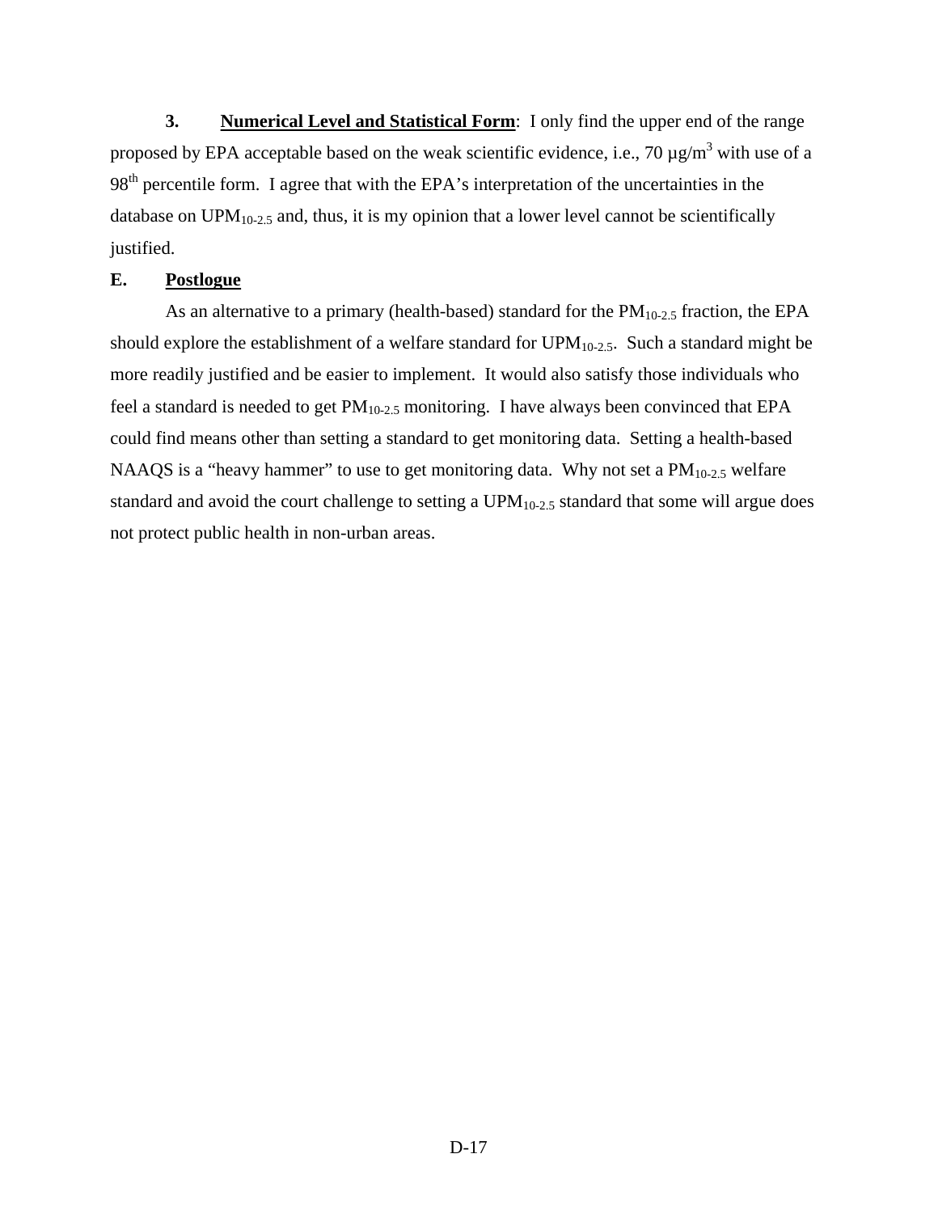**3. <u>Numerical Level and Statistical Form</u>**: I only find the upper end of the range proposed by EPA acceptable based on the weak scientific evidence, i.e., 70 µg/$m^3$ with use of a $98^{th}$ percentile form. I agree that with the EPA's interpretation of the uncertainties in the database on $UPM_{10-2.5}$ and, thus, it is my opinion that a lower level cannot be scientifically justified.

## E. <u>Postlogue</u>

As an alternative to a primary (health-based) standard for the $PM_{10-2.5}$ fraction, the EPA should explore the establishment of a welfare standard for $UPM_{10-2.5}$. Such a standard might be more readily justified and be easier to implement. It would also satisfy those individuals who feel a standard is needed to get $PM_{10-2.5}$ monitoring. I have always been convinced that EPA could find means other than setting a standard to get monitoring data. Setting a health-based NAAQS is a "heavy hammer" to use to get monitoring data. Why not set a $PM_{10-2.5}$ welfare standard and avoid the court challenge to setting a $UPM_{10-2.5}$ standard that some will argue does not protect public health in non-urban areas.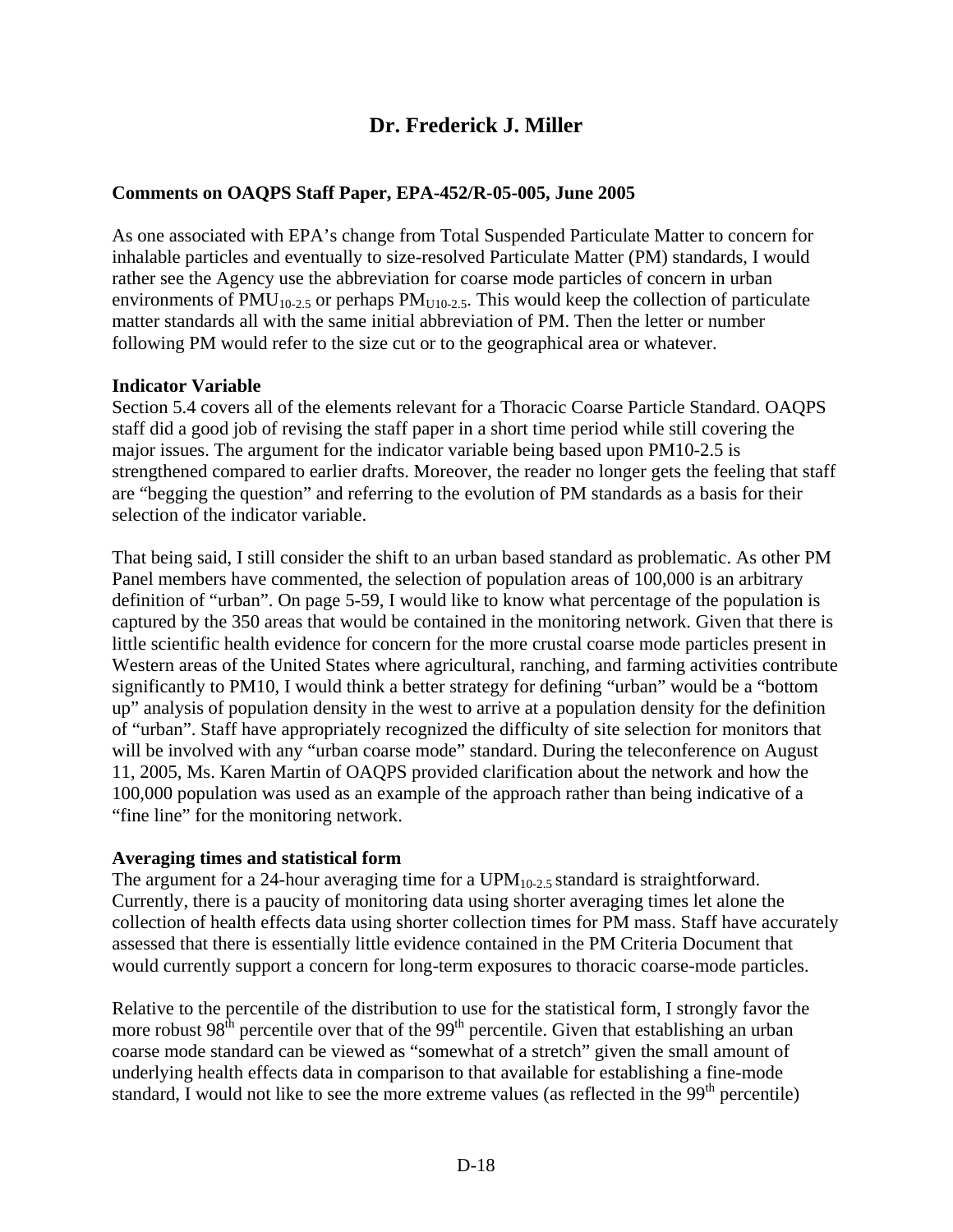# Dr. Frederick J. Miller

**Comments on OAQPS Staff Paper, EPA-452/R-05-005, June 2005**

As one associated with EPA's change from Total Suspended Particulate Matter to concern for inhalable particles and eventually to size-resolved Particulate Matter (PM) standards, I would rather see the Agency use the abbreviation for coarse mode particles of concern in urban environments of $PMU_{10-2.5}$ or perhaps $PM_{U10-2.5}$. This would keep the collection of particulate matter standards all with the same initial abbreviation of PM. Then the letter or number following PM would refer to the size cut or to the geographical area or whatever.

**Indicator Variable**

Section 5.4 covers all of the elements relevant for a Thoracic Coarse Particle Standard. OAQPS staff did a good job of revising the staff paper in a short time period while still covering the major issues. The argument for the indicator variable being based upon PM10-2.5 is strengthened compared to earlier drafts. Moreover, the reader no longer gets the feeling that staff are "begging the question" and referring to the evolution of PM standards as a basis for their selection of the indicator variable.

That being said, I still consider the shift to an urban based standard as problematic. As other PM Panel members have commented, the selection of population areas of 100,000 is an arbitrary definition of "urban". On page 5-59, I would like to know what percentage of the population is captured by the 350 areas that would be contained in the monitoring network. Given that there is little scientific health evidence for concern for the more crustal coarse mode particles present in Western areas of the United States where agricultural, ranching, and farming activities contribute significantly to PM10, I would think a better strategy for defining "urban" would be a "bottom up" analysis of population density in the west to arrive at a population density for the definition of "urban". Staff have appropriately recognized the difficulty of site selection for monitors that will be involved with any "urban coarse mode" standard. During the teleconference on August 11, 2005, Ms. Karen Martin of OAQPS provided clarification about the network and how the 100,000 population was used as an example of the approach rather than being indicative of a "fine line" for the monitoring network.

**Averaging times and statistical form**

The argument for a 24-hour averaging time for a $UPM_{10-2.5}$ standard is straightforward. Currently, there is a paucity of monitoring data using shorter averaging times let alone the collection of health effects data using shorter collection times for PM mass. Staff have accurately assessed that there is essentially little evidence contained in the PM Criteria Document that would currently support a concern for long-term exposures to thoracic coarse-mode particles.

Relative to the percentile of the distribution to use for the statistical form, I strongly favor the more robust 98$^{th}$ percentile over that of the 99$^{th}$ percentile. Given that establishing an urban coarse mode standard can be viewed as "somewhat of a stretch" given the small amount of underlying health effects data in comparison to that available for establishing a fine-mode standard, I would not like to see the more extreme values (as reflected in the 99$^{th}$ percentile)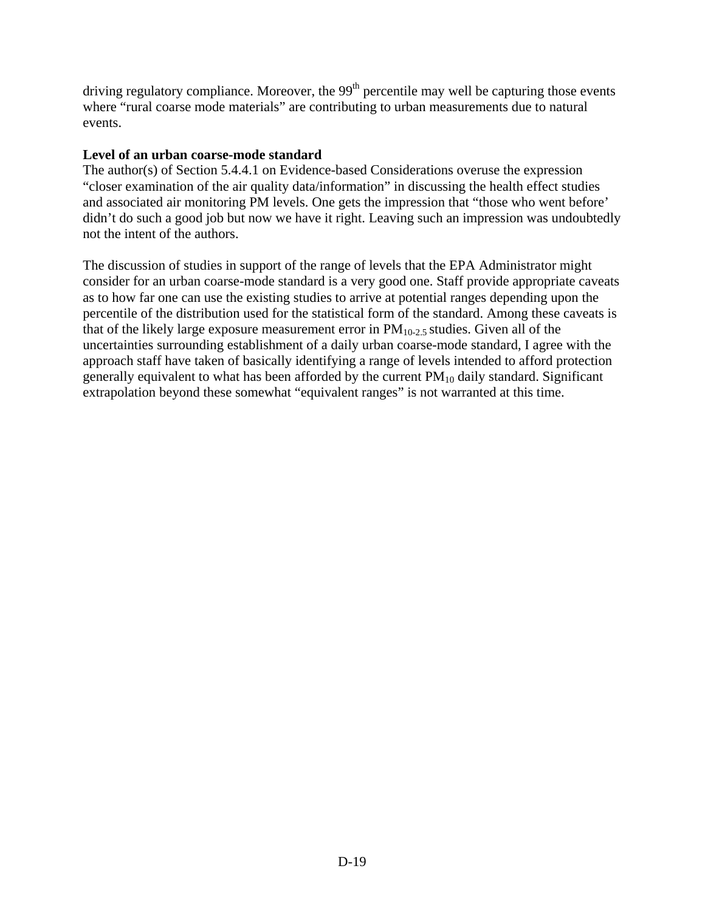driving regulatory compliance. Moreover, the $99^{th}$ percentile may well be capturing those events where "rural coarse mode materials" are contributing to urban measurements due to natural events.

**Level of an urban coarse-mode standard**

The author(s) of Section 5.4.4.1 on Evidence-based Considerations overuse the expression "closer examination of the air quality data/information" in discussing the health effect studies and associated air monitoring PM levels. One gets the impression that "those who went before' didn't do such a good job but now we have it right. Leaving such an impression was undoubtedly not the intent of the authors.

The discussion of studies in support of the range of levels that the EPA Administrator might consider for an urban coarse-mode standard is a very good one. Staff provide appropriate caveats as to how far one can use the existing studies to arrive at potential ranges depending upon the percentile of the distribution used for the statistical form of the standard. Among these caveats is that of the likely large exposure measurement error in $PM_{10-2.5}$ studies. Given all of the uncertainties surrounding establishment of a daily urban coarse-mode standard, I agree with the approach staff have taken of basically identifying a range of levels intended to afford protection generally equivalent to what has been afforded by the current $PM_{10}$ daily standard. Significant extrapolation beyond these somewhat "equivalent ranges" is not warranted at this time.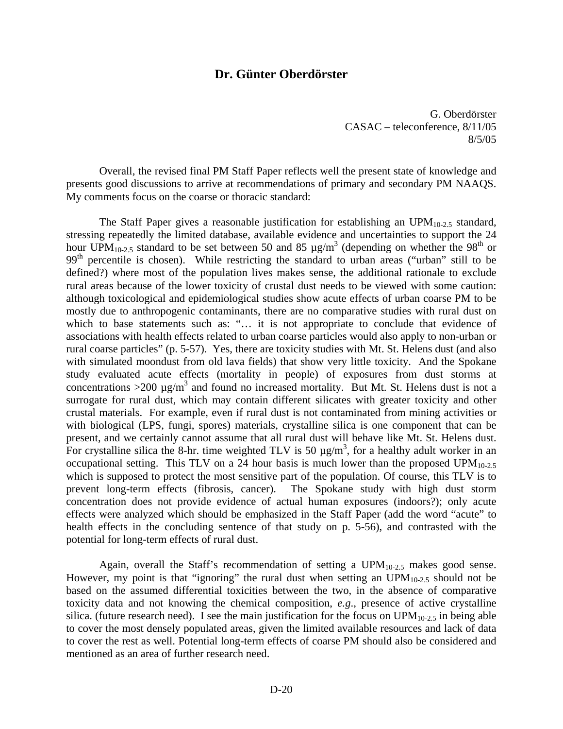## Dr. Günter Oberdörster

G. Oberdörster
CASAC – teleconference, 8/11/05
8/5/05

Overall, the revised final PM Staff Paper reflects well the present state of knowledge and presents good discussions to arrive at recommendations of primary and secondary PM NAAQS. My comments focus on the coarse or thoracic standard:

The Staff Paper gives a reasonable justification for establishing an $UPM_{10-2.5}$ standard, stressing repeatedly the limited database, available evidence and uncertainties to support the 24 hour $UPM_{10-2.5}$ standard to be set between 50 and 85 µg/m$^3$ (depending on whether the 98$^{th}$ or 99$^{th}$ percentile is chosen). While restricting the standard to urban areas ("urban" still to be defined?) where most of the population lives makes sense, the additional rationale to exclude rural areas because of the lower toxicity of crustal dust needs to be viewed with some caution: although toxicological and epidemiological studies show acute effects of urban coarse PM to be mostly due to anthropogenic contaminants, there are no comparative studies with rural dust on which to base statements such as: "… it is not appropriate to conclude that evidence of associations with health effects related to urban coarse particles would also apply to non-urban or rural coarse particles" (p. 5-57). Yes, there are toxicity studies with Mt. St. Helens dust (and also with simulated moondust from old lava fields) that show very little toxicity. And the Spokane study evaluated acute effects (mortality in people) of exposures from dust storms at concentrations >200 µg/m$^3$ and found no increased mortality. But Mt. St. Helens dust is not a surrogate for rural dust, which may contain different silicates with greater toxicity and other crustal materials. For example, even if rural dust is not contaminated from mining activities or with biological (LPS, fungi, spores) materials, crystalline silica is one component that can be present, and we certainly cannot assume that all rural dust will behave like Mt. St. Helens dust. For crystalline silica the 8-hr. time weighted TLV is 50 µg/m$^3$, for a healthy adult worker in an occupational setting. This TLV on a 24 hour basis is much lower than the proposed $UPM_{10-2.5}$ which is supposed to protect the most sensitive part of the population. Of course, this TLV is to prevent long-term effects (fibrosis, cancer). The Spokane study with high dust storm concentration does not provide evidence of actual human exposures (indoors?); only acute effects were analyzed which should be emphasized in the Staff Paper (add the word "acute" to health effects in the concluding sentence of that study on p. 5-56), and contrasted with the potential for long-term effects of rural dust.

Again, overall the Staff's recommendation of setting a $UPM_{10-2.5}$ makes good sense. However, my point is that "ignoring" the rural dust when setting an $UPM_{10-2.5}$ should not be based on the assumed differential toxicities between the two, in the absence of comparative toxicity data and not knowing the chemical composition, *e.g.*, presence of active crystalline silica. (future research need). I see the main justification for the focus on $UPM_{10-2.5}$ in being able to cover the most densely populated areas, given the limited available resources and lack of data to cover the rest as well. Potential long-term effects of coarse PM should also be considered and mentioned as an area of further research need.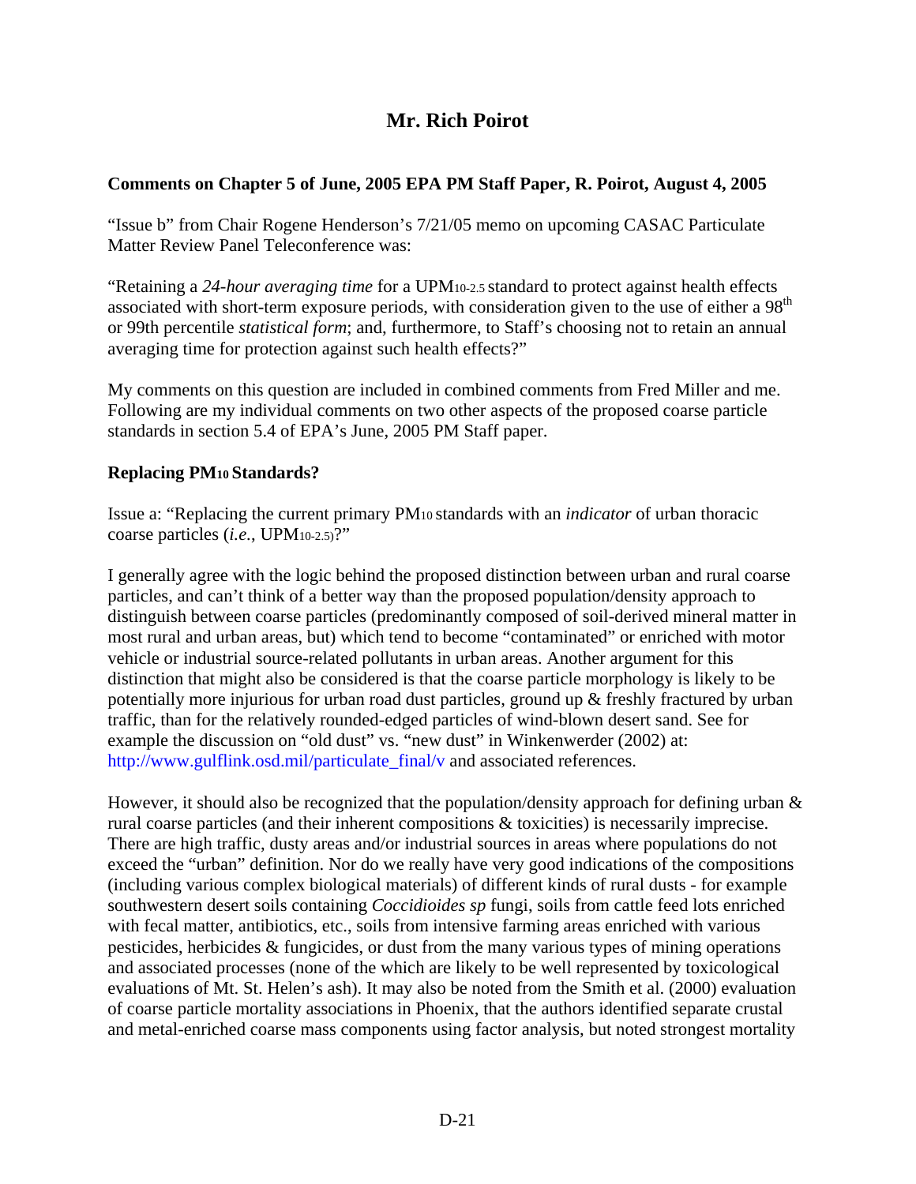# Mr. Rich Poirot

**Comments on Chapter 5 of June, 2005 EPA PM Staff Paper, R. Poirot, August 4, 2005**

"Issue b" from Chair Rogene Henderson's 7/21/05 memo on upcoming CASAC Particulate Matter Review Panel Teleconference was:

"Retaining a *24-hour averaging time* for a $UPM_{10\text{-}2.5}$ standard to protect against health effects associated with short-term exposure periods, with consideration given to the use of either a $98^{th}$ or 99th percentile *statistical form*; and, furthermore, to Staff's choosing not to retain an annual averaging time for protection against such health effects?"

My comments on this question are included in combined comments from Fred Miller and me. Following are my individual comments on two other aspects of the proposed coarse particle standards in section 5.4 of EPA's June, 2005 PM Staff paper.

**Replacing $PM_{10}$ Standards?**

Issue a: "Replacing the current primary $PM_{10}$ standards with an *indicator* of urban thoracic coarse particles (*i.e.*, $UPM_{10\text{-}2.5}$)?"

I generally agree with the logic behind the proposed distinction between urban and rural coarse particles, and can't think of a better way than the proposed population/density approach to distinguish between coarse particles (predominantly composed of soil-derived mineral matter in most rural and urban areas, but) which tend to become "contaminated" or enriched with motor vehicle or industrial source-related pollutants in urban areas. Another argument for this distinction that might also be considered is that the coarse particle morphology is likely to be potentially more injurious for urban road dust particles, ground up & freshly fractured by urban traffic, than for the relatively rounded-edged particles of wind-blown desert sand. See for example the discussion on "old dust" vs. "new dust" in Winkenwerder (2002) at: http://www.gulflink.osd.mil/particulate_final/v and associated references.

However, it should also be recognized that the population/density approach for defining urban & rural coarse particles (and their inherent compositions & toxicities) is necessarily imprecise. There are high traffic, dusty areas and/or industrial sources in areas where populations do not exceed the "urban" definition. Nor do we really have very good indications of the compositions (including various complex biological materials) of different kinds of rural dusts - for example southwestern desert soils containing *Coccidioides sp* fungi, soils from cattle feed lots enriched with fecal matter, antibiotics, etc., soils from intensive farming areas enriched with various pesticides, herbicides & fungicides, or dust from the many various types of mining operations and associated processes (none of the which are likely to be well represented by toxicological evaluations of Mt. St. Helen's ash). It may also be noted from the Smith et al. (2000) evaluation of coarse particle mortality associations in Phoenix, that the authors identified separate crustal and metal-enriched coarse mass components using factor analysis, but noted strongest mortality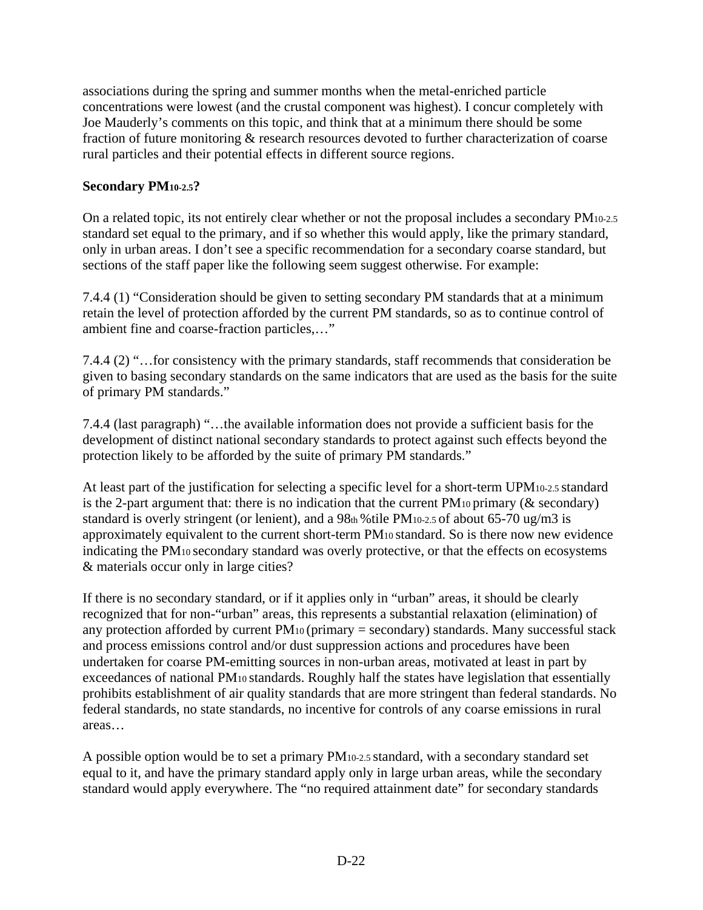associations during the spring and summer months when the metal-enriched particle concentrations were lowest (and the crustal component was highest). I concur completely with Joe Mauderly's comments on this topic, and think that at a minimum there should be some fraction of future monitoring & research resources devoted to further characterization of coarse rural particles and their potential effects in different source regions.

**Secondary $PM_{10-2.5}$?**

On a related topic, its not entirely clear whether or not the proposal includes a secondary $PM_{10-2.5}$ standard set equal to the primary, and if so whether this would apply, like the primary standard, only in urban areas. I don't see a specific recommendation for a secondary coarse standard, but sections of the staff paper like the following seem suggest otherwise. For example:

7.4.4 (1) "Consideration should be given to setting secondary PM standards that at a minimum retain the level of protection afforded by the current PM standards, so as to continue control of ambient fine and coarse-fraction particles,…"

7.4.4 (2) "…for consistency with the primary standards, staff recommends that consideration be given to basing secondary standards on the same indicators that are used as the basis for the suite of primary PM standards."

7.4.4 (last paragraph) "…the available information does not provide a sufficient basis for the development of distinct national secondary standards to protect against such effects beyond the protection likely to be afforded by the suite of primary PM standards."

At least part of the justification for selecting a specific level for a short-term $UPM_{10-2.5}$ standard is the 2-part argument that: there is no indication that the current $PM_{10}$ primary (& secondary) standard is overly stringent (or lenient), and a $98^{th}$ %tile $PM_{10-2.5}$ of about 65-70 ug/m3 is approximately equivalent to the current short-term $PM_{10}$ standard. So is there now new evidence indicating the $PM_{10}$ secondary standard was overly protective, or that the effects on ecosystems & materials occur only in large cities?

If there is no secondary standard, or if it applies only in "urban" areas, it should be clearly recognized that for non-"urban" areas, this represents a substantial relaxation (elimination) of any protection afforded by current $PM_{10}$ (primary = secondary) standards. Many successful stack and process emissions control and/or dust suppression actions and procedures have been undertaken for coarse PM-emitting sources in non-urban areas, motivated at least in part by exceedances of national $PM_{10}$ standards. Roughly half the states have legislation that essentially prohibits establishment of air quality standards that are more stringent than federal standards. No federal standards, no state standards, no incentive for controls of any coarse emissions in rural areas…

A possible option would be to set a primary $PM_{10-2.5}$ standard, with a secondary standard set equal to it, and have the primary standard apply only in large urban areas, while the secondary standard would apply everywhere. The "no required attainment date" for secondary standards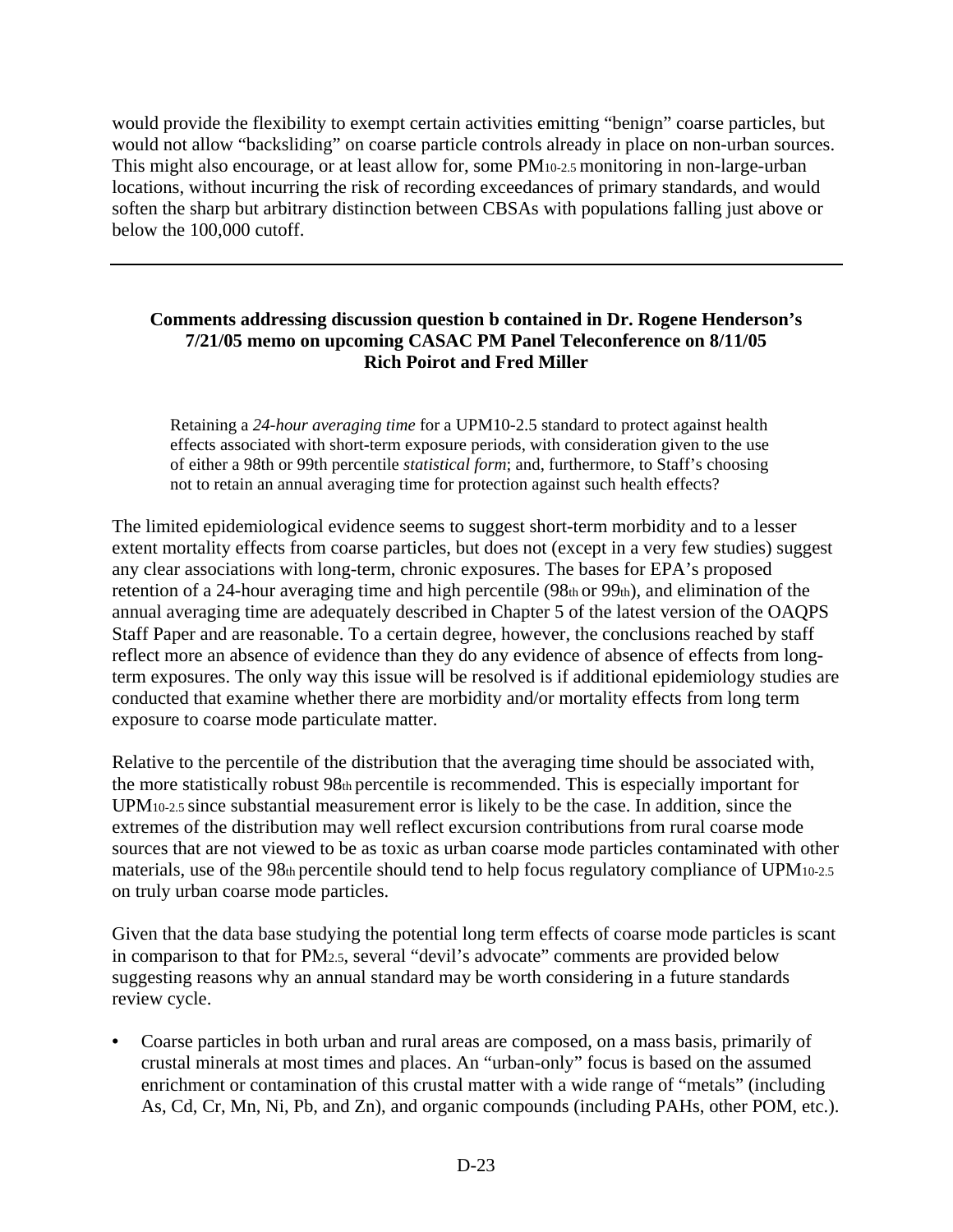would provide the flexibility to exempt certain activities emitting "benign" coarse particles, but would not allow "backsliding" on coarse particle controls already in place on non-urban sources. This might also encourage, or at least allow for, some $PM_{10-2.5}$ monitoring in non-large-urban locations, without incurring the risk of recording exceedances of primary standards, and would soften the sharp but arbitrary distinction between CBSAs with populations falling just above or below the 100,000 cutoff.

---

**Comments addressing discussion question b contained in Dr. Rogene Henderson's 7/21/05 memo on upcoming CASAC PM Panel Teleconference on 8/11/05**
**Rich Poirot and Fred Miller**

> Retaining a *24-hour averaging time* for a UPM10-2.5 standard to protect against health effects associated with short-term exposure periods, with consideration given to the use of either a 98th or 99th percentile *statistical form*; and, furthermore, to Staff's choosing not to retain an annual averaging time for protection against such health effects?

The limited epidemiological evidence seems to suggest short-term morbidity and to a lesser extent mortality effects from coarse particles, but does not (except in a very few studies) suggest any clear associations with long-term, chronic exposures. The bases for EPA's proposed retention of a 24-hour averaging time and high percentile (98th or 99th), and elimination of the annual averaging time are adequately described in Chapter 5 of the latest version of the OAQPS Staff Paper and are reasonable. To a certain degree, however, the conclusions reached by staff reflect more an absence of evidence than they do any evidence of absence of effects from long-term exposures. The only way this issue will be resolved is if additional epidemiology studies are conducted that examine whether there are morbidity and/or mortality effects from long term exposure to coarse mode particulate matter.

Relative to the percentile of the distribution that the averaging time should be associated with, the more statistically robust 98th percentile is recommended. This is especially important for $UPM_{10-2.5}$ since substantial measurement error is likely to be the case. In addition, since the extremes of the distribution may well reflect excursion contributions from rural coarse mode sources that are not viewed to be as toxic as urban coarse mode particles contaminated with other materials, use of the 98th percentile should tend to help focus regulatory compliance of $UPM_{10-2.5}$ on truly urban coarse mode particles.

Given that the data base studying the potential long term effects of coarse mode particles is scant in comparison to that for $PM_{2.5}$, several "devil's advocate" comments are provided below suggesting reasons why an annual standard may be worth considering in a future standards review cycle.

- Coarse particles in both urban and rural areas are composed, on a mass basis, primarily of crustal minerals at most times and places. An "urban-only" focus is based on the assumed enrichment or contamination of this crustal matter with a wide range of "metals" (including As, Cd, Cr, Mn, Ni, Pb, and Zn), and organic compounds (including PAHs, other POM, etc.).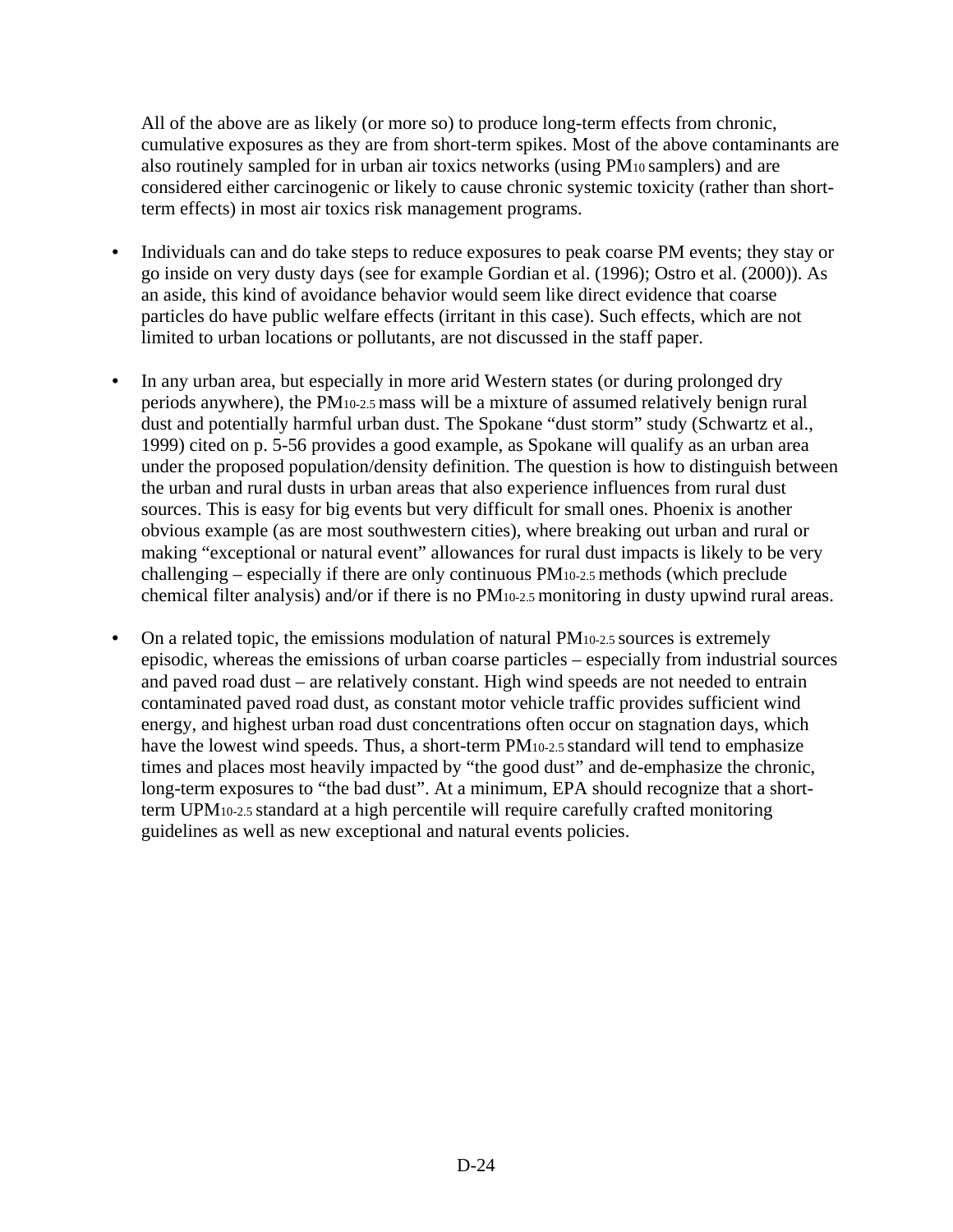All of the above are as likely (or more so) to produce long-term effects from chronic, cumulative exposures as they are from short-term spikes. Most of the above contaminants are also routinely sampled for in urban air toxics networks (using $PM_{10}$ samplers) and are considered either carcinogenic or likely to cause chronic systemic toxicity (rather than short-term effects) in most air toxics risk management programs.

- Individuals can and do take steps to reduce exposures to peak coarse PM events; they stay or go inside on very dusty days (see for example Gordian et al. (1996); Ostro et al. (2000)). As an aside, this kind of avoidance behavior would seem like direct evidence that coarse particles do have public welfare effects (irritant in this case). Such effects, which are not limited to urban locations or pollutants, are not discussed in the staff paper.

- In any urban area, but especially in more arid Western states (or during prolonged dry periods anywhere), the $PM_{10-2.5}$ mass will be a mixture of assumed relatively benign rural dust and potentially harmful urban dust. The Spokane "dust storm" study (Schwartz et al., 1999) cited on p. 5-56 provides a good example, as Spokane will qualify as an urban area under the proposed population/density definition. The question is how to distinguish between the urban and rural dusts in urban areas that also experience influences from rural dust sources. This is easy for big events but very difficult for small ones. Phoenix is another obvious example (as are most southwestern cities), where breaking out urban and rural or making "exceptional or natural event" allowances for rural dust impacts is likely to be very challenging – especially if there are only continuous $PM_{10-2.5}$ methods (which preclude chemical filter analysis) and/or if there is no $PM_{10-2.5}$ monitoring in dusty upwind rural areas.

- On a related topic, the emissions modulation of natural $PM_{10-2.5}$ sources is extremely episodic, whereas the emissions of urban coarse particles – especially from industrial sources and paved road dust – are relatively constant. High wind speeds are not needed to entrain contaminated paved road dust, as constant motor vehicle traffic provides sufficient wind energy, and highest urban road dust concentrations often occur on stagnation days, which have the lowest wind speeds. Thus, a short-term $PM_{10-2.5}$ standard will tend to emphasize times and places most heavily impacted by "the good dust" and de-emphasize the chronic, long-term exposures to "the bad dust". At a minimum, EPA should recognize that a short-term $UPM_{10-2.5}$ standard at a high percentile will require carefully crafted monitoring guidelines as well as new exceptional and natural events policies.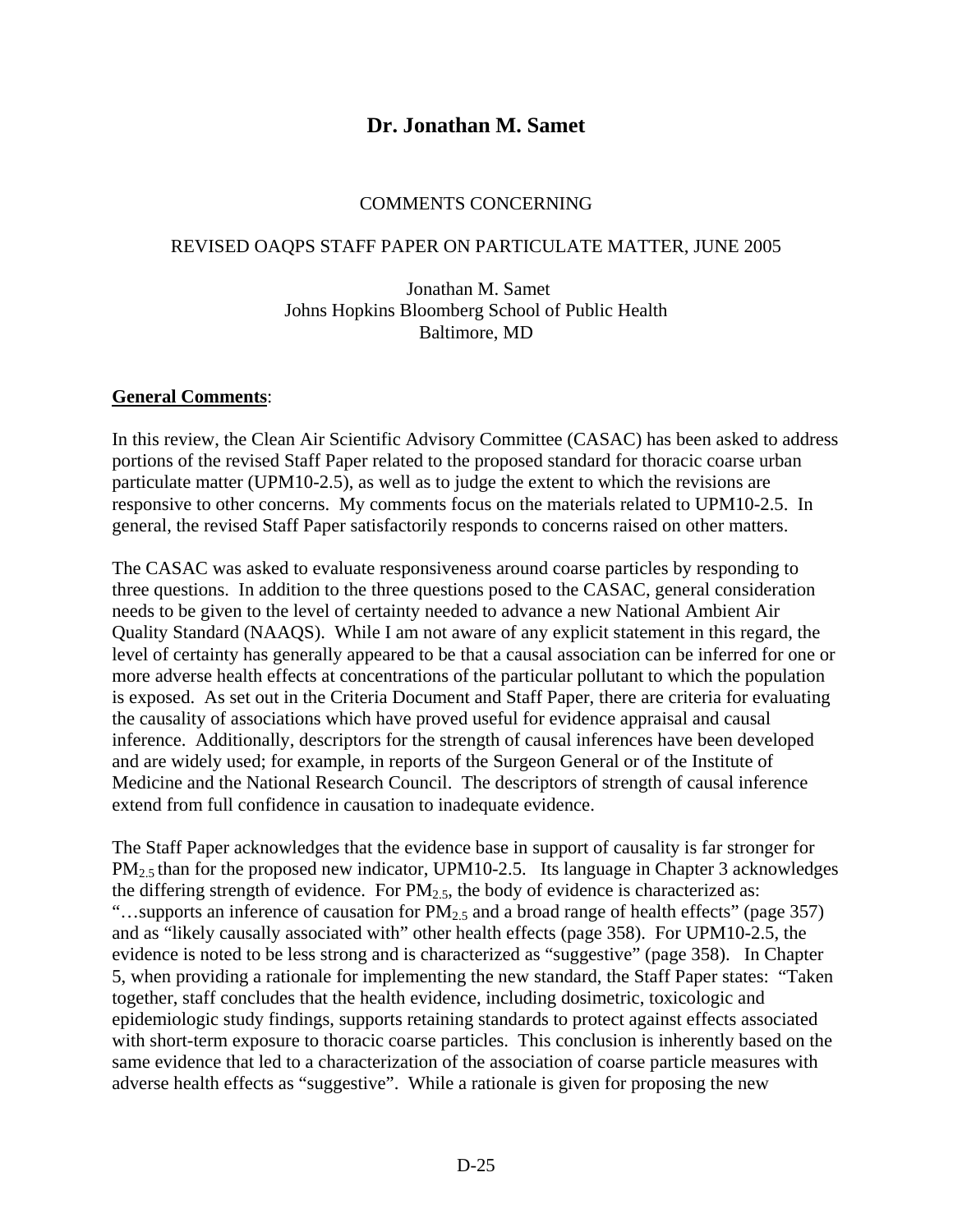## Dr. Jonathan M. Samet

COMMENTS CONCERNING

REVISED OAQPS STAFF PAPER ON PARTICULATE MATTER, JUNE 2005

Jonathan M. Samet
Johns Hopkins Bloomberg School of Public Health
Baltimore, MD

**General Comments**:

In this review, the Clean Air Scientific Advisory Committee (CASAC) has been asked to address portions of the revised Staff Paper related to the proposed standard for thoracic coarse urban particulate matter (UPM10-2.5), as well as to judge the extent to which the revisions are responsive to other concerns. My comments focus on the materials related to UPM10-2.5. In general, the revised Staff Paper satisfactorily responds to concerns raised on other matters.

The CASAC was asked to evaluate responsiveness around coarse particles by responding to three questions. In addition to the three questions posed to the CASAC, general consideration needs to be given to the level of certainty needed to advance a new National Ambient Air Quality Standard (NAAQS). While I am not aware of any explicit statement in this regard, the level of certainty has generally appeared to be that a causal association can be inferred for one or more adverse health effects at concentrations of the particular pollutant to which the population is exposed. As set out in the Criteria Document and Staff Paper, there are criteria for evaluating the causality of associations which have proved useful for evidence appraisal and causal inference. Additionally, descriptors for the strength of causal inferences have been developed and are widely used; for example, in reports of the Surgeon General or of the Institute of Medicine and the National Research Council. The descriptors of strength of causal inference extend from full confidence in causation to inadequate evidence.

The Staff Paper acknowledges that the evidence base in support of causality is far stronger for $PM_{2.5}$ than for the proposed new indicator, UPM10-2.5. Its language in Chapter 3 acknowledges the differing strength of evidence. For $PM_{2.5}$, the body of evidence is characterized as: "…supports an inference of causation for $PM_{2.5}$ and a broad range of health effects" (page 357) and as "likely causally associated with" other health effects (page 358). For UPM10-2.5, the evidence is noted to be less strong and is characterized as "suggestive" (page 358). In Chapter 5, when providing a rationale for implementing the new standard, the Staff Paper states: "Taken together, staff concludes that the health evidence, including dosimetric, toxicologic and epidemiologic study findings, supports retaining standards to protect against effects associated with short-term exposure to thoracic coarse particles. This conclusion is inherently based on the same evidence that led to a characterization of the association of coarse particle measures with adverse health effects as "suggestive". While a rationale is given for proposing the new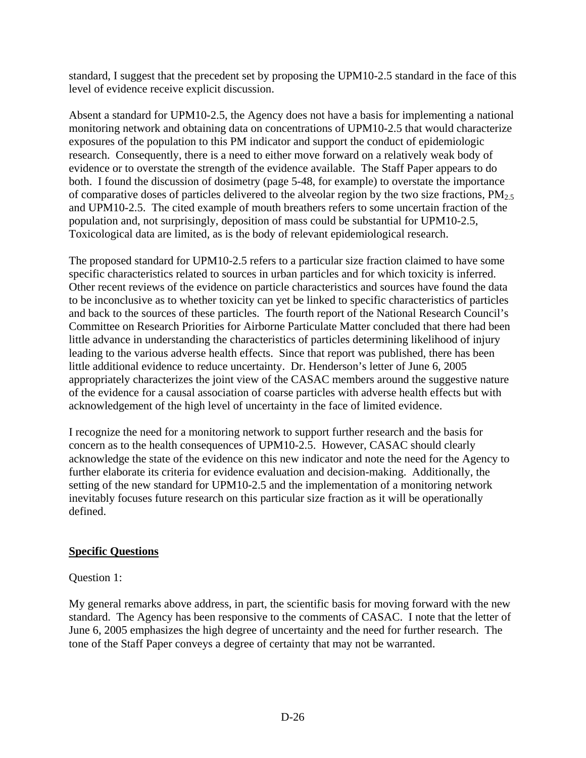standard, I suggest that the precedent set by proposing the UPM10-2.5 standard in the face of this level of evidence receive explicit discussion.

Absent a standard for UPM10-2.5, the Agency does not have a basis for implementing a national monitoring network and obtaining data on concentrations of UPM10-2.5 that would characterize exposures of the population to this PM indicator and support the conduct of epidemiologic research. Consequently, there is a need to either move forward on a relatively weak body of evidence or to overstate the strength of the evidence available. The Staff Paper appears to do both. I found the discussion of dosimetry (page 5-48, for example) to overstate the importance of comparative doses of particles delivered to the alveolar region by the two size fractions, $PM_{2.5}$ and UPM10-2.5. The cited example of mouth breathers refers to some uncertain fraction of the population and, not surprisingly, deposition of mass could be substantial for UPM10-2.5, Toxicological data are limited, as is the body of relevant epidemiological research.

The proposed standard for UPM10-2.5 refers to a particular size fraction claimed to have some specific characteristics related to sources in urban particles and for which toxicity is inferred. Other recent reviews of the evidence on particle characteristics and sources have found the data to be inconclusive as to whether toxicity can yet be linked to specific characteristics of particles and back to the sources of these particles. The fourth report of the National Research Council's Committee on Research Priorities for Airborne Particulate Matter concluded that there had been little advance in understanding the characteristics of particles determining likelihood of injury leading to the various adverse health effects. Since that report was published, there has been little additional evidence to reduce uncertainty. Dr. Henderson's letter of June 6, 2005 appropriately characterizes the joint view of the CASAC members around the suggestive nature of the evidence for a causal association of coarse particles with adverse health effects but with acknowledgement of the high level of uncertainty in the face of limited evidence.

I recognize the need for a monitoring network to support further research and the basis for concern as to the health consequences of UPM10-2.5. However, CASAC should clearly acknowledge the state of the evidence on this new indicator and note the need for the Agency to further elaborate its criteria for evidence evaluation and decision-making. Additionally, the setting of the new standard for UPM10-2.5 and the implementation of a monitoring network inevitably focuses future research on this particular size fraction as it will be operationally defined.

**Specific Questions**

Question 1:

My general remarks above address, in part, the scientific basis for moving forward with the new standard. The Agency has been responsive to the comments of CASAC. I note that the letter of June 6, 2005 emphasizes the high degree of uncertainty and the need for further research. The tone of the Staff Paper conveys a degree of certainty that may not be warranted.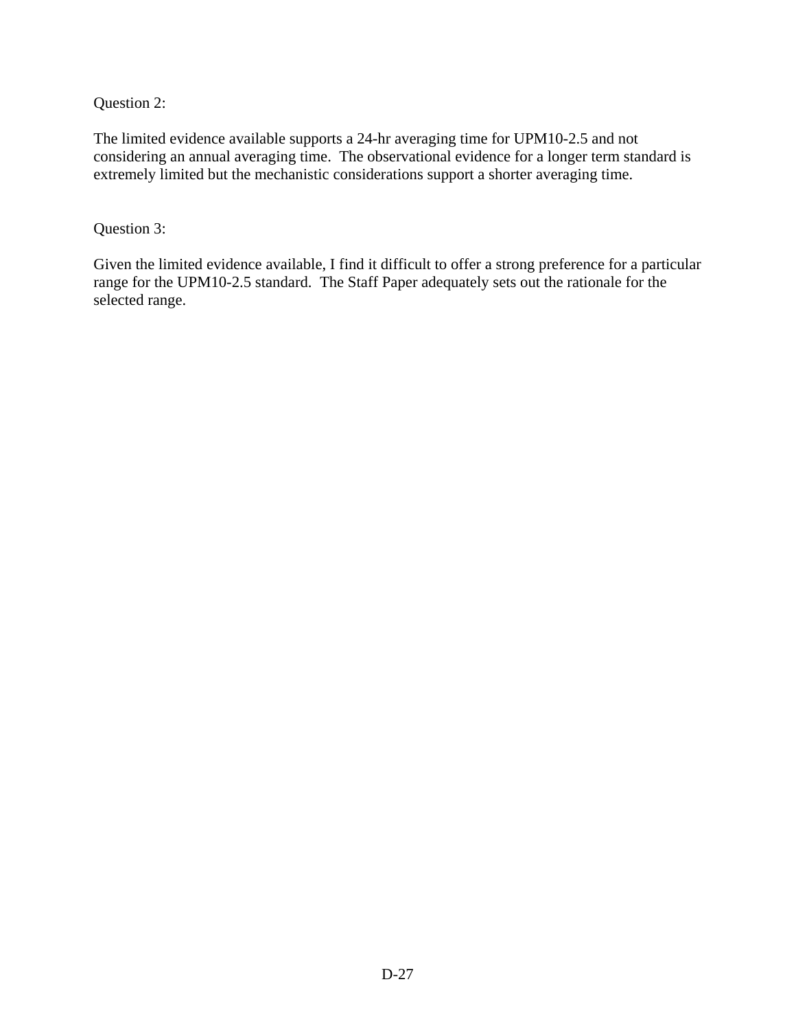Question 2:

The limited evidence available supports a 24-hr averaging time for UPM10-2.5 and not considering an annual averaging time. The observational evidence for a longer term standard is extremely limited but the mechanistic considerations support a shorter averaging time.

Question 3:

Given the limited evidence available, I find it difficult to offer a strong preference for a particular range for the UPM10-2.5 standard. The Staff Paper adequately sets out the rationale for the selected range.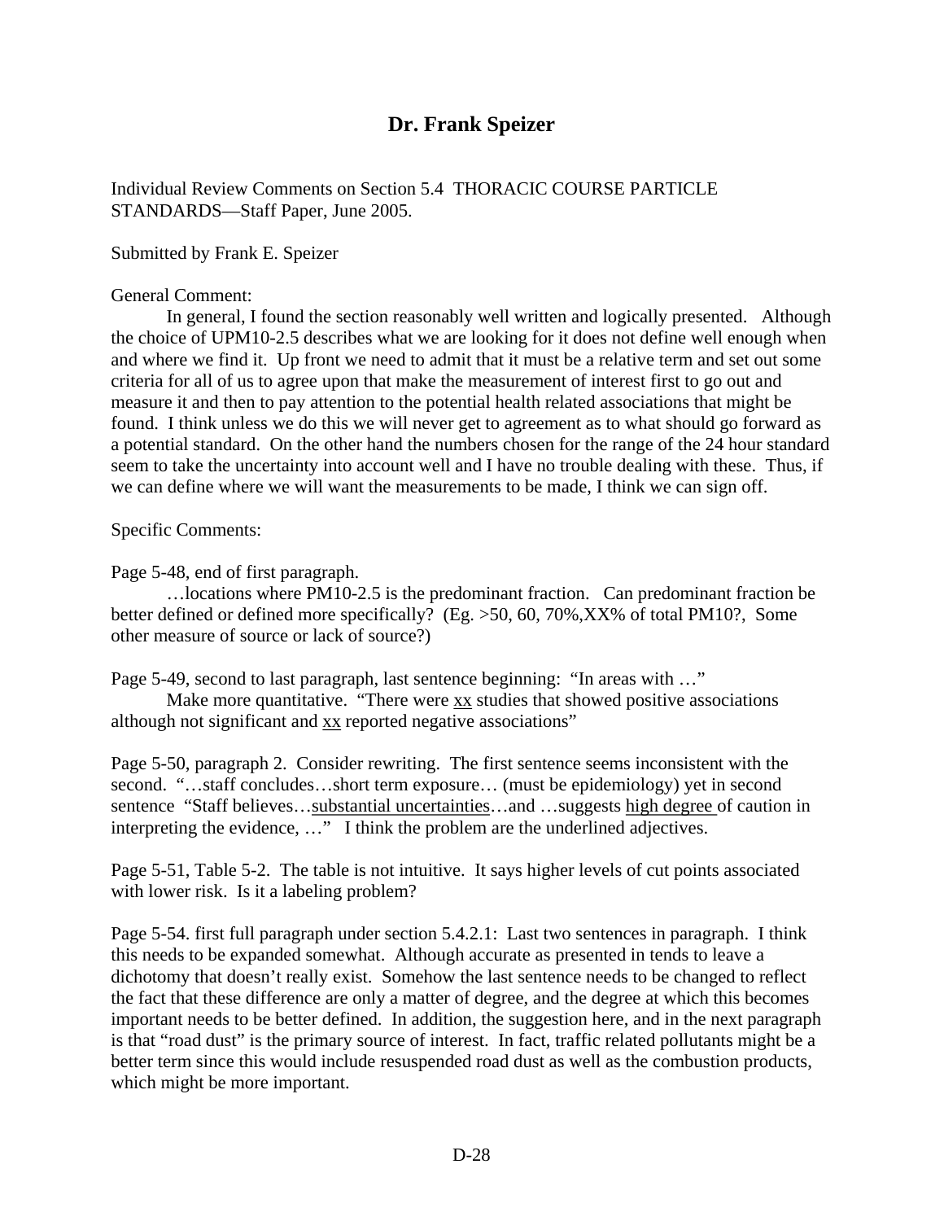## Dr. Frank Speizer

Individual Review Comments on Section 5.4 THORACIC COURSE PARTICLE STANDARDS—Staff Paper, June 2005.

Submitted by Frank E. Speizer

General Comment:

In general, I found the section reasonably well written and logically presented. Although the choice of UPM10-2.5 describes what we are looking for it does not define well enough when and where we find it. Up front we need to admit that it must be a relative term and set out some criteria for all of us to agree upon that make the measurement of interest first to go out and measure it and then to pay attention to the potential health related associations that might be found. I think unless we do this we will never get to agreement as to what should go forward as a potential standard. On the other hand the numbers chosen for the range of the 24 hour standard seem to take the uncertainty into account well and I have no trouble dealing with these. Thus, if we can define where we will want the measurements to be made, I think we can sign off.

Specific Comments:

Page 5-48, end of first paragraph.

…locations where PM10-2.5 is the predominant fraction. Can predominant fraction be better defined or defined more specifically? (Eg. >50, 60, 70%,XX% of total PM10?, Some other measure of source or lack of source?)

Page 5-49, second to last paragraph, last sentence beginning: "In areas with …"

Make more quantitative. "There were <u>xx</u> studies that showed positive associations although not significant and <u>xx</u> reported negative associations"

Page 5-50, paragraph 2. Consider rewriting. The first sentence seems inconsistent with the second. "…staff concludes…short term exposure… (must be epidemiology) yet in second sentence "Staff believes…<u>substantial uncertainties</u>…and …suggests <u>high degree</u> of caution in interpreting the evidence, …" I think the problem are the underlined adjectives.

Page 5-51, Table 5-2. The table is not intuitive. It says higher levels of cut points associated with lower risk. Is it a labeling problem?

Page 5-54. first full paragraph under section 5.4.2.1: Last two sentences in paragraph. I think this needs to be expanded somewhat. Although accurate as presented in tends to leave a dichotomy that doesn't really exist. Somehow the last sentence needs to be changed to reflect the fact that these difference are only a matter of degree, and the degree at which this becomes important needs to be better defined. In addition, the suggestion here, and in the next paragraph is that "road dust" is the primary source of interest. In fact, traffic related pollutants might be a better term since this would include resuspended road dust as well as the combustion products, which might be more important.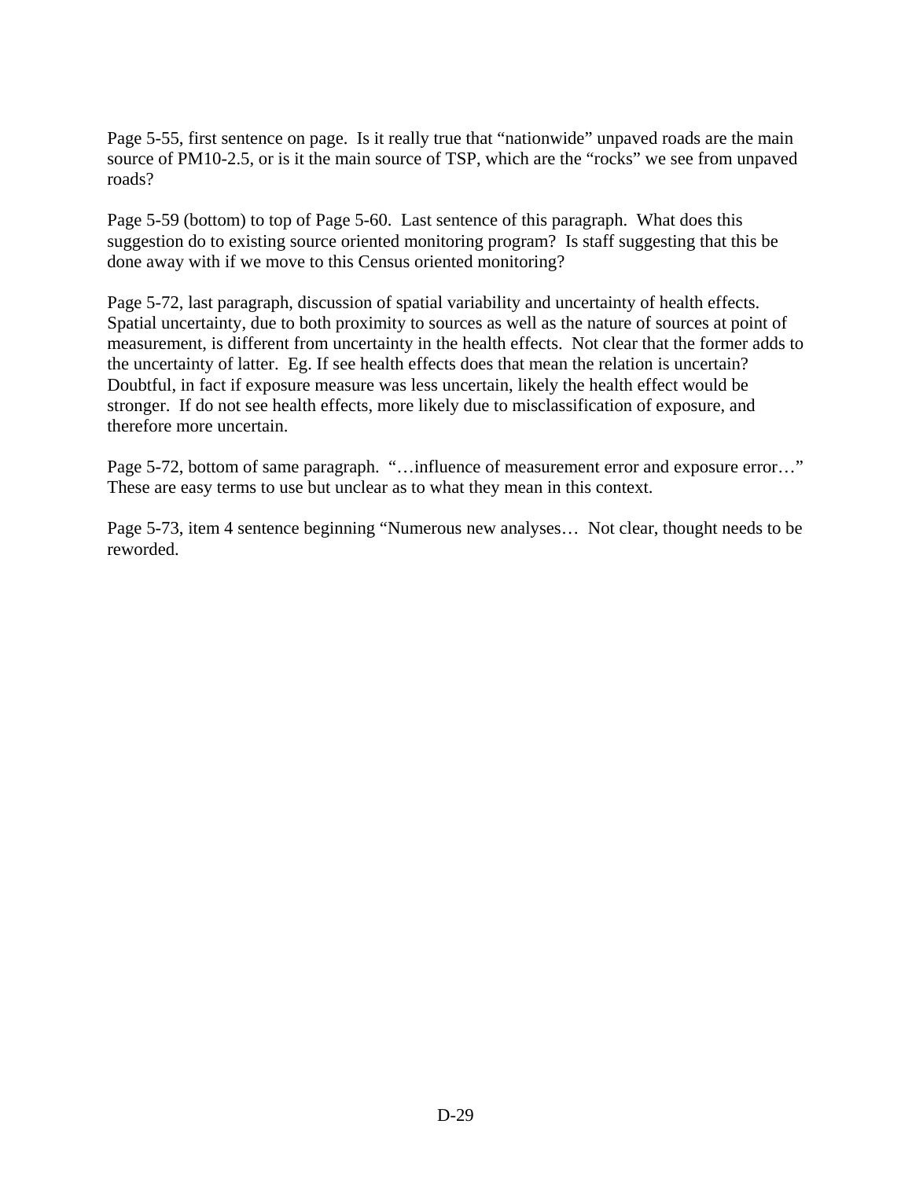Page 5-55, first sentence on page. Is it really true that "nationwide" unpaved roads are the main source of PM10-2.5, or is it the main source of TSP, which are the "rocks" we see from unpaved roads?

Page 5-59 (bottom) to top of Page 5-60. Last sentence of this paragraph. What does this suggestion do to existing source oriented monitoring program? Is staff suggesting that this be done away with if we move to this Census oriented monitoring?

Page 5-72, last paragraph, discussion of spatial variability and uncertainty of health effects. Spatial uncertainty, due to both proximity to sources as well as the nature of sources at point of measurement, is different from uncertainty in the health effects. Not clear that the former adds to the uncertainty of latter. Eg. If see health effects does that mean the relation is uncertain? Doubtful, in fact if exposure measure was less uncertain, likely the health effect would be stronger. If do not see health effects, more likely due to misclassification of exposure, and therefore more uncertain.

Page 5-72, bottom of same paragraph. "…influence of measurement error and exposure error…" These are easy terms to use but unclear as to what they mean in this context.

Page 5-73, item 4 sentence beginning "Numerous new analyses… Not clear, thought needs to be reworded.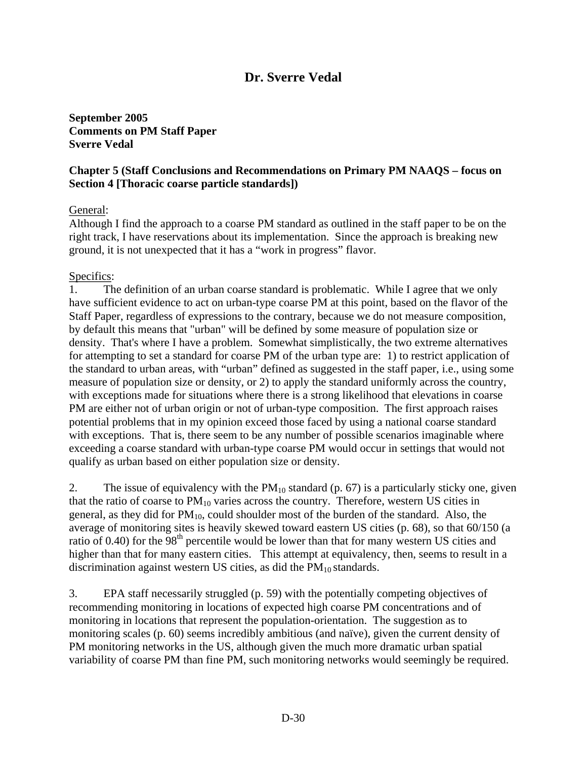## Dr. Sverre Vedal

**September 2005**
**Comments on PM Staff Paper**
**Sverre Vedal**

**Chapter 5 (Staff Conclusions and Recommendations on Primary PM NAAQS – focus on Section 4 [Thoracic coarse particle standards])**

General:
Although I find the approach to a coarse PM standard as outlined in the staff paper to be on the right track, I have reservations about its implementation. Since the approach is breaking new ground, it is not unexpected that it has a "work in progress" flavor.

Specifics:
1. The definition of an urban coarse standard is problematic. While I agree that we only have sufficient evidence to act on urban-type coarse PM at this point, based on the flavor of the Staff Paper, regardless of expressions to the contrary, because we do not measure composition, by default this means that "urban" will be defined by some measure of population size or density. That's where I have a problem. Somewhat simplistically, the two extreme alternatives for attempting to set a standard for coarse PM of the urban type are: 1) to restrict application of the standard to urban areas, with "urban" defined as suggested in the staff paper, i.e., using some measure of population size or density, or 2) to apply the standard uniformly across the country, with exceptions made for situations where there is a strong likelihood that elevations in coarse PM are either not of urban origin or not of urban-type composition. The first approach raises potential problems that in my opinion exceed those faced by using a national coarse standard with exceptions. That is, there seem to be any number of possible scenarios imaginable where exceeding a coarse standard with urban-type coarse PM would occur in settings that would not qualify as urban based on either population size or density.

2. The issue of equivalency with the $PM_{10}$ standard (p. 67) is a particularly sticky one, given that the ratio of coarse to $PM_{10}$ varies across the country. Therefore, western US cities in general, as they did for $PM_{10}$, could shoulder most of the burden of the standard. Also, the average of monitoring sites is heavily skewed toward eastern US cities (p. 68), so that 60/150 (a ratio of 0.40) for the $98^{th}$ percentile would be lower than that for many western US cities and higher than that for many eastern cities. This attempt at equivalency, then, seems to result in a discrimination against western US cities, as did the $PM_{10}$ standards.

3. EPA staff necessarily struggled (p. 59) with the potentially competing objectives of recommending monitoring in locations of expected high coarse PM concentrations and of monitoring in locations that represent the population-orientation. The suggestion as to monitoring scales (p. 60) seems incredibly ambitious (and naïve), given the current density of PM monitoring networks in the US, although given the much more dramatic urban spatial variability of coarse PM than fine PM, such monitoring networks would seemingly be required.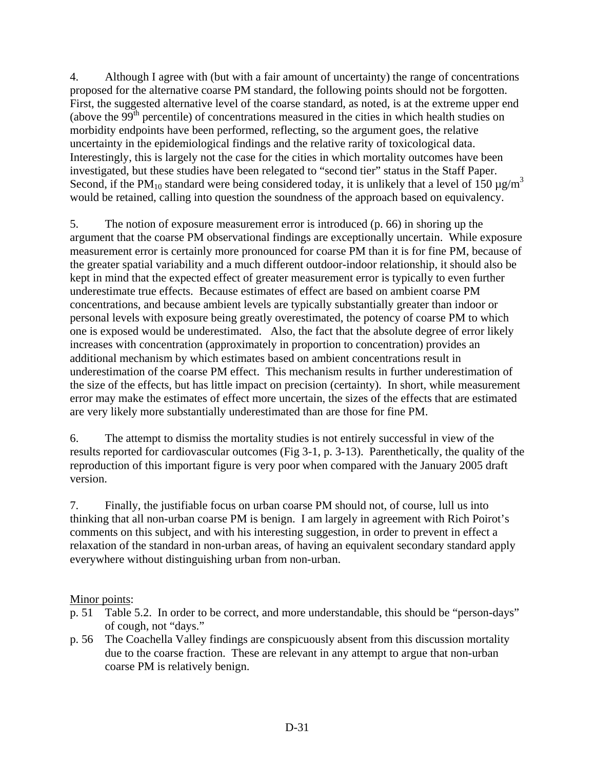4. Although I agree with (but with a fair amount of uncertainty) the range of concentrations proposed for the alternative coarse PM standard, the following points should not be forgotten. First, the suggested alternative level of the coarse standard, as noted, is at the extreme upper end (above the $99^{th}$ percentile) of concentrations measured in the cities in which health studies on morbidity endpoints have been performed, reflecting, so the argument goes, the relative uncertainty in the epidemiological findings and the relative rarity of toxicological data. Interestingly, this is largely not the case for the cities in which mortality outcomes have been investigated, but these studies have been relegated to "second tier" status in the Staff Paper. Second, if the $PM_{10}$ standard were being considered today, it is unlikely that a level of 150 $\mu g/m^3$ would be retained, calling into question the soundness of the approach based on equivalency.

5. The notion of exposure measurement error is introduced (p. 66) in shoring up the argument that the coarse PM observational findings are exceptionally uncertain. While exposure measurement error is certainly more pronounced for coarse PM than it is for fine PM, because of the greater spatial variability and a much different outdoor-indoor relationship, it should also be kept in mind that the expected effect of greater measurement error is typically to even further underestimate true effects. Because estimates of effect are based on ambient coarse PM concentrations, and because ambient levels are typically substantially greater than indoor or personal levels with exposure being greatly overestimated, the potency of coarse PM to which one is exposed would be underestimated. Also, the fact that the absolute degree of error likely increases with concentration (approximately in proportion to concentration) provides an additional mechanism by which estimates based on ambient concentrations result in underestimation of the coarse PM effect. This mechanism results in further underestimation of the size of the effects, but has little impact on precision (certainty). In short, while measurement error may make the estimates of effect more uncertain, the sizes of the effects that are estimated are very likely more substantially underestimated than are those for fine PM.

6. The attempt to dismiss the mortality studies is not entirely successful in view of the results reported for cardiovascular outcomes (Fig 3-1, p. 3-13). Parenthetically, the quality of the reproduction of this important figure is very poor when compared with the January 2005 draft version.

7. Finally, the justifiable focus on urban coarse PM should not, of course, lull us into thinking that all non-urban coarse PM is benign. I am largely in agreement with Rich Poirot's comments on this subject, and with his interesting suggestion, in order to prevent in effect a relaxation of the standard in non-urban areas, of having an equivalent secondary standard apply everywhere without distinguishing urban from non-urban.

<u>Minor points</u>:

- p. 51 Table 5.2. In order to be correct, and more understandable, this should be "person-days" of cough, not "days."
- p. 56 The Coachella Valley findings are conspicuously absent from this discussion mortality due to the coarse fraction. These are relevant in any attempt to argue that non-urban coarse PM is relatively benign.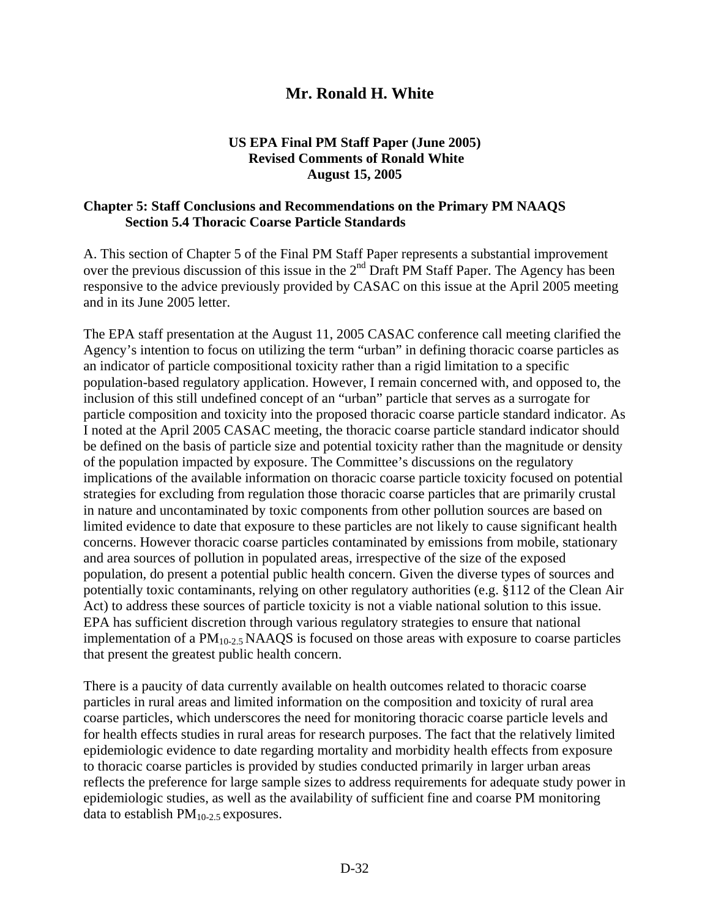## Mr. Ronald H. White

**US EPA Final PM Staff Paper (June 2005)**
**Revised Comments of Ronald White**
**August 15, 2005**

**Chapter 5: Staff Conclusions and Recommendations on the Primary PM NAAQS**
**Section 5.4 Thoracic Coarse Particle Standards**

A. This section of Chapter 5 of the Final PM Staff Paper represents a substantial improvement over the previous discussion of this issue in the 2nd Draft PM Staff Paper. The Agency has been responsive to the advice previously provided by CASAC on this issue at the April 2005 meeting and in its June 2005 letter.

The EPA staff presentation at the August 11, 2005 CASAC conference call meeting clarified the Agency's intention to focus on utilizing the term "urban" in defining thoracic coarse particles as an indicator of particle compositional toxicity rather than a rigid limitation to a specific population-based regulatory application. However, I remain concerned with, and opposed to, the inclusion of this still undefined concept of an "urban" particle that serves as a surrogate for particle composition and toxicity into the proposed thoracic coarse particle standard indicator. As I noted at the April 2005 CASAC meeting, the thoracic coarse particle standard indicator should be defined on the basis of particle size and potential toxicity rather than the magnitude or density of the population impacted by exposure. The Committee's discussions on the regulatory implications of the available information on thoracic coarse particle toxicity focused on potential strategies for excluding from regulation those thoracic coarse particles that are primarily crustal in nature and uncontaminated by toxic components from other pollution sources are based on limited evidence to date that exposure to these particles are not likely to cause significant health concerns. However thoracic coarse particles contaminated by emissions from mobile, stationary and area sources of pollution in populated areas, irrespective of the size of the exposed population, do present a potential public health concern. Given the diverse types of sources and potentially toxic contaminants, relying on other regulatory authorities (e.g. §112 of the Clean Air Act) to address these sources of particle toxicity is not a viable national solution to this issue. EPA has sufficient discretion through various regulatory strategies to ensure that national implementation of a $PM_{10-2.5}$ NAAQS is focused on those areas with exposure to coarse particles that present the greatest public health concern.

There is a paucity of data currently available on health outcomes related to thoracic coarse particles in rural areas and limited information on the composition and toxicity of rural area coarse particles, which underscores the need for monitoring thoracic coarse particle levels and for health effects studies in rural areas for research purposes. The fact that the relatively limited epidemiologic evidence to date regarding mortality and morbidity health effects from exposure to thoracic coarse particles is provided by studies conducted primarily in larger urban areas reflects the preference for large sample sizes to address requirements for adequate study power in epidemiologic studies, as well as the availability of sufficient fine and coarse PM monitoring data to establish $PM_{10-2.5}$ exposures.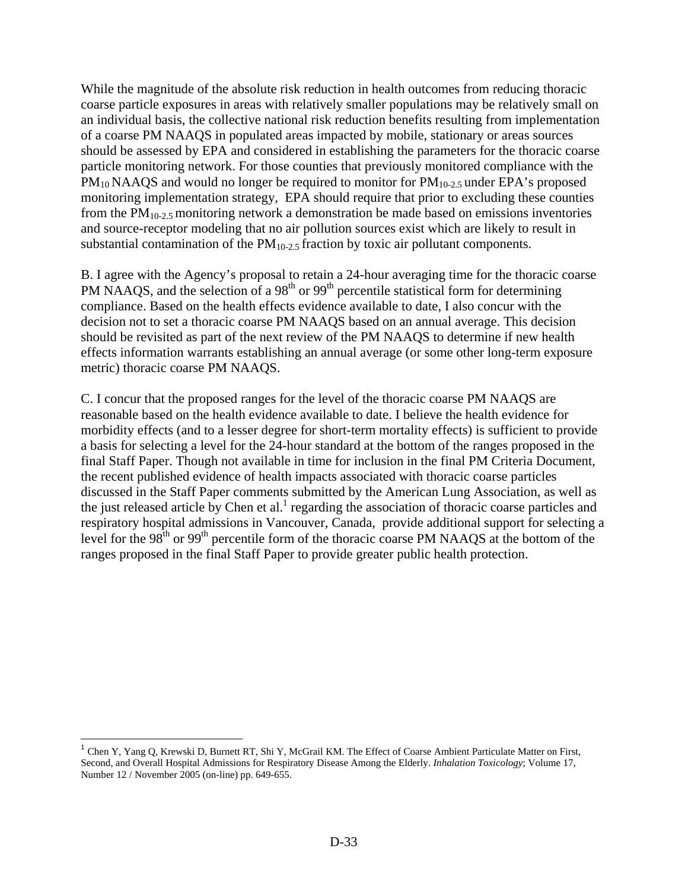While the magnitude of the absolute risk reduction in health outcomes from reducing thoracic coarse particle exposures in areas with relatively smaller populations may be relatively small on an individual basis, the collective national risk reduction benefits resulting from implementation of a coarse PM NAAQS in populated areas impacted by mobile, stationary or areas sources should be assessed by EPA and considered in establishing the parameters for the thoracic coarse particle monitoring network. For those counties that previously monitored compliance with the $PM_{10}$ NAAQS and would no longer be required to monitor for $PM_{10\text{-}2.5}$ under EPA's proposed monitoring implementation strategy, EPA should require that prior to excluding these counties from the $PM_{10\text{-}2.5}$ monitoring network a demonstration be made based on emissions inventories and source-receptor modeling that no air pollution sources exist which are likely to result in substantial contamination of the $PM_{10\text{-}2.5}$ fraction by toxic air pollutant components.

B. I agree with the Agency's proposal to retain a 24-hour averaging time for the thoracic coarse PM NAAQS, and the selection of a $98^{th}$ or $99^{th}$ percentile statistical form for determining compliance. Based on the health effects evidence available to date, I also concur with the decision not to set a thoracic coarse PM NAAQS based on an annual average. This decision should be revisited as part of the next review of the PM NAAQS to determine if new health effects information warrants establishing an annual average (or some other long-term exposure metric) thoracic coarse PM NAAQS.

C. I concur that the proposed ranges for the level of the thoracic coarse PM NAAQS are reasonable based on the health evidence available to date. I believe the health evidence for morbidity effects (and to a lesser degree for short-term mortality effects) is sufficient to provide a basis for selecting a level for the 24-hour standard at the bottom of the ranges proposed in the final Staff Paper. Though not available in time for inclusion in the final PM Criteria Document, the recent published evidence of health impacts associated with thoracic coarse particles discussed in the Staff Paper comments submitted by the American Lung Association, as well as the just released article by Chen et al.[1] regarding the association of thoracic coarse particles and respiratory hospital admissions in Vancouver, Canada, provide additional support for selecting a level for the $98^{th}$ or $99^{th}$ percentile form of the thoracic coarse PM NAAQS at the bottom of the ranges proposed in the final Staff Paper to provide greater public health protection.

---

[1] Chen Y, Yang Q, Krewski D, Burnett RT, Shi Y, McGrail KM. The Effect of Coarse Ambient Particulate Matter on First, Second, and Overall Hospital Admissions for Respiratory Disease Among the Elderly. *Inhalation Toxicology*; Volume 17, Number 12 / November 2005 (on-line) pp. 649-655.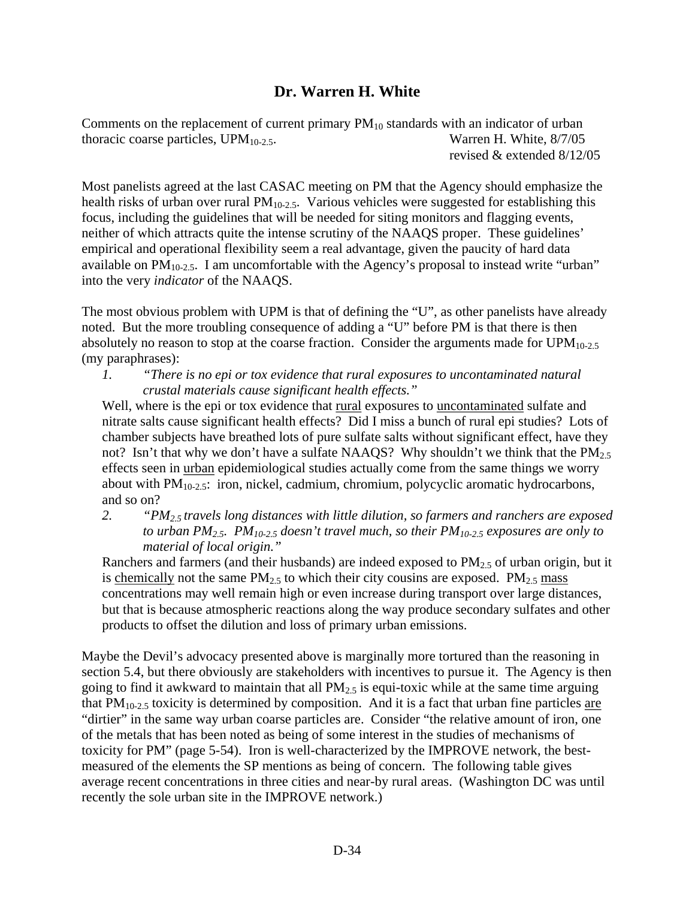## Dr. Warren H. White

Comments on the replacement of current primary $PM_{10}$ standards with an indicator of urban thoracic coarse particles, $UPM_{10-2.5}$. Warren H. White, 8/7/05
revised & extended 8/12/05

Most panelists agreed at the last CASAC meeting on PM that the Agency should emphasize the health risks of urban over rural $PM_{10-2.5}$. Various vehicles were suggested for establishing this focus, including the guidelines that will be needed for siting monitors and flagging events, neither of which attracts quite the intense scrutiny of the NAAQS proper. These guidelines' empirical and operational flexibility seem a real advantage, given the paucity of hard data available on $PM_{10-2.5}$. I am uncomfortable with the Agency's proposal to instead write "urban" into the very *indicator* of the NAAQS.

The most obvious problem with UPM is that of defining the "U", as other panelists have already noted. But the more troubling consequence of adding a "U" before PM is that there is then absolutely no reason to stop at the coarse fraction. Consider the arguments made for $UPM_{10-2.5}$ (my paraphrases):

1. *"There is no epi or tox evidence that rural exposures to uncontaminated natural crustal materials cause significant health effects."*

   Well, where is the epi or tox evidence that rural exposures to uncontaminated sulfate and nitrate salts cause significant health effects? Did I miss a bunch of rural epi studies? Lots of chamber subjects have breathed lots of pure sulfate salts without significant effect, have they not? Isn't that why we don't have a sulfate NAAQS? Why shouldn't we think that the $PM_{2.5}$ effects seen in urban epidemiological studies actually come from the same things we worry about with $PM_{10-2.5}$: iron, nickel, cadmium, chromium, polycyclic aromatic hydrocarbons, and so on?

2. *"$PM_{2.5}$ travels long distances with little dilution, so farmers and ranchers are exposed to urban $PM_{2.5}$. $PM_{10-2.5}$ doesn't travel much, so their $PM_{10-2.5}$ exposures are only to material of local origin."*

   Ranchers and farmers (and their husbands) are indeed exposed to $PM_{2.5}$ of urban origin, but it is chemically not the same $PM_{2.5}$ to which their city cousins are exposed. $PM_{2.5}$ mass concentrations may well remain high or even increase during transport over large distances, but that is because atmospheric reactions along the way produce secondary sulfates and other products to offset the dilution and loss of primary urban emissions.

Maybe the Devil's advocacy presented above is marginally more tortured than the reasoning in section 5.4, but there obviously are stakeholders with incentives to pursue it. The Agency is then going to find it awkward to maintain that all $PM_{2.5}$ is equi-toxic while at the same time arguing that $PM_{10-2.5}$ toxicity is determined by composition. And it is a fact that urban fine particles are "dirtier" in the same way urban coarse particles are. Consider "the relative amount of iron, one of the metals that has been noted as being of some interest in the studies of mechanisms of toxicity for PM" (page 5-54). Iron is well-characterized by the IMPROVE network, the best-measured of the elements the SP mentions as being of concern. The following table gives average recent concentrations in three cities and near-by rural areas. (Washington DC was until recently the sole urban site in the IMPROVE network.)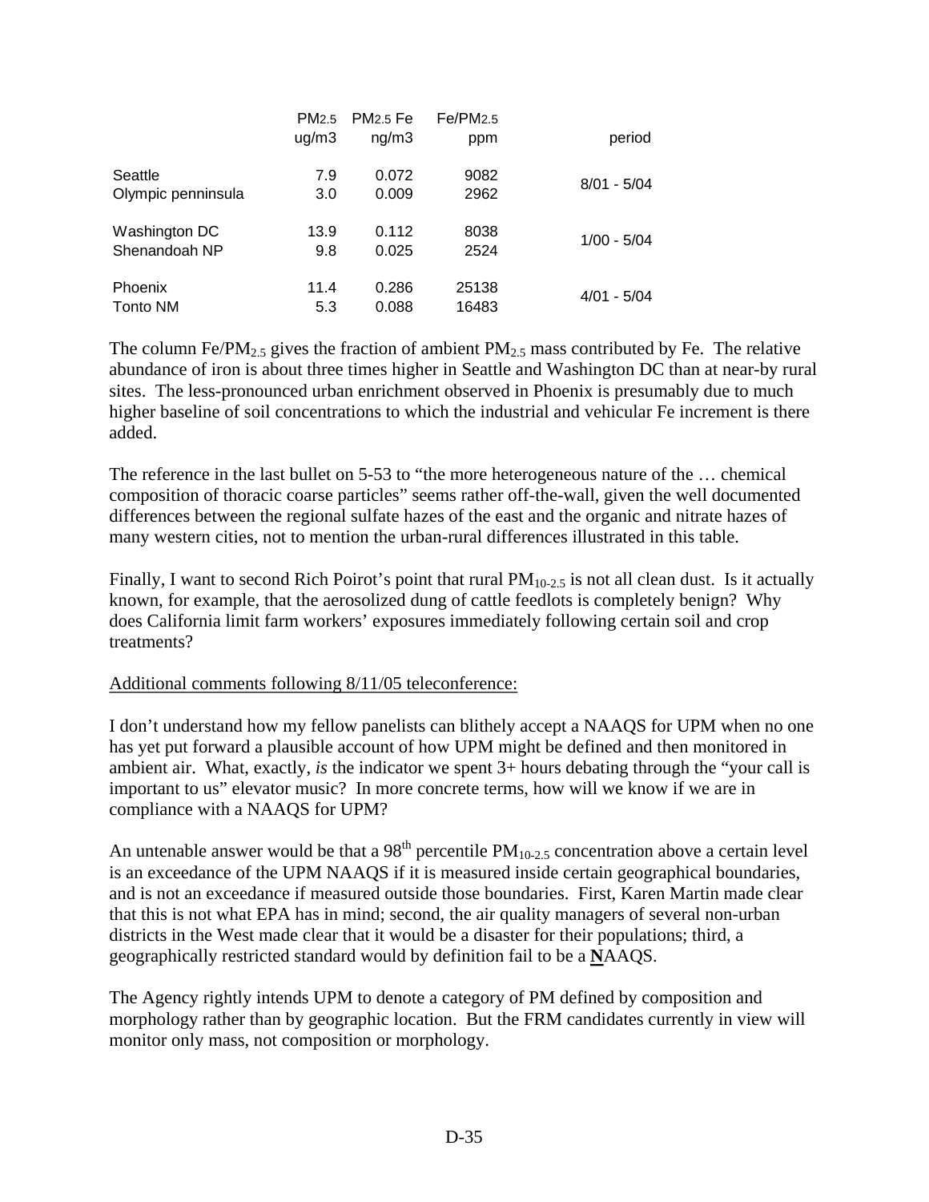|  | $PM_{2.5}$ ug/m3 | $PM_{2.5}$ Fe ng/m3 | $Fe/PM_{2.5}$ ppm | period |
|---|---|---|---|---|
| Seattle | 7.9 | 0.072 | 9082 | 8/01 - 5/04 |
| Olympic penninsula | 3.0 | 0.009 | 2962 |  |
| Washington DC | 13.9 | 0.112 | 8038 | 1/00 - 5/04 |
| Shenandoah NP | 9.8 | 0.025 | 2524 |  |
| Phoenix | 11.4 | 0.286 | 25138 | 4/01 - 5/04 |
| Tonto NM | 5.3 | 0.088 | 16483 |  |

The column $Fe/PM_{2.5}$ gives the fraction of ambient $PM_{2.5}$ mass contributed by Fe. The relative abundance of iron is about three times higher in Seattle and Washington DC than at near-by rural sites. The less-pronounced urban enrichment observed in Phoenix is presumably due to much higher baseline of soil concentrations to which the industrial and vehicular Fe increment is there added.

The reference in the last bullet on 5-53 to "the more heterogeneous nature of the … chemical composition of thoracic coarse particles" seems rather off-the-wall, given the well documented differences between the regional sulfate hazes of the east and the organic and nitrate hazes of many western cities, not to mention the urban-rural differences illustrated in this table.

Finally, I want to second Rich Poirot's point that rural $PM_{10-2.5}$ is not all clean dust. Is it actually known, for example, that the aerosolized dung of cattle feedlots is completely benign? Why does California limit farm workers' exposures immediately following certain soil and crop treatments?

Additional comments following 8/11/05 teleconference:

I don't understand how my fellow panelists can blithely accept a NAAQS for UPM when no one has yet put forward a plausible account of how UPM might be defined and then monitored in ambient air. What, exactly, *is* the indicator we spent 3+ hours debating through the "your call is important to us" elevator music? In more concrete terms, how will we know if we are in compliance with a NAAQS for UPM?

An untenable answer would be that a 98$^{th}$ percentile $PM_{10-2.5}$ concentration above a certain level is an exceedance of the UPM NAAQS if it is measured inside certain geographical boundaries, and is not an exceedance if measured outside those boundaries. First, Karen Martin made clear that this is not what EPA has in mind; second, the air quality managers of several non-urban districts in the West made clear that it would be a disaster for their populations; third, a geographically restricted standard would by definition fail to be a **N**AAQS.

The Agency rightly intends UPM to denote a category of PM defined by composition and morphology rather than by geographic location. But the FRM candidates currently in view will monitor only mass, not composition or morphology.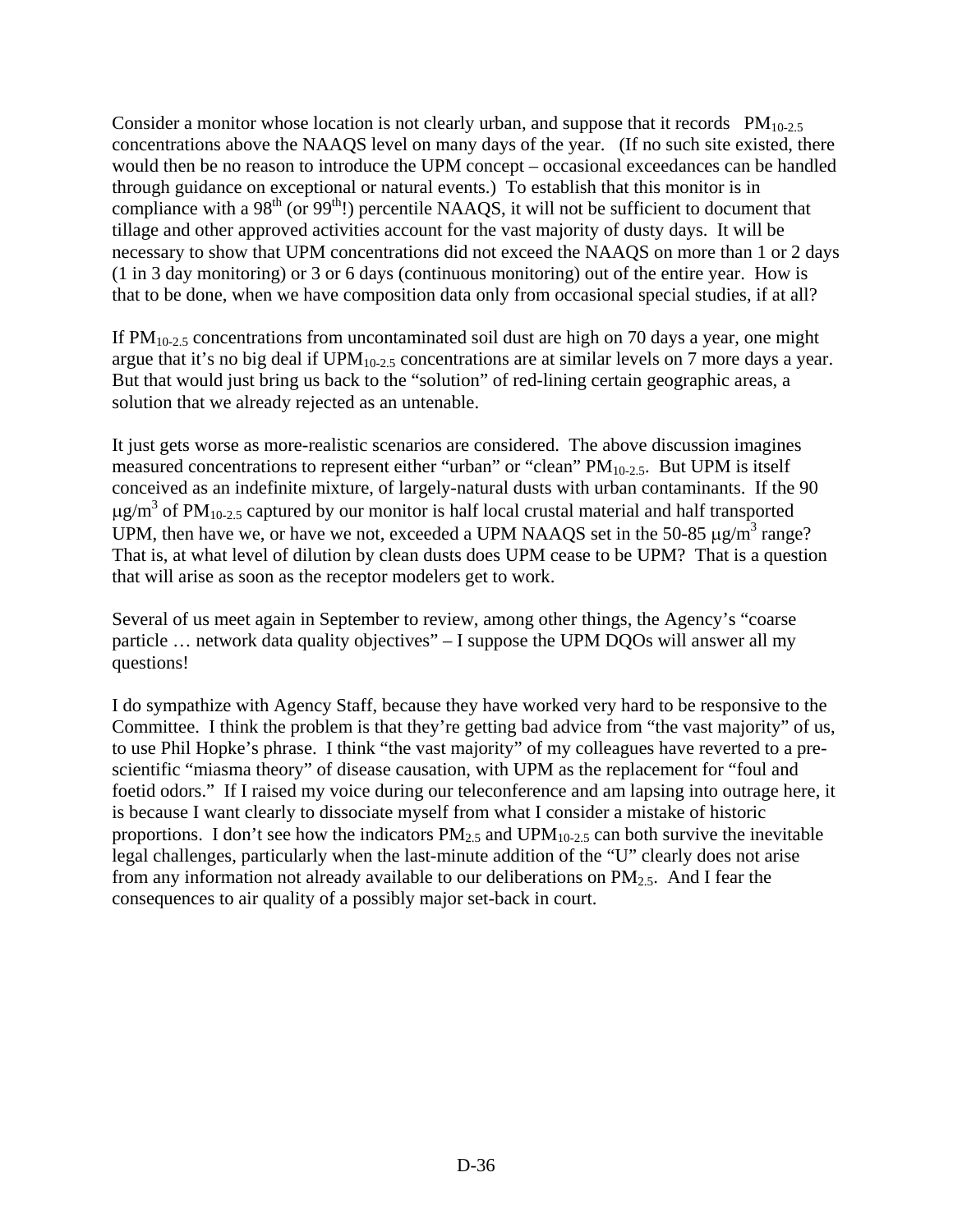Consider a monitor whose location is not clearly urban, and suppose that it records $PM_{10-2.5}$ concentrations above the NAAQS level on many days of the year. (If no such site existed, there would then be no reason to introduce the UPM concept – occasional exceedances can be handled through guidance on exceptional or natural events.) To establish that this monitor is in compliance with a $98^{th}$ (or $99^{th}$!) percentile NAAQS, it will not be sufficient to document that tillage and other approved activities account for the vast majority of dusty days. It will be necessary to show that UPM concentrations did not exceed the NAAQS on more than 1 or 2 days (1 in 3 day monitoring) or 3 or 6 days (continuous monitoring) out of the entire year. How is that to be done, when we have composition data only from occasional special studies, if at all?

If $PM_{10-2.5}$ concentrations from uncontaminated soil dust are high on 70 days a year, one might argue that it's no big deal if $UPM_{10-2.5}$ concentrations are at similar levels on 7 more days a year. But that would just bring us back to the "solution" of red-lining certain geographic areas, a solution that we already rejected as an untenable.

It just gets worse as more-realistic scenarios are considered. The above discussion imagines measured concentrations to represent either "urban" or "clean" $PM_{10-2.5}$. But UPM is itself conceived as an indefinite mixture, of largely-natural dusts with urban contaminants. If the 90 $\mu g/m^3$ of $PM_{10-2.5}$ captured by our monitor is half local crustal material and half transported UPM, then have we, or have we not, exceeded a UPM NAAQS set in the 50-85 $\mu g/m^3$ range? That is, at what level of dilution by clean dusts does UPM cease to be UPM? That is a question that will arise as soon as the receptor modelers get to work.

Several of us meet again in September to review, among other things, the Agency's "coarse particle … network data quality objectives" – I suppose the UPM DQOs will answer all my questions!

I do sympathize with Agency Staff, because they have worked very hard to be responsive to the Committee. I think the problem is that they're getting bad advice from "the vast majority" of us, to use Phil Hopke's phrase. I think "the vast majority" of my colleagues have reverted to a pre-scientific "miasma theory" of disease causation, with UPM as the replacement for "foul and foetid odors." If I raised my voice during our teleconference and am lapsing into outrage here, it is because I want clearly to dissociate myself from what I consider a mistake of historic proportions. I don't see how the indicators $PM_{2.5}$ and $UPM_{10-2.5}$ can both survive the inevitable legal challenges, particularly when the last-minute addition of the "U" clearly does not arise from any information not already available to our deliberations on $PM_{2.5}$. And I fear the consequences to air quality of a possibly major set-back in court.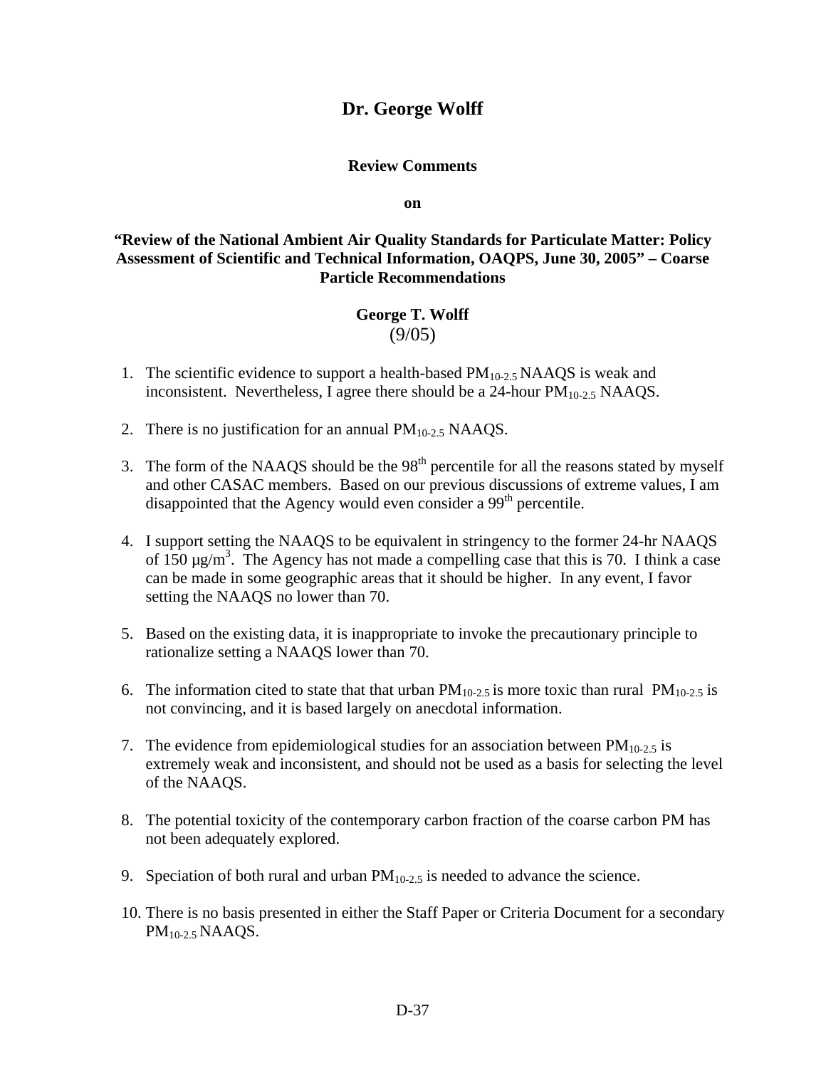# Dr. George Wolff

**Review Comments**

**on**

**"Review of the National Ambient Air Quality Standards for Particulate Matter: Policy Assessment of Scientific and Technical Information, OAQPS, June 30, 2005" – Coarse Particle Recommendations**

**George T. Wolff**
(9/05)

1. The scientific evidence to support a health-based $PM_{10-2.5}$ NAAQS is weak and inconsistent. Nevertheless, I agree there should be a 24-hour $PM_{10-2.5}$ NAAQS.

2. There is no justification for an annual $PM_{10-2.5}$ NAAQS.

3. The form of the NAAQS should be the $98^{th}$ percentile for all the reasons stated by myself and other CASAC members. Based on our previous discussions of extreme values, I am disappointed that the Agency would even consider a $99^{th}$ percentile.

4. I support setting the NAAQS to be equivalent in stringency to the former 24-hr NAAQS of 150 $\mu g/m^3$. The Agency has not made a compelling case that this is 70. I think a case can be made in some geographic areas that it should be higher. In any event, I favor setting the NAAQS no lower than 70.

5. Based on the existing data, it is inappropriate to invoke the precautionary principle to rationalize setting a NAAQS lower than 70.

6. The information cited to state that that urban $PM_{10-2.5}$ is more toxic than rural $PM_{10-2.5}$ is not convincing, and it is based largely on anecdotal information.

7. The evidence from epidemiological studies for an association between $PM_{10-2.5}$ is extremely weak and inconsistent, and should not be used as a basis for selecting the level of the NAAQS.

8. The potential toxicity of the contemporary carbon fraction of the coarse carbon PM has not been adequately explored.

9. Speciation of both rural and urban $PM_{10-2.5}$ is needed to advance the science.

10. There is no basis presented in either the Staff Paper or Criteria Document for a secondary $PM_{10-2.5}$ NAAQS.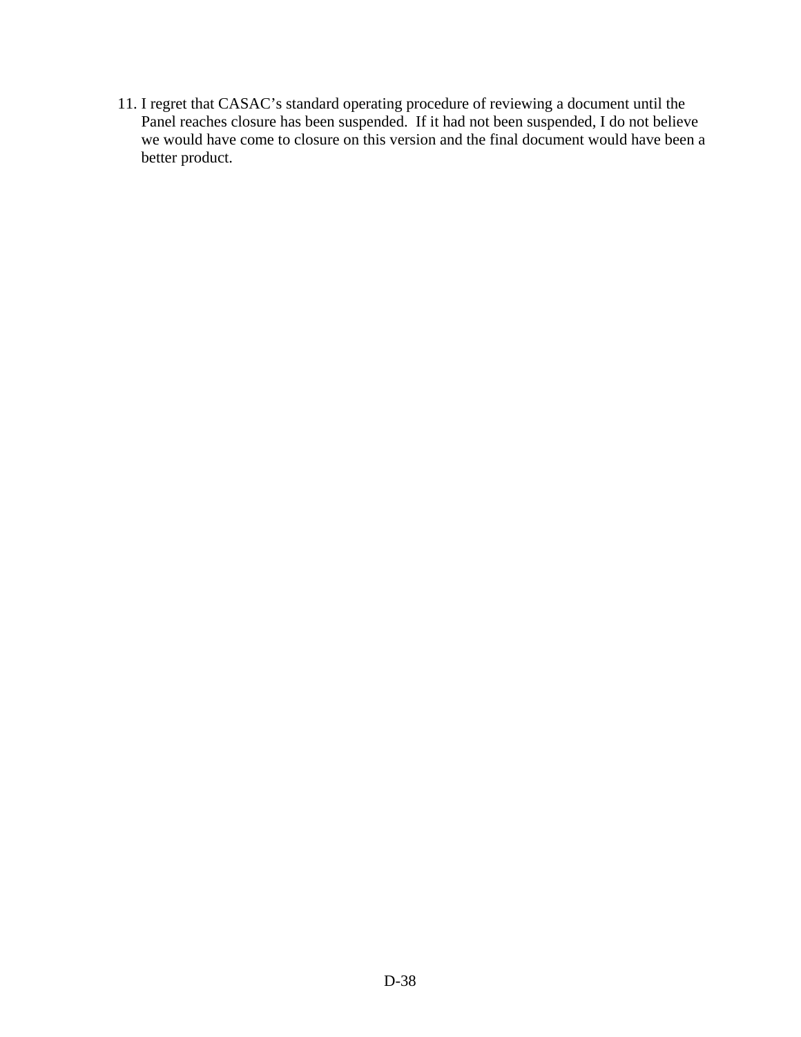11. I regret that CASAC’s standard operating procedure of reviewing a document until the Panel reaches closure has been suspended.  If it had not been suspended, I do not believe we would have come to closure on this version and the final document would have been a better product.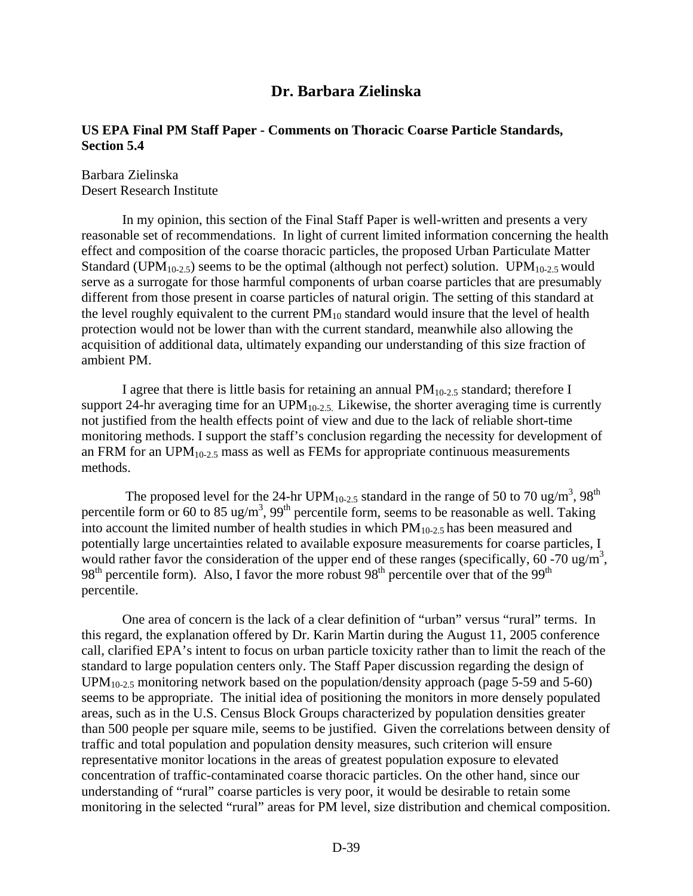## Dr. Barbara Zielinska

### US EPA Final PM Staff Paper - Comments on Thoracic Coarse Particle Standards, Section 5.4

Barbara Zielinska
Desert Research Institute

In my opinion, this section of the Final Staff Paper is well-written and presents a very reasonable set of recommendations. In light of current limited information concerning the health effect and composition of the coarse thoracic particles, the proposed Urban Particulate Matter Standard ($UPM_{10-2.5}$) seems to be the optimal (although not perfect) solution. $UPM_{10-2.5}$ would serve as a surrogate for those harmful components of urban coarse particles that are presumably different from those present in coarse particles of natural origin. The setting of this standard at the level roughly equivalent to the current $PM_{10}$ standard would insure that the level of health protection would not be lower than with the current standard, meanwhile also allowing the acquisition of additional data, ultimately expanding our understanding of this size fraction of ambient PM.

I agree that there is little basis for retaining an annual $PM_{10-2.5}$ standard; therefore I support 24-hr averaging time for an $UPM_{10-2.5}$. Likewise, the shorter averaging time is currently not justified from the health effects point of view and due to the lack of reliable short-time monitoring methods. I support the staff's conclusion regarding the necessity for development of an FRM for an $UPM_{10-2.5}$ mass as well as FEMs for appropriate continuous measurements methods.

The proposed level for the 24-hr $UPM_{10-2.5}$ standard in the range of 50 to 70 ug/m$^3$, 98$^{th}$ percentile form or 60 to 85 ug/m$^3$, 99$^{th}$ percentile form, seems to be reasonable as well. Taking into account the limited number of health studies in which $PM_{10-2.5}$ has been measured and potentially large uncertainties related to available exposure measurements for coarse particles, I would rather favor the consideration of the upper end of these ranges (specifically, 60 -70 ug/m$^3$, 98$^{th}$ percentile form). Also, I favor the more robust 98$^{th}$ percentile over that of the 99$^{th}$ percentile.

One area of concern is the lack of a clear definition of "urban" versus "rural" terms. In this regard, the explanation offered by Dr. Karin Martin during the August 11, 2005 conference call, clarified EPA's intent to focus on urban particle toxicity rather than to limit the reach of the standard to large population centers only. The Staff Paper discussion regarding the design of $UPM_{10-2.5}$ monitoring network based on the population/density approach (page 5-59 and 5-60) seems to be appropriate. The initial idea of positioning the monitors in more densely populated areas, such as in the U.S. Census Block Groups characterized by population densities greater than 500 people per square mile, seems to be justified. Given the correlations between density of traffic and total population and population density measures, such criterion will ensure representative monitor locations in the areas of greatest population exposure to elevated concentration of traffic-contaminated coarse thoracic particles. On the other hand, since our understanding of "rural" coarse particles is very poor, it would be desirable to retain some monitoring in the selected "rural" areas for PM level, size distribution and chemical composition.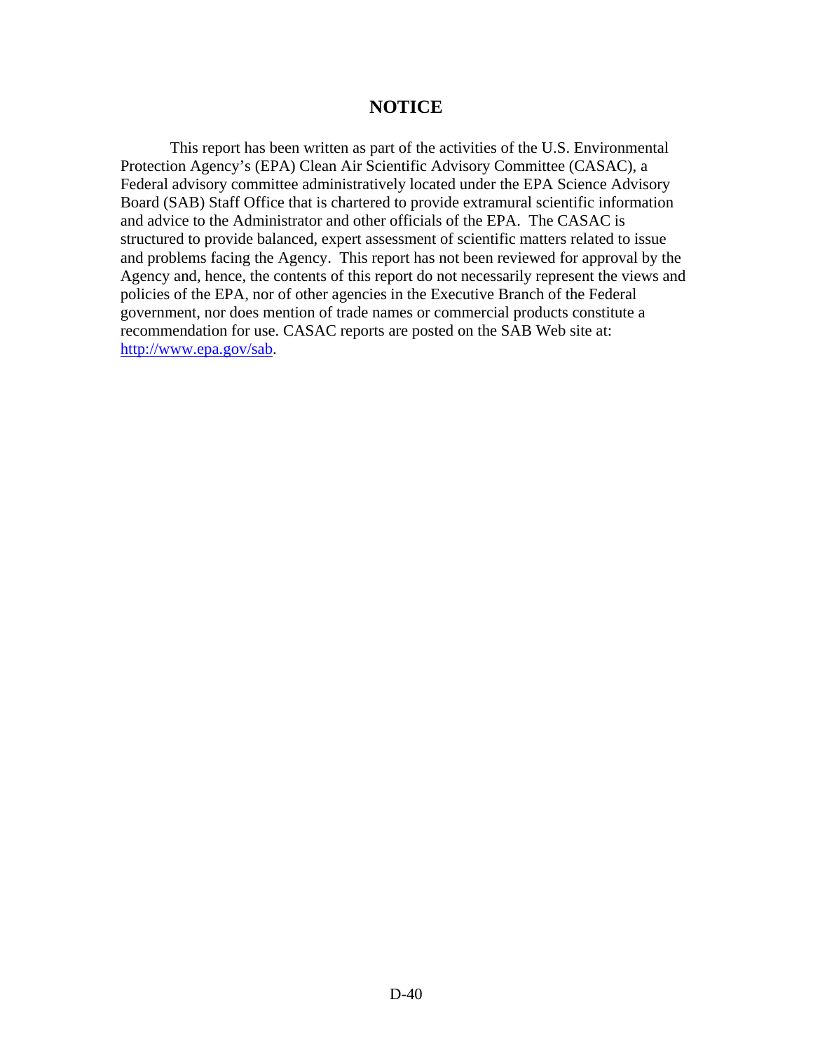# NOTICE

This report has been written as part of the activities of the U.S. Environmental Protection Agency's (EPA) Clean Air Scientific Advisory Committee (CASAC), a Federal advisory committee administratively located under the EPA Science Advisory Board (SAB) Staff Office that is chartered to provide extramural scientific information and advice to the Administrator and other officials of the EPA. The CASAC is structured to provide balanced, expert assessment of scientific matters related to issue and problems facing the Agency. This report has not been reviewed for approval by the Agency and, hence, the contents of this report do not necessarily represent the views and policies of the EPA, nor of other agencies in the Executive Branch of the Federal government, nor does mention of trade names or commercial products constitute a recommendation for use. CASAC reports are posted on the SAB Web site at: http://www.epa.gov/sab.